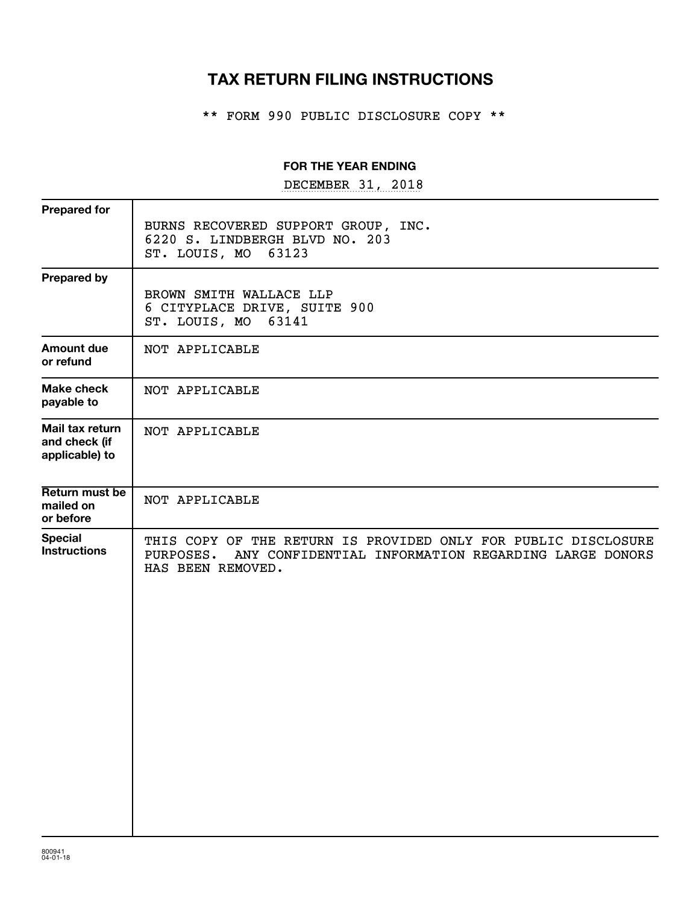# TAX RETURN FILING INSTRUCTIONS

** FORM 990 PUBLIC DISCLOSURE COPY **

**FOR THE YEAR ENDING**

DECEMBER 31, 2018

| | |
|---|---|
| **Prepared for** | BURNS RECOVERED SUPPORT GROUP, INC.<br>6220 S. LINDBERGH BLVD NO. 203<br>ST. LOUIS, MO 63123 |
| **Prepared by** | BROWN SMITH WALLACE LLP<br>6 CITYPLACE DRIVE, SUITE 900<br>ST. LOUIS, MO 63141 |
| **Amount due or refund** | NOT APPLICABLE |
| **Make check payable to** | NOT APPLICABLE |
| **Mail tax return and check (if applicable) to** | NOT APPLICABLE |
| **Return must be mailed on or before** | NOT APPLICABLE |
| **Special Instructions** | THIS COPY OF THE RETURN IS PROVIDED ONLY FOR PUBLIC DISCLOSURE PURPOSES. ANY CONFIDENTIAL INFORMATION REGARDING LARGE DONORS HAS BEEN REMOVED. |

800941
04-01-18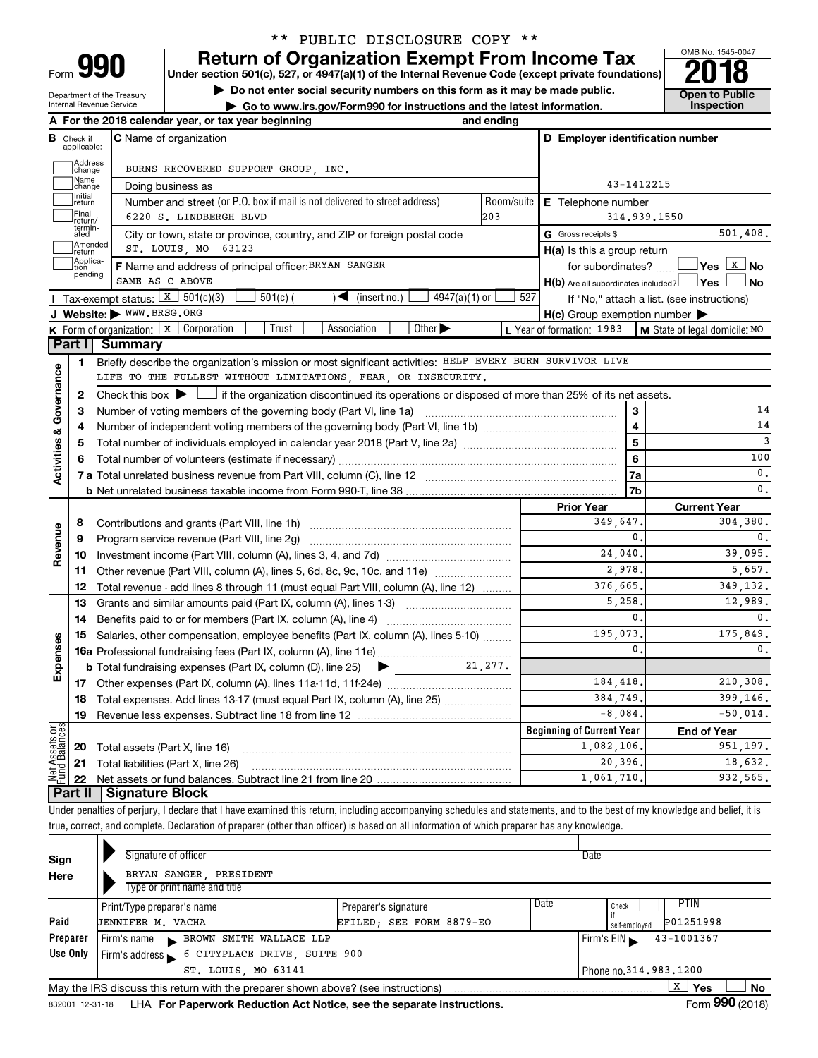** PUBLIC DISCLOSURE COPY **

# Form 990 — Return of Organization Exempt From Income Tax (2018)

Under section 501(c), 527, or 4947(a)(1) of the Internal Revenue Code (except private foundations)

▶ Do not enter social security numbers on this form as it may be made public.

▶ Go to www.irs.gov/Form990 for instructions and the latest information.

Department of the Treasury, Internal Revenue Service

OMB No. 1545-0047 — Open to Public Inspection

**A** For the 2018 calendar year, or tax year beginning and ending

**B** Check if applicable: Address change, Name change, Initial return, Final return/terminated, Amended return, Application pending

**C** Name of organization: BURNS RECOVERED SUPPORT GROUP, INC.

Doing business as

Number and street (or P.O. box if mail is not delivered to street address): 6220 S. LINDBERGH BLVD — Room/suite: 203

City or town, state or province, country, and ZIP or foreign postal code: ST. LOUIS, MO 63123

**D** Employer identification number: 43-1412215

**E** Telephone number: 314.939.1550

**G** Gross receipts $ 501,408.

**F** Name and address of principal officer: BRYAN SANGER, SAME AS C ABOVE

**H(a)** Is this a group return for subordinates? Yes [ ] No [X]

**H(b)** Are all subordinates included? Yes [ ] No [ ] — If "No," attach a list. (see instructions)

**H(c)** Group exemption number ▶

**I** Tax-exempt status: [X] 501(c)(3) [ ] 501(c) ( ) ◀ (insert no.) [ ] 4947(a)(1) or [ ] 527

**J** Website: ▶ WWW.BRSG.ORG

**K** Form of organization: [X] Corporation [ ] Trust [ ] Association [ ] Other ▶

**L** Year of formation: 1983

**M** State of legal domicile: MO

## Part I Summary

**Activities & Governance**

1. Briefly describe the organization's mission or most significant activities: HELP EVERY BURN SURVIVOR LIVE LIFE TO THE FULLEST WITHOUT LIMITATIONS, FEAR, OR INSECURITY.
2. Check this box ▶ [ ] if the organization discontinued its operations or disposed of more than 25% of its net assets.

| | | Line | |
|---|---|---|---|
| 3 | Number of voting members of the governing body (Part VI, line 1a) | 3 | 14 |
| 4 | Number of independent voting members of the governing body (Part VI, line 1b) | 4 | 14 |
| 5 | Total number of individuals employed in calendar year 2018 (Part V, line 2a) | 5 | 3 |
| 6 | Total number of volunteers (estimate if necessary) | 6 | 100 |
| 7a | Total unrelated business revenue from Part VIII, column (C), line 12 | 7a | 0. |
| 7b | Net unrelated business taxable income from Form 990-T, line 38 | 7b | 0. |

| | | Prior Year | Current Year |
|---|---|---|---|
| **Revenue** | | | |
| 8 | Contributions and grants (Part VIII, line 1h) | 349,647. | 304,380. |
| 9 | Program service revenue (Part VIII, line 2g) | 0. | 0. |
| 10 | Investment income (Part VIII, column (A), lines 3, 4, and 7d) | 24,040. | 39,095. |
| 11 | Other revenue (Part VIII, column (A), lines 5, 6d, 8c, 9c, 10c, and 11e) | 2,978. | 5,657. |
| 12 | Total revenue - add lines 8 through 11 (must equal Part VIII, column (A), line 12) | 376,665. | 349,132. |
| **Expenses** | | | |
| 13 | Grants and similar amounts paid (Part IX, column (A), lines 1-3) | 5,258. | 12,989. |
| 14 | Benefits paid to or for members (Part IX, column (A), line 4) | 0. | 0. |
| 15 | Salaries, other compensation, employee benefits (Part IX, column (A), lines 5-10) | 195,073. | 175,849. |
| 16a | Professional fundraising fees (Part IX, column (A), line 11e) | 0. | 0. |
| b | Total fundraising expenses (Part IX, column (D), line 25) ▶ 21,277. | | |
| 17 | Other expenses (Part IX, column (A), lines 11a-11d, 11f-24e) | 184,418. | 210,308. |
| 18 | Total expenses. Add lines 13-17 (must equal Part IX, column (A), line 25) | 384,749. | 399,146. |
| 19 | Revenue less expenses. Subtract line 18 from line 12 | -8,084. | -50,014. |
| **Net Assets or Fund Balances** | | **Beginning of Current Year** | **End of Year** |
| 20 | Total assets (Part X, line 16) | 1,082,106. | 951,197. |
| 21 | Total liabilities (Part X, line 26) | 20,396. | 18,632. |
| 22 | Net assets or fund balances. Subtract line 21 from line 20 | 1,061,710. | 932,565. |

## Part II Signature Block

Under penalties of perjury, I declare that I have examined this return, including accompanying schedules and statements, and to the best of my knowledge and belief, it is true, correct, and complete. Declaration of preparer (other than officer) is based on all information of which preparer has any knowledge.

**Sign Here**

Signature of officer — Date

BRYAN SANGER, PRESIDENT

Type or print name and title

**Paid Preparer Use Only**

| Print/Type preparer's name | Preparer's signature | Date | Check if self-employed | PTIN |
|---|---|---|---|---|
| JENNIFER M. VACHA | EFILED; SEE FORM 8879-EO | | | P01251998 |

Firm's name ▶ BROWN SMITH WALLACE LLP — Firm's EIN ▶ 43-1001367

Firm's address ▶ 6 CITYPLACE DRIVE, SUITE 900, ST. LOUIS, MO 63141 — Phone no. 314.983.1200

May the IRS discuss this return with the preparer shown above? (see instructions) [X] Yes [ ] No

832001 12-31-18 LHA For Paperwork Reduction Act Notice, see the separate instructions. Form 990 (2018)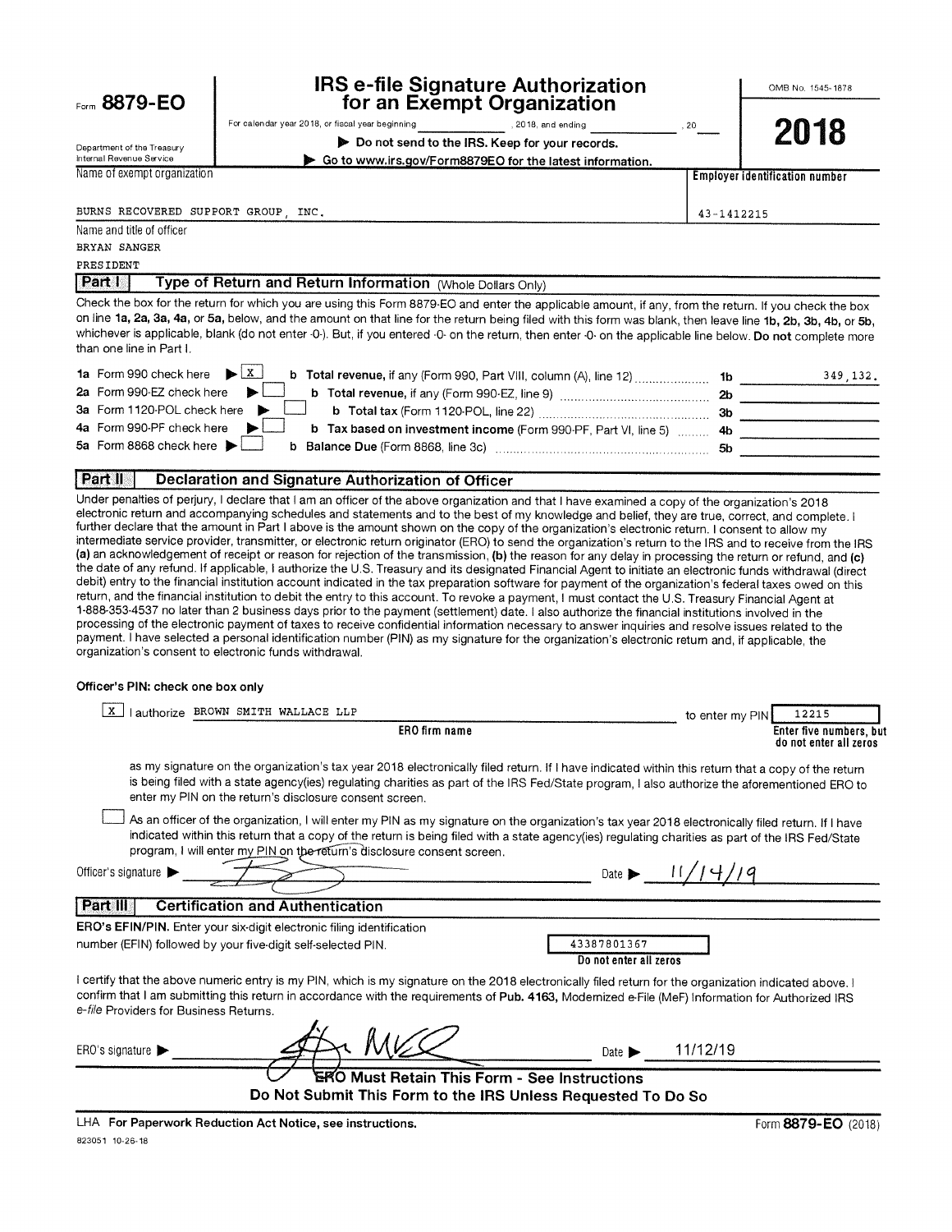Form **8879-EO**

Department of the Treasury
Internal Revenue Service

# IRS e-file Signature Authorization for an Exempt Organization

For calendar year 2018, or fiscal year beginning ______, 2018, and ending ______, 20__

▶ **Do not send to the IRS. Keep for your records.**

▶ **Go to www.irs.gov/Form8879EO for the latest information.**

OMB No. 1545-1878

**2018**

| Name of exempt organization | Employer identification number |
| --- | --- |
| BURNS RECOVERED SUPPORT GROUP, INC. | 43-1412215 |

Name and title of officer
BRYAN SANGER
PRESIDENT

## Part I — Type of Return and Return Information (Whole Dollars Only)

Check the box for the return for which you are using this Form 8879-EO and enter the applicable amount, if any, from the return. If you check the box on line **1a, 2a, 3a, 4a,** or **5a,** below, and the amount on that line for the return being filed with this form was blank, then leave line **1b, 2b, 3b, 4b,** or **5b,** whichever is applicable, blank (do not enter -0-). But, if you entered -0- on the return, then enter -0- on the applicable line below. **Do not** complete more than one line in Part I.

| | | | | |
| --- | --- | --- | --- | --- |
| **1a** Form 990 check here ▶ [X] | **b** **Total revenue,** if any (Form 990, Part VIII, column (A), line 12) | **1b** | 349,132. |
| **2a** Form 990-EZ check here ▶ [ ] | **b** **Total revenue,** if any (Form 990-EZ, line 9) | **2b** | |
| **3a** Form 1120-POL check here ▶ [ ] | **b** **Total tax** (Form 1120-POL, line 22) | **3b** | |
| **4a** Form 990-PF check here ▶ [ ] | **b** **Tax based on investment income** (Form 990-PF, Part VI, line 5) | **4b** | |
| **5a** Form 8868 check here ▶ [ ] | **b** **Balance Due** (Form 8868, line 3c) | **5b** | |

## Part II — Declaration and Signature Authorization of Officer

Under penalties of perjury, I declare that I am an officer of the above organization and that I have examined a copy of the organization's 2018 electronic return and accompanying schedules and statements and to the best of my knowledge and belief, they are true, correct, and complete. I further declare that the amount in Part I above is the amount shown on the copy of the organization's electronic return. I consent to allow my intermediate service provider, transmitter, or electronic return originator (ERO) to send the organization's return to the IRS and to receive from the IRS **(a)** an acknowledgement of receipt or reason for rejection of the transmission, **(b)** the reason for any delay in processing the return or refund, and **(c)** the date of any refund. If applicable, I authorize the U.S. Treasury and its designated Financial Agent to initiate an electronic funds withdrawal (direct debit) entry to the financial institution account indicated in the tax preparation software for payment of the organization's federal taxes owed on this return, and the financial institution to debit the entry to this account. To revoke a payment, I must contact the U.S. Treasury Financial Agent at 1-888-353-4537 no later than 2 business days prior to the payment (settlement) date. I also authorize the financial institutions involved in the processing of the electronic payment of taxes to receive confidential information necessary to answer inquiries and resolve issues related to the payment. I have selected a personal identification number (PIN) as my signature for the organization's electronic return and, if applicable, the organization's consent to electronic funds withdrawal.

**Officer's PIN: check one box only**

[X] I authorize BROWN SMITH WALLACE LLP to enter my PIN 12215
**ERO firm name** — **Enter five numbers, but do not enter all zeros**

as my signature on the organization's tax year 2018 electronically filed return. If I have indicated within this return that a copy of the return is being filed with a state agency(ies) regulating charities as part of the IRS Fed/State program, I also authorize the aforementioned ERO to enter my PIN on the return's disclosure consent screen.

[ ] As an officer of the organization, I will enter my PIN as my signature on the organization's tax year 2018 electronically filed return. If I have indicated within this return that a copy of the return is being filed with a state agency(ies) regulating charities as part of the IRS Fed/State program, I will enter my PIN on the return's disclosure consent screen.

Officer's signature ▶ [signature] Date ▶ 11/14/19

## Part III — Certification and Authentication

**ERO's EFIN/PIN.** Enter your six-digit electronic filing identification number (EFIN) followed by your five-digit self-selected PIN. 43387801367
**Do not enter all zeros**

I certify that the above numeric entry is my PIN, which is my signature on the 2018 electronically filed return for the organization indicated above. I confirm that I am submitting this return in accordance with the requirements of **Pub. 4163,** Modernized e-File (MeF) Information for Authorized IRS *e-file* Providers for Business Returns.

ERO's signature ▶ [signature] Date ▶ 11/12/19

**ERO Must Retain This Form - See Instructions**
**Do Not Submit This Form to the IRS Unless Requested To Do So**

LHA **For Paperwork Reduction Act Notice, see instructions.** Form **8879-EO** (2018)

823051 10-26-18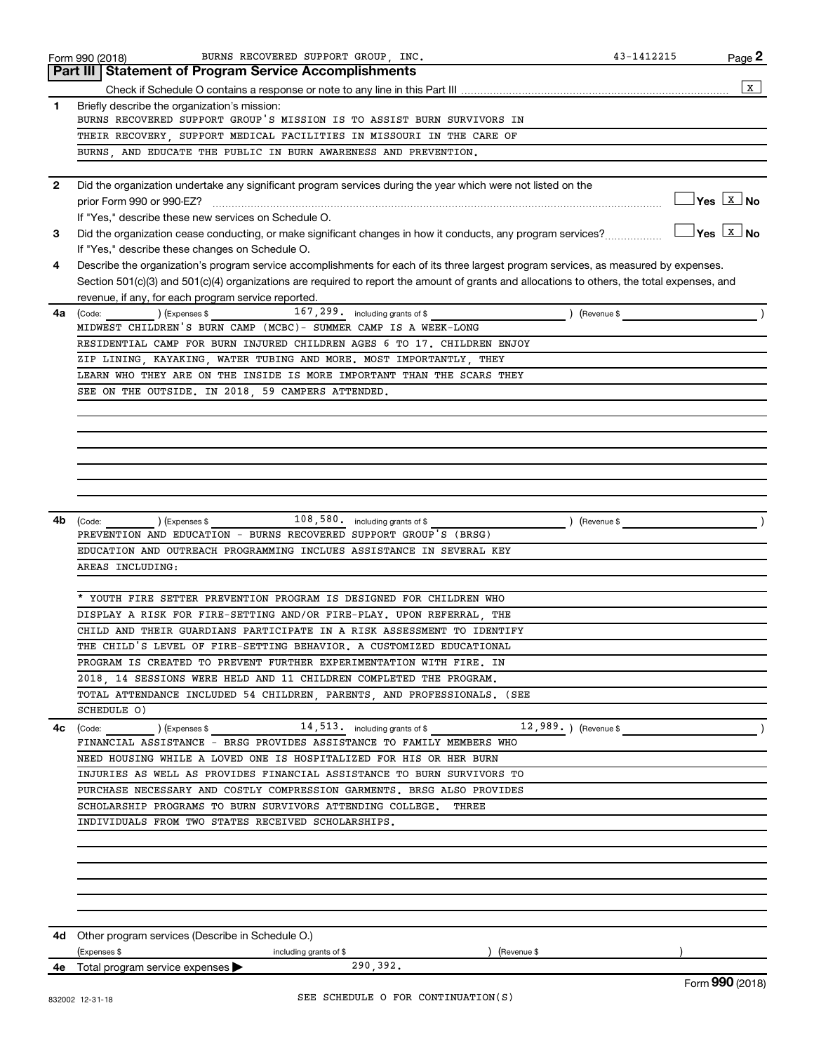Form 990 (2018) BURNS RECOVERED SUPPORT GROUP, INC. 43-1412215 Page **2**

## Part III Statement of Program Service Accomplishments

Check if Schedule O contains a response or note to any line in this Part III [X]

**1** Briefly describe the organization's mission:

BURNS RECOVERED SUPPORT GROUP'S MISSION IS TO ASSIST BURN SURVIVORS IN THEIR RECOVERY, SUPPORT MEDICAL FACILITIES IN MISSOURI IN THE CARE OF BURNS, AND EDUCATE THE PUBLIC IN BURN AWARENESS AND PREVENTION.

**2** Did the organization undertake any significant program services during the year which were not listed on the prior Form 990 or 990-EZ? [ ] Yes [X] No

If "Yes," describe these new services on Schedule O.

**3** Did the organization cease conducting, or make significant changes in how it conducts, any program services? [ ] Yes [X] No

If "Yes," describe these changes on Schedule O.

**4** Describe the organization's program service accomplishments for each of its three largest program services, as measured by expenses. Section 501(c)(3) and 501(c)(4) organizations are required to report the amount of grants and allocations to others, the total expenses, and revenue, if any, for each program service reported.

**4a** (Code: ) (Expenses $ 167,299. including grants of $ ) (Revenue $ )

MIDWEST CHILDREN'S BURN CAMP (MCBC)- SUMMER CAMP IS A WEEK-LONG RESIDENTIAL CAMP FOR BURN INJURED CHILDREN AGES 6 TO 17. CHILDREN ENJOY ZIP LINING, KAYAKING, WATER TUBING AND MORE. MOST IMPORTANTLY, THEY LEARN WHO THEY ARE ON THE INSIDE IS MORE IMPORTANT THAN THE SCARS THEY SEE ON THE OUTSIDE. IN 2018, 59 CAMPERS ATTENDED.

**4b** (Code: ) (Expenses $ 108,580. including grants of $ ) (Revenue $ )

PREVENTION AND EDUCATION - BURNS RECOVERED SUPPORT GROUP'S (BRSG) EDUCATION AND OUTREACH PROGRAMMING INCLUES ASSISTANCE IN SEVERAL KEY AREAS INCLUDING:

* YOUTH FIRE SETTER PREVENTION PROGRAM IS DESIGNED FOR CHILDREN WHO DISPLAY A RISK FOR FIRE-SETTING AND/OR FIRE-PLAY. UPON REFERRAL, THE CHILD AND THEIR GUARDIANS PARTICIPATE IN A RISK ASSESSMENT TO IDENTIFY THE CHILD'S LEVEL OF FIRE-SETTING BEHAVIOR. A CUSTOMIZED EDUCATIONAL PROGRAM IS CREATED TO PREVENT FURTHER EXPERIMENTATION WITH FIRE. IN 2018, 14 SESSIONS WERE HELD AND 11 CHILDREN COMPLETED THE PROGRAM. TOTAL ATTENDANCE INCLUDED 54 CHILDREN, PARENTS, AND PROFESSIONALS. (SEE SCHEDULE O)

**4c** (Code: ) (Expenses $ 14,513. including grants of $ 12,989. ) (Revenue $ )

FINANCIAL ASSISTANCE - BRSG PROVIDES ASSISTANCE TO FAMILY MEMBERS WHO NEED HOUSING WHILE A LOVED ONE IS HOSPITALIZED FOR HIS OR HER BURN INJURIES AS WELL AS PROVIDES FINANCIAL ASSISTANCE TO BURN SURVIVORS TO PURCHASE NECESSARY AND COSTLY COMPRESSION GARMENTS. BRSG ALSO PROVIDES SCHOLARSHIP PROGRAMS TO BURN SURVIVORS ATTENDING COLLEGE. THREE INDIVIDUALS FROM TWO STATES RECEIVED SCHOLARSHIPS.

**4d** Other program services (Describe in Schedule O.)

(Expenses $ including grants of $ ) (Revenue $ )

**4e** Total program service expenses ▶ 290,392.

SEE SCHEDULE O FOR CONTINUATION(S)

Form **990** (2018)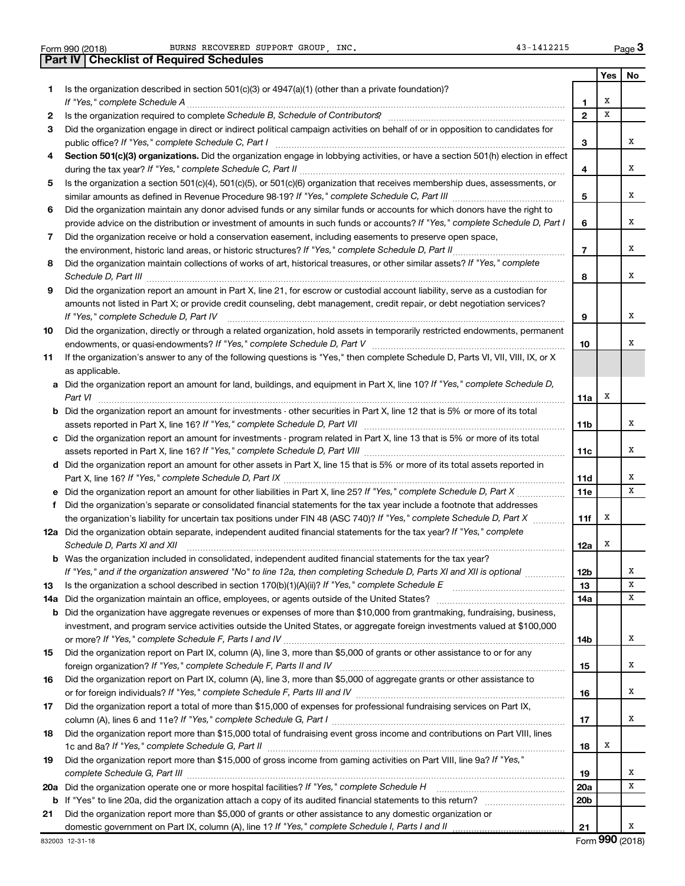Form 990 (2018) BURNS RECOVERED SUPPORT GROUP, INC. 43-1412215

## Part IV | Checklist of Required Schedules

| | | | Yes | No |
|---|---|---|---|---|
| 1 | Is the organization described in section 501(c)(3) or 4947(a)(1) (other than a private foundation)? *If "Yes," complete Schedule A* | 1 | X | |
| 2 | Is the organization required to complete *Schedule B, Schedule of Contributors* | 2 | X | |
| 3 | Did the organization engage in direct or indirect political campaign activities on behalf of or in opposition to candidates for public office? *If "Yes," complete Schedule C, Part I* | 3 | | X |
| 4 | **Section 501(c)(3) organizations.** Did the organization engage in lobbying activities, or have a section 501(h) election in effect during the tax year? *If "Yes," complete Schedule C, Part II* | 4 | | X |
| 5 | Is the organization a section 501(c)(4), 501(c)(5), or 501(c)(6) organization that receives membership dues, assessments, or similar amounts as defined in Revenue Procedure 98-19? *If "Yes," complete Schedule C, Part III* | 5 | | X |
| 6 | Did the organization maintain any donor advised funds or any similar funds or accounts for which donors have the right to provide advice on the distribution or investment of amounts in such funds or accounts? *If "Yes," complete Schedule D, Part I* | 6 | | X |
| 7 | Did the organization receive or hold a conservation easement, including easements to preserve open space, the environment, historic land areas, or historic structures? *If "Yes," complete Schedule D, Part II* | 7 | | X |
| 8 | Did the organization maintain collections of works of art, historical treasures, or other similar assets? *If "Yes," complete Schedule D, Part III* | 8 | | X |
| 9 | Did the organization report an amount in Part X, line 21, for escrow or custodial account liability, serve as a custodian for amounts not listed in Part X; or provide credit counseling, debt management, credit repair, or debt negotiation services? *If "Yes," complete Schedule D, Part IV* | 9 | | X |
| 10 | Did the organization, directly or through a related organization, hold assets in temporarily restricted endowments, permanent endowments, or quasi-endowments? *If "Yes," complete Schedule D, Part V* | 10 | | X |
| 11 | If the organization's answer to any of the following questions is "Yes," then complete Schedule D, Parts VI, VII, VIII, IX, or X as applicable. | | | |
| a | Did the organization report an amount for land, buildings, and equipment in Part X, line 10? *If "Yes," complete Schedule D, Part VI* | 11a | X | |
| b | Did the organization report an amount for investments - other securities in Part X, line 12 that is 5% or more of its total assets reported in Part X, line 16? *If "Yes," complete Schedule D, Part VII* | 11b | | X |
| c | Did the organization report an amount for investments - program related in Part X, line 13 that is 5% or more of its total assets reported in Part X, line 16? *If "Yes," complete Schedule D, Part VIII* | 11c | | X |
| d | Did the organization report an amount for other assets in Part X, line 15 that is 5% or more of its total assets reported in Part X, line 16? *If "Yes," complete Schedule D, Part IX* | 11d | | X |
| e | Did the organization report an amount for other liabilities in Part X, line 25? *If "Yes," complete Schedule D, Part X* | 11e | | X |
| f | Did the organization's separate or consolidated financial statements for the tax year include a footnote that addresses the organization's liability for uncertain tax positions under FIN 48 (ASC 740)? *If "Yes," complete Schedule D, Part X* | 11f | X | |
| 12a | Did the organization obtain separate, independent audited financial statements for the tax year? *If "Yes," complete Schedule D, Parts XI and XII* | 12a | X | |
| b | Was the organization included in consolidated, independent audited financial statements for the tax year? *If "Yes," and if the organization answered "No" to line 12a, then completing Schedule D, Parts XI and XII is optional* | 12b | | X |
| 13 | Is the organization a school described in section 170(b)(1)(A)(ii)? *If "Yes," complete Schedule E* | 13 | | X |
| 14a | Did the organization maintain an office, employees, or agents outside of the United States? | 14a | | X |
| b | Did the organization have aggregate revenues or expenses of more than $10,000 from grantmaking, fundraising, business, investment, and program service activities outside the United States, or aggregate foreign investments valued at $100,000 or more? *If "Yes," complete Schedule F, Parts I and IV* | 14b | | X |
| 15 | Did the organization report on Part IX, column (A), line 3, more than $5,000 of grants or other assistance to or for any foreign organization? *If "Yes," complete Schedule F, Parts II and IV* | 15 | | X |
| 16 | Did the organization report on Part IX, column (A), line 3, more than $5,000 of aggregate grants or other assistance to or for foreign individuals? *If "Yes," complete Schedule F, Parts III and IV* | 16 | | X |
| 17 | Did the organization report a total of more than $15,000 of expenses for professional fundraising services on Part IX, column (A), lines 6 and 11e? *If "Yes," complete Schedule G, Part I* | 17 | | X |
| 18 | Did the organization report more than $15,000 total of fundraising event gross income and contributions on Part VIII, lines 1c and 8a? *If "Yes," complete Schedule G, Part II* | 18 | X | |
| 19 | Did the organization report more than $15,000 of gross income from gaming activities on Part VIII, line 9a? *If "Yes," complete Schedule G, Part III* | 19 | | X |
| 20a | Did the organization operate one or more hospital facilities? *If "Yes," complete Schedule H* | 20a | | X |
| b | If "Yes" to line 20a, did the organization attach a copy of its audited financial statements to this return? | 20b | | |
| 21 | Did the organization report more than $5,000 of grants or other assistance to any domestic organization or domestic government on Part IX, column (A), line 1? *If "Yes," complete Schedule I, Parts I and II* | 21 | | X |

832003 12-31-18 Form **990** (2018)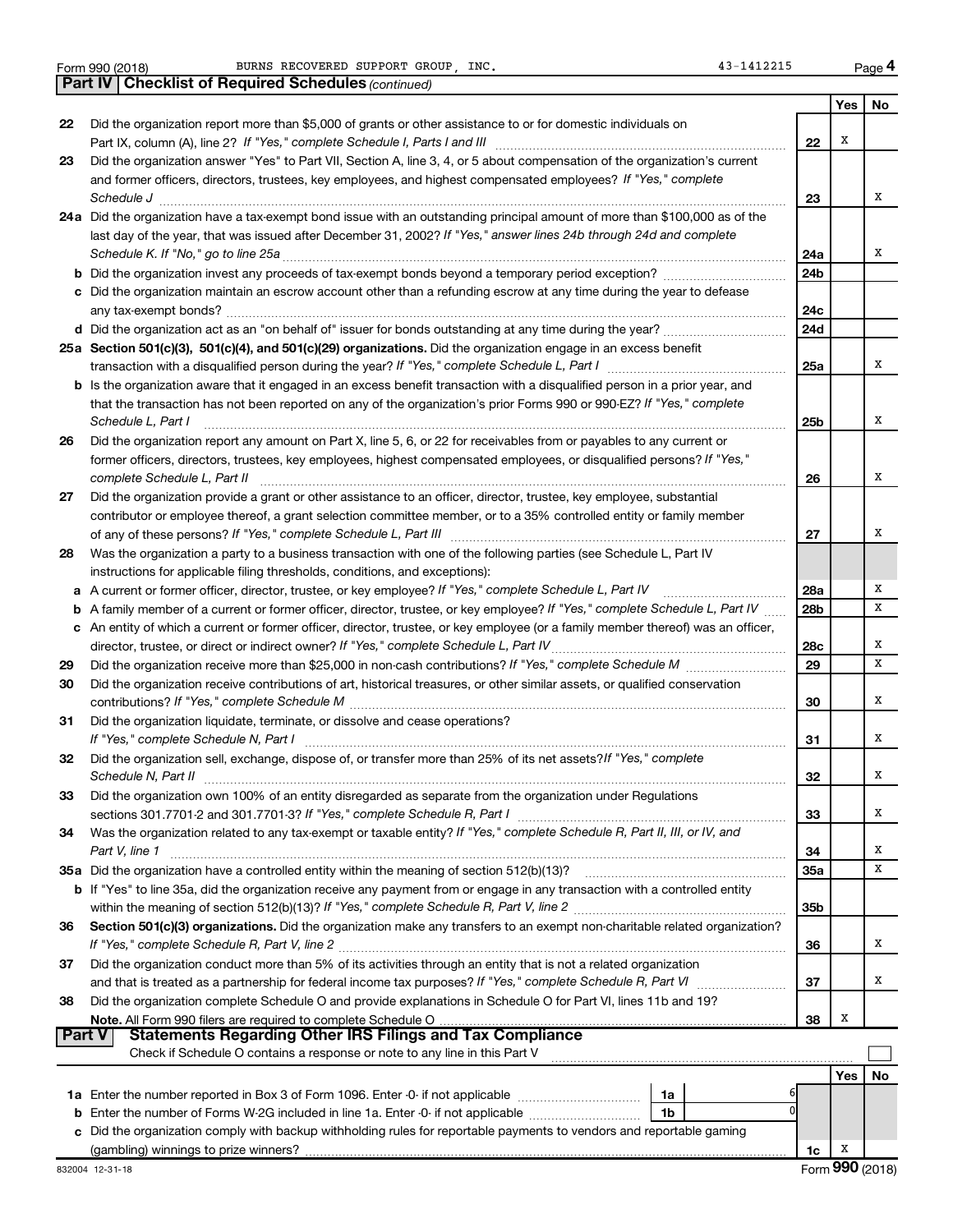Form 990 (2018) BURNS RECOVERED SUPPORT GROUP, INC. 43-1412215 Page 4

**Part IV | Checklist of Required Schedules** *(continued)*

| | | | Yes | No |
|---|---|---|---|---|
| 22 | Did the organization report more than $5,000 of grants or other assistance to or for domestic individuals on Part IX, column (A), line 2? *If "Yes," complete Schedule I, Parts I and III* | 22 | X | |
| 23 | Did the organization answer "Yes" to Part VII, Section A, line 3, 4, or 5 about compensation of the organization's current and former officers, directors, trustees, key employees, and highest compensated employees? *If "Yes," complete Schedule J* | 23 | | X |
| 24a | Did the organization have a tax-exempt bond issue with an outstanding principal amount of more than $100,000 as of the last day of the year, that was issued after December 31, 2002? *If "Yes," answer lines 24b through 24d and complete Schedule K. If "No," go to line 25a* | 24a | | X |
| b | Did the organization invest any proceeds of tax-exempt bonds beyond a temporary period exception? | 24b | | |
| c | Did the organization maintain an escrow account other than a refunding escrow at any time during the year to defease any tax-exempt bonds? | 24c | | |
| d | Did the organization act as an "on behalf of" issuer for bonds outstanding at any time during the year? | 24d | | |
| 25a | **Section 501(c)(3), 501(c)(4), and 501(c)(29) organizations.** Did the organization engage in an excess benefit transaction with a disqualified person during the year? *If "Yes," complete Schedule L, Part I* | 25a | | X |
| b | Is the organization aware that it engaged in an excess benefit transaction with a disqualified person in a prior year, and that the transaction has not been reported on any of the organization's prior Forms 990 or 990-EZ? *If "Yes," complete Schedule L, Part I* | 25b | | X |
| 26 | Did the organization report any amount on Part X, line 5, 6, or 22 for receivables from or payables to any current or former officers, directors, trustees, key employees, highest compensated employees, or disqualified persons? *If "Yes," complete Schedule L, Part II* | 26 | | X |
| 27 | Did the organization provide a grant or other assistance to an officer, director, trustee, key employee, substantial contributor or employee thereof, a grant selection committee member, or to a 35% controlled entity or family member of any of these persons? *If "Yes," complete Schedule L, Part III* | 27 | | X |
| 28 | Was the organization a party to a business transaction with one of the following parties (see Schedule L, Part IV instructions for applicable filing thresholds, conditions, and exceptions): | | | |
| a | A current or former officer, director, trustee, or key employee? *If "Yes," complete Schedule L, Part IV* | 28a | | X |
| b | A family member of a current or former officer, director, trustee, or key employee? *If "Yes," complete Schedule L, Part IV* | 28b | | X |
| c | An entity of which a current or former officer, director, trustee, or key employee (or a family member thereof) was an officer, director, trustee, or direct or indirect owner? *If "Yes," complete Schedule L, Part IV* | 28c | | X |
| 29 | Did the organization receive more than $25,000 in non-cash contributions? *If "Yes," complete Schedule M* | 29 | | X |
| 30 | Did the organization receive contributions of art, historical treasures, or other similar assets, or qualified conservation contributions? *If "Yes," complete Schedule M* | 30 | | X |
| 31 | Did the organization liquidate, terminate, or dissolve and cease operations? *If "Yes," complete Schedule N, Part I* | 31 | | X |
| 32 | Did the organization sell, exchange, dispose of, or transfer more than 25% of its net assets? *If "Yes," complete Schedule N, Part II* | 32 | | X |
| 33 | Did the organization own 100% of an entity disregarded as separate from the organization under Regulations sections 301.7701-2 and 301.7701-3? *If "Yes," complete Schedule R, Part I* | 33 | | X |
| 34 | Was the organization related to any tax-exempt or taxable entity? *If "Yes," complete Schedule R, Part II, III, or IV, and Part V, line 1* | 34 | | X |
| 35a | Did the organization have a controlled entity within the meaning of section 512(b)(13)? | 35a | | X |
| b | If "Yes" to line 35a, did the organization receive any payment from or engage in any transaction with a controlled entity within the meaning of section 512(b)(13)? *If "Yes," complete Schedule R, Part V, line 2* | 35b | | |
| 36 | **Section 501(c)(3) organizations.** Did the organization make any transfers to an exempt non-charitable related organization? *If "Yes," complete Schedule R, Part V, line 2* | 36 | | X |
| 37 | Did the organization conduct more than 5% of its activities through an entity that is not a related organization and that is treated as a partnership for federal income tax purposes? *If "Yes," complete Schedule R, Part VI* | 37 | | X |
| 38 | Did the organization complete Schedule O and provide explanations in Schedule O for Part VI, lines 11b and 19? **Note.** All Form 990 filers are required to complete Schedule O | 38 | X | |

**Part V | Statements Regarding Other IRS Filings and Tax Compliance**

Check if Schedule O contains a response or note to any line in this Part V ☐

| | | | | | Yes | No |
|---|---|---|---|---|---|---|
| 1a | Enter the number reported in Box 3 of Form 1096. Enter -0- if not applicable | 1a | 6 | | | |
| b | Enter the number of Forms W-2G included in line 1a. Enter -0- if not applicable | 1b | 0 | | | |
| c | Did the organization comply with backup withholding rules for reportable payments to vendors and reportable gaming (gambling) winnings to prize winners? | | | 1c | X | |

832004 12-31-18 Form **990** (2018)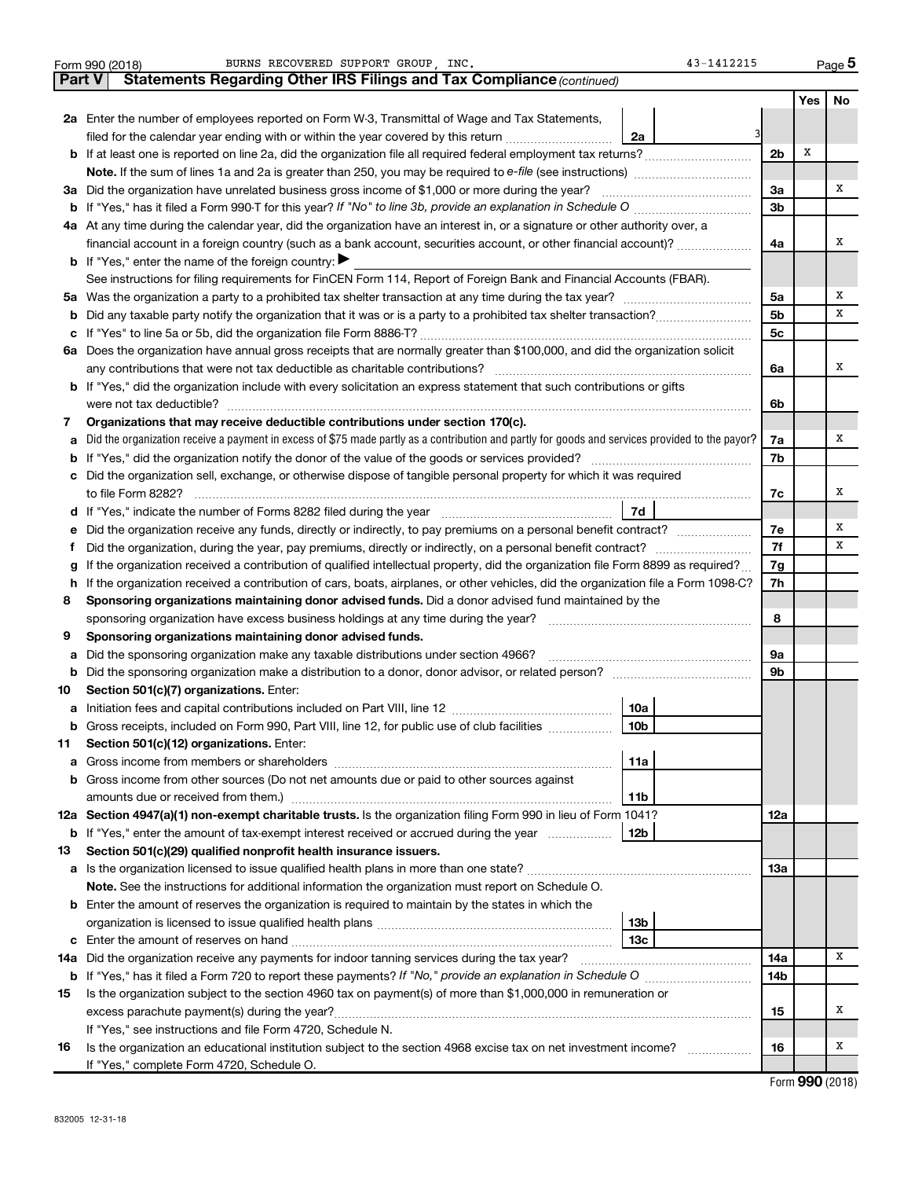Form 990 (2018) BURNS RECOVERED SUPPORT GROUP, INC. 43-1412215

## Part V Statements Regarding Other IRS Filings and Tax Compliance *(continued)*

| | | | | Yes | No |
|---|---|---|---|---|---|
| **2a** | Enter the number of employees reported on Form W-3, Transmittal of Wage and Tax Statements, filed for the calendar year ending with or within the year covered by this return | 2a 3 | | | |
| **b** | If at least one is reported on line 2a, did the organization file all required federal employment tax returns? | | 2b | X | |
| | **Note.** If the sum of lines 1a and 2a is greater than 250, you may be required to *e-file* (see instructions) | | | | |
| **3a** | Did the organization have unrelated business gross income of $1,000 or more during the year? | | 3a | | X |
| **b** | If "Yes," has it filed a Form 990-T for this year? *If "No" to line 3b, provide an explanation in Schedule O* | | 3b | | |
| **4a** | At any time during the calendar year, did the organization have an interest in, or a signature or other authority over, a financial account in a foreign country (such as a bank account, securities account, or other financial account)? | | 4a | | X |
| **b** | If "Yes," enter the name of the foreign country: ▶ | | | | |
| | See instructions for filing requirements for FinCEN Form 114, Report of Foreign Bank and Financial Accounts (FBAR). | | | | |
| **5a** | Was the organization a party to a prohibited tax shelter transaction at any time during the tax year? | | 5a | | X |
| **b** | Did any taxable party notify the organization that it was or is a party to a prohibited tax shelter transaction? | | 5b | | X |
| **c** | If "Yes" to line 5a or 5b, did the organization file Form 8886-T? | | 5c | | |
| **6a** | Does the organization have annual gross receipts that are normally greater than $100,000, and did the organization solicit any contributions that were not tax deductible as charitable contributions? | | 6a | | X |
| **b** | If "Yes," did the organization include with every solicitation an express statement that such contributions or gifts were not tax deductible? | | 6b | | |
| **7** | **Organizations that may receive deductible contributions under section 170(c).** | | | | |
| **a** | Did the organization receive a payment in excess of $75 made partly as a contribution and partly for goods and services provided to the payor? | | 7a | | X |
| **b** | If "Yes," did the organization notify the donor of the value of the goods or services provided? | | 7b | | |
| **c** | Did the organization sell, exchange, or otherwise dispose of tangible personal property for which it was required to file Form 8282? | | 7c | | X |
| **d** | If "Yes," indicate the number of Forms 8282 filed during the year | 7d | | | |
| **e** | Did the organization receive any funds, directly or indirectly, to pay premiums on a personal benefit contract? | | 7e | | X |
| **f** | Did the organization, during the year, pay premiums, directly or indirectly, on a personal benefit contract? | | 7f | | X |
| **g** | If the organization received a contribution of qualified intellectual property, did the organization file Form 8899 as required? | | 7g | | |
| **h** | If the organization received a contribution of cars, boats, airplanes, or other vehicles, did the organization file a Form 1098-C? | | 7h | | |
| **8** | **Sponsoring organizations maintaining donor advised funds.** Did a donor advised fund maintained by the sponsoring organization have excess business holdings at any time during the year? | | 8 | | |
| **9** | **Sponsoring organizations maintaining donor advised funds.** | | | | |
| **a** | Did the sponsoring organization make any taxable distributions under section 4966? | | 9a | | |
| **b** | Did the sponsoring organization make a distribution to a donor, donor advisor, or related person? | | 9b | | |
| **10** | **Section 501(c)(7) organizations.** Enter: | | | | |
| **a** | Initiation fees and capital contributions included on Part VIII, line 12 | 10a | | | |
| **b** | Gross receipts, included on Form 990, Part VIII, line 12, for public use of club facilities | 10b | | | |
| **11** | **Section 501(c)(12) organizations.** Enter: | | | | |
| **a** | Gross income from members or shareholders | 11a | | | |
| **b** | Gross income from other sources (Do not net amounts due or paid to other sources against amounts due or received from them.) | 11b | | | |
| **12a** | **Section 4947(a)(1) non-exempt charitable trusts.** Is the organization filing Form 990 in lieu of Form 1041? | | 12a | | |
| **b** | If "Yes," enter the amount of tax-exempt interest received or accrued during the year | 12b | | | |
| **13** | **Section 501(c)(29) qualified nonprofit health insurance issuers.** | | | | |
| **a** | Is the organization licensed to issue qualified health plans in more than one state? | | 13a | | |
| | **Note.** See the instructions for additional information the organization must report on Schedule O. | | | | |
| **b** | Enter the amount of reserves the organization is required to maintain by the states in which the organization is licensed to issue qualified health plans | 13b | | | |
| **c** | Enter the amount of reserves on hand | 13c | | | |
| **14a** | Did the organization receive any payments for indoor tanning services during the tax year? | | 14a | | X |
| **b** | If "Yes," has it filed a Form 720 to report these payments? *If "No," provide an explanation in Schedule O* | | 14b | | |
| **15** | Is the organization subject to the section 4960 tax on payment(s) of more than $1,000,000 in remuneration or excess parachute payment(s) during the year? | | 15 | | X |
| | If "Yes," see instructions and file Form 4720, Schedule N. | | | | |
| **16** | Is the organization an educational institution subject to the section 4968 excise tax on net investment income? | | 16 | | X |
| | If "Yes," complete Form 4720, Schedule O. | | | | |

Form **990** (2018)

832005 12-31-18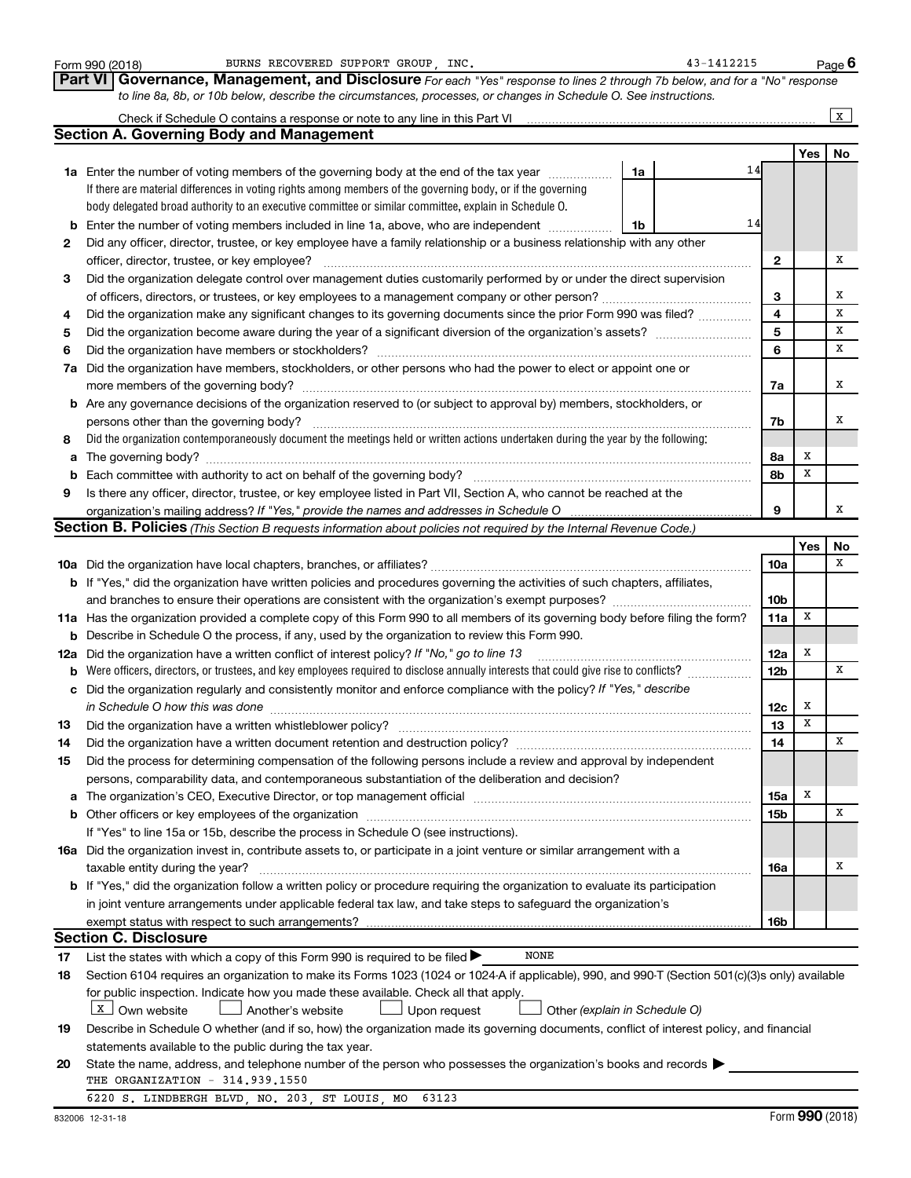Form 990 (2018) BURNS RECOVERED SUPPORT GROUP, INC. 43-1412215

## Part VI Governance, Management, and Disclosure

*For each "Yes" response to lines 2 through 7b below, and for a "No" response to line 8a, 8b, or 10b below, describe the circumstances, processes, or changes in Schedule O. See instructions.*

Check if Schedule O contains a response or note to any line in this Part VI ... X

### Section A. Governing Body and Management

| | | Line | Yes | No |
|---|---|---|---|---|
| **1a** | Enter the number of voting members of the governing body at the end of the tax year ... **1a** 14. If there are material differences in voting rights among members of the governing body, or if the governing body delegated broad authority to an executive committee or similar committee, explain in Schedule O. | | | |
| **b** | Enter the number of voting members included in line 1a, above, who are independent ... **1b** 14 | | | |
| **2** | Did any officer, director, trustee, or key employee have a family relationship or a business relationship with any other officer, director, trustee, or key employee? | 2 | | X |
| **3** | Did the organization delegate control over management duties customarily performed by or under the direct supervision of officers, directors, or trustees, or key employees to a management company or other person? | 3 | | X |
| **4** | Did the organization make any significant changes to its governing documents since the prior Form 990 was filed? | 4 | | X |
| **5** | Did the organization become aware during the year of a significant diversion of the organization's assets? | 5 | | X |
| **6** | Did the organization have members or stockholders? | 6 | | X |
| **7a** | Did the organization have members, stockholders, or other persons who had the power to elect or appoint one or more members of the governing body? | 7a | | X |
| **b** | Are any governance decisions of the organization reserved to (or subject to approval by) members, stockholders, or persons other than the governing body? | 7b | | X |
| **8** | Did the organization contemporaneously document the meetings held or written actions undertaken during the year by the following: | | | |
| **a** | The governing body? | 8a | X | |
| **b** | Each committee with authority to act on behalf of the governing body? | 8b | X | |
| **9** | Is there any officer, director, trustee, or key employee listed in Part VII, Section A, who cannot be reached at the organization's mailing address? *If "Yes," provide the names and addresses in Schedule O* | 9 | | X |

### Section B. Policies *(This Section B requests information about policies not required by the Internal Revenue Code.)*

| | | Line | Yes | No |
|---|---|---|---|---|
| **10a** | Did the organization have local chapters, branches, or affiliates? | 10a | | X |
| **b** | If "Yes," did the organization have written policies and procedures governing the activities of such chapters, affiliates, and branches to ensure their operations are consistent with the organization's exempt purposes? | 10b | | |
| **11a** | Has the organization provided a complete copy of this Form 990 to all members of its governing body before filing the form? | 11a | X | |
| **b** | Describe in Schedule O the process, if any, used by the organization to review this Form 990. | | | |
| **12a** | Did the organization have a written conflict of interest policy? *If "No," go to line 13* | 12a | X | |
| **b** | Were officers, directors, or trustees, and key employees required to disclose annually interests that could give rise to conflicts? | 12b | | X |
| **c** | Did the organization regularly and consistently monitor and enforce compliance with the policy? *If "Yes," describe in Schedule O how this was done* | 12c | X | |
| **13** | Did the organization have a written whistleblower policy? | 13 | X | |
| **14** | Did the organization have a written document retention and destruction policy? | 14 | | X |
| **15** | Did the process for determining compensation of the following persons include a review and approval by independent persons, comparability data, and contemporaneous substantiation of the deliberation and decision? | | | |
| **a** | The organization's CEO, Executive Director, or top management official | 15a | X | |
| **b** | Other officers or key employees of the organization | 15b | | X |
| | If "Yes" to line 15a or 15b, describe the process in Schedule O (see instructions). | | | |
| **16a** | Did the organization invest in, contribute assets to, or participate in a joint venture or similar arrangement with a taxable entity during the year? | 16a | | X |
| **b** | If "Yes," did the organization follow a written policy or procedure requiring the organization to evaluate its participation in joint venture arrangements under applicable federal tax law, and take steps to safeguard the organization's exempt status with respect to such arrangements? | 16b | | |

### Section C. Disclosure

**17** List the states with which a copy of this Form 990 is required to be filed ▶ NONE

**18** Section 6104 requires an organization to make its Forms 1023 (1024 or 1024-A if applicable), 990, and 990-T (Section 501(c)(3)s only) available for public inspection. Indicate how you made these available. Check all that apply.

[X] Own website [ ] Another's website [ ] Upon request [ ] Other *(explain in Schedule O)*

**19** Describe in Schedule O whether (and if so, how) the organization made its governing documents, conflict of interest policy, and financial statements available to the public during the tax year.

**20** State the name, address, and telephone number of the person who possesses the organization's books and records ▶

THE ORGANIZATION - 314.939.1550

6220 S. LINDBERGH BLVD, NO. 203, ST LOUIS, MO 63123

832006 12-31-18 Form **990** (2018)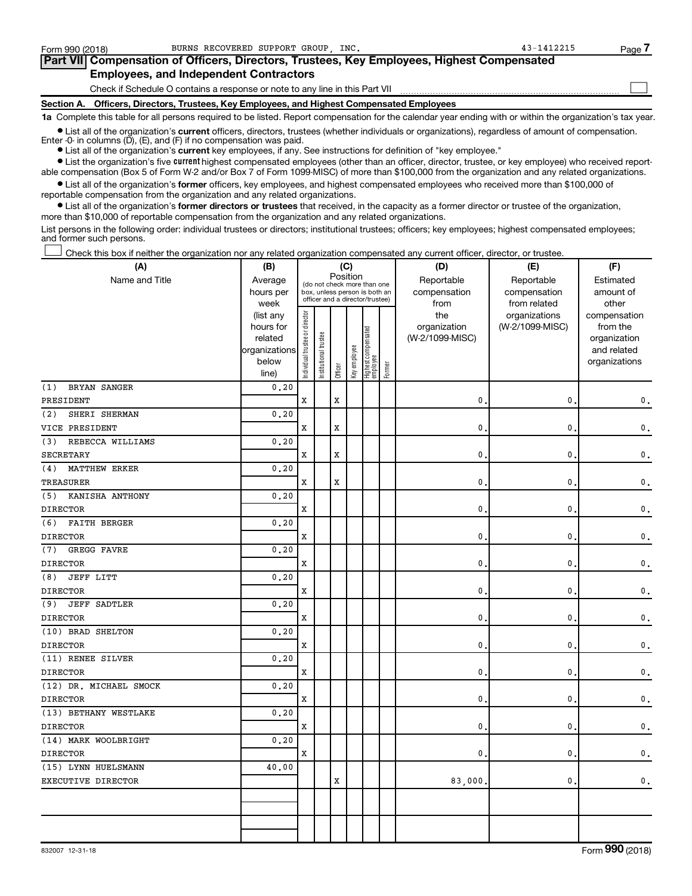Form 990 (2018) BURNS RECOVERED SUPPORT GROUP, INC. 43-1412215

## Part VII Compensation of Officers, Directors, Trustees, Key Employees, Highest Compensated Employees, and Independent Contractors

Check if Schedule O contains a response or note to any line in this Part VII

### Section A. Officers, Directors, Trustees, Key Employees, and Highest Compensated Employees

**1a** Complete this table for all persons required to be listed. Report compensation for the calendar year ending with or within the organization's tax year.

- List all of the organization's **current** officers, directors, trustees (whether individuals or organizations), regardless of amount of compensation. Enter -0- in columns (D), (E), and (F) if no compensation was paid.
- List all of the organization's **current** key employees, if any. See instructions for definition of "key employee."
- List the organization's five **current** highest compensated employees (other than an officer, director, trustee, or key employee) who received reportable compensation (Box 5 of Form W-2 and/or Box 7 of Form 1099-MISC) of more than $100,000 from the organization and any related organizations.
- List all of the organization's **former** officers, key employees, and highest compensated employees who received more than $100,000 of reportable compensation from the organization and any related organizations.
- List all of the organization's **former directors or trustees** that received, in the capacity as a former director or trustee of the organization, more than $10,000 of reportable compensation from the organization and any related organizations.

List persons in the following order: individual trustees or directors; institutional trustees; officers; key employees; highest compensated employees; and former such persons.

Check this box if neither the organization nor any related organization compensated any current officer, director, or trustee.

| (A) Name and Title | (B) Average hours per week (list any hours for related organizations below line) | (C) Position (do not check more than one box, unless person is both an officer and a director/trustee): Individual trustee or director | Institutional trustee | Officer | Key employee | Highest compensated employee | Former | (D) Reportable compensation from the organization (W-2/1099-MISC) | (E) Reportable compensation from related organizations (W-2/1099-MISC) | (F) Estimated amount of other compensation from the organization and related organizations |
|---|---|---|---|---|---|---|---|---|---|---|
| (1) BRYAN SANGER<br>PRESIDENT | 0.20 | X | | X | | | | 0. | 0. | 0. |
| (2) SHERI SHERMAN<br>VICE PRESIDENT | 0.20 | X | | X | | | | 0. | 0. | 0. |
| (3) REBECCA WILLIAMS<br>SECRETARY | 0.20 | X | | X | | | | 0. | 0. | 0. |
| (4) MATTHEW ERKER<br>TREASURER | 0.20 | X | | X | | | | 0. | 0. | 0. |
| (5) KANISHA ANTHONY<br>DIRECTOR | 0.20 | X | | | | | | 0. | 0. | 0. |
| (6) FAITH BERGER<br>DIRECTOR | 0.20 | X | | | | | | 0. | 0. | 0. |
| (7) GREGG FAVRE<br>DIRECTOR | 0.20 | X | | | | | | 0. | 0. | 0. |
| (8) JEFF LITT<br>DIRECTOR | 0.20 | X | | | | | | 0. | 0. | 0. |
| (9) JEFF SADTLER<br>DIRECTOR | 0.20 | X | | | | | | 0. | 0. | 0. |
| (10) BRAD SHELTON<br>DIRECTOR | 0.20 | X | | | | | | 0. | 0. | 0. |
| (11) RENEE SILVER<br>DIRECTOR | 0.20 | X | | | | | | 0. | 0. | 0. |
| (12) DR. MICHAEL SMOCK<br>DIRECTOR | 0.20 | X | | | | | | 0. | 0. | 0. |
| (13) BETHANY WESTLAKE<br>DIRECTOR | 0.20 | X | | | | | | 0. | 0. | 0. |
| (14) MARK WOOLBRIGHT<br>DIRECTOR | 0.20 | X | | | | | | 0. | 0. | 0. |
| (15) LYNN HUELSMANN<br>EXECUTIVE DIRECTOR | 40.00 | | | X | | | | 83,000. | 0. | 0. |
| | | | | | | | | | | |
| | | | | | | | | | | |

832007 12-31-18 Form **990** (2018)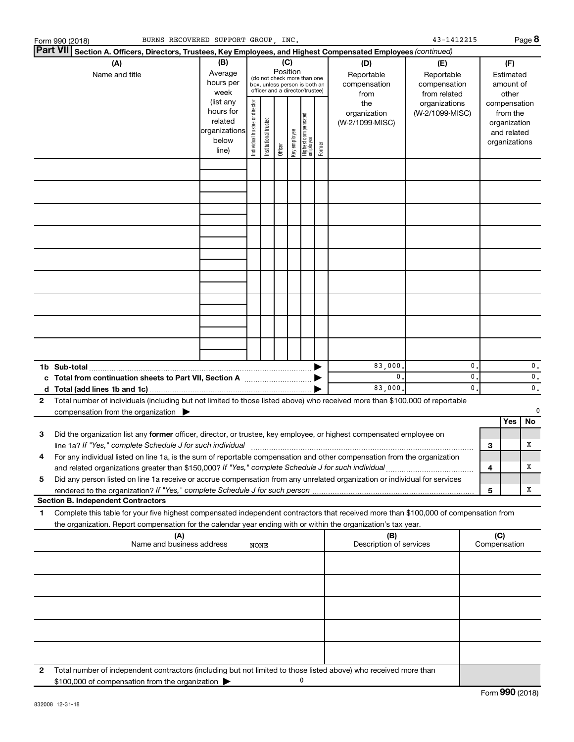Form 990 (2018) BURNS RECOVERED SUPPORT GROUP, INC. 43-1412215 Page **8**

**Part VII Section A. Officers, Directors, Trustees, Key Employees, and Highest Compensated Employees** *(continued)*

| (A) Name and title | (B) Average hours per week (list any hours for related organizations below line) | (C) Position (do not check more than one box, unless person is both an officer and a director/trustee): Individual trustee or director | Institutional trustee | Officer | Key employee | Highest compensated employee | Former | (D) Reportable compensation from the organization (W-2/1099-MISC) | (E) Reportable compensation from related organizations (W-2/1099-MISC) | (F) Estimated amount of other compensation from the organization and related organizations |
|---|---|---|---|---|---|---|---|---|---|---|
| | | | | | | | | | | |
| | | | | | | | | | | |
| | | | | | | | | | | |
| | | | | | | | | | | |
| | | | | | | | | | | |
| | | | | | | | | | | |
| | | | | | | | | | | |
| | | | | | | | | | | |
| | | | | | | | | | | |
| **1b Sub-total** | | | | | | | ▶ | 83,000. | 0. | 0. |
| **c Total from continuation sheets to Part VII, Section A** | | | | | | | ▶ | 0. | 0. | 0. |
| **d Total (add lines 1b and 1c)** | | | | | | | ▶ | 83,000. | 0. | 0. |

**2** Total number of individuals (including but not limited to those listed above) who received more than $100,000 of reportable compensation from the organization ▶ 0

| | | | Yes | No |
|---|---|---|---|---|
| **3** | Did the organization list any **former** officer, director, or trustee, key employee, or highest compensated employee on line 1a? *If "Yes," complete Schedule J for such individual* | 3 | | X |
| **4** | For any individual listed on line 1a, is the sum of reportable compensation and other compensation from the organization and related organizations greater than $150,000? *If "Yes," complete Schedule J for such individual* | 4 | | X |
| **5** | Did any person listed on line 1a receive or accrue compensation from any unrelated organization or individual for services rendered to the organization? *If "Yes," complete Schedule J for such person* | 5 | | X |

**Section B. Independent Contractors**

**1** Complete this table for your five highest compensated independent contractors that received more than $100,000 of compensation from the organization. Report compensation for the calendar year ending with or within the organization's tax year.

| (A) Name and business address NONE | (B) Description of services | (C) Compensation |
|---|---|---|
| | | |
| | | |
| | | |
| | | |
| | | |

**2** Total number of independent contractors (including but not limited to those listed above) who received more than $100,000 of compensation from the organization ▶ 0

Form **990** (2018)

832008 12-31-18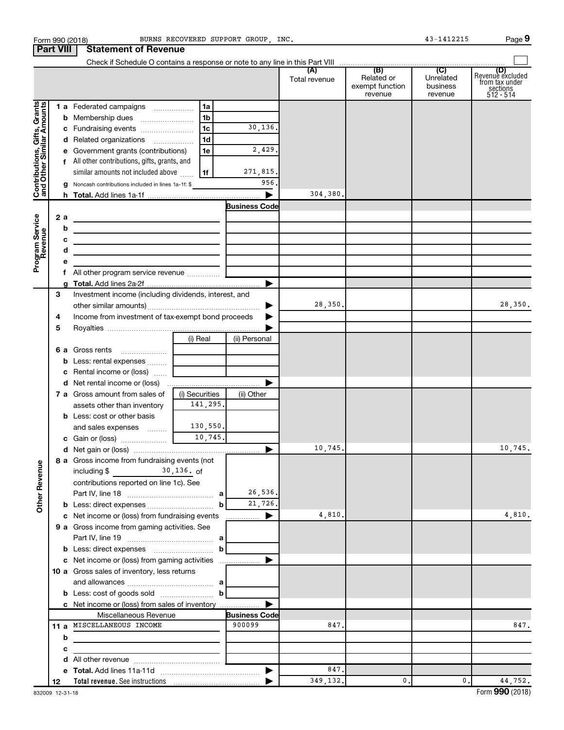Form 990 (2018) BURNS RECOVERED SUPPORT GROUP, INC. 43-1412215

## Part VIII Statement of Revenue

Check if Schedule O contains a response or note to any line in this Part VIII ☐

| | | | | (A) Total revenue | (B) Related or exempt function revenue | (C) Unrelated business revenue | (D) Revenue excluded from tax under sections 512 - 514 |
|---|---|---|---|---|---|---|---|
| **Contributions, Gifts, Grants and Other Similar Amounts** | 1 a Federated campaigns | 1a | | | | | |
| | b Membership dues | 1b | | | | | |
| | c Fundraising events | 1c | 30,136. | | | | |
| | d Related organizations | 1d | | | | | |
| | e Government grants (contributions) | 1e | 2,429. | | | | |
| | f All other contributions, gifts, grants, and similar amounts not included above | 1f | 271,815. | | | | |
| | g Noncash contributions included in lines 1a-1f: $ | | 956. | | | | |
| | h **Total.** Add lines 1a-1f | | ▶ | 304,380. | | | |
| **Program Service Revenue** | | | Business Code | | | | |
| | 2 a | | | | | | |
| | b | | | | | | |
| | c | | | | | | |
| | d | | | | | | |
| | e | | | | | | |
| | f All other program service revenue | | | | | | |
| | g **Total.** Add lines 2a-2f | | ▶ | | | | |
| **Other Revenue** | 3 Investment income (including dividends, interest, and other similar amounts) | | ▶ | 28,350. | | | 28,350. |
| | 4 Income from investment of tax-exempt bond proceeds | | ▶ | | | | |
| | 5 Royalties | | ▶ | | | | |
| | | (i) Real | (ii) Personal | | | | |
| | 6 a Gross rents | | | | | | |
| | b Less: rental expenses | | | | | | |
| | c Rental income or (loss) | | | | | | |
| | d Net rental income or (loss) | | ▶ | | | | |
| | 7 a Gross amount from sales of assets other than inventory | (i) Securities 141,295. | (ii) Other | | | | |
| | b Less: cost or other basis and sales expenses | 130,550. | | | | | |
| | c Gain or (loss) | 10,745. | | | | | |
| | d Net gain or (loss) | | ▶ | 10,745. | | | 10,745. |
| | 8 a Gross income from fundraising events (not including $ 30,136. of contributions reported on line 1c). See Part IV, line 18 | a | 26,536. | | | | |
| | b Less: direct expenses | b | 21,726. | | | | |
| | c Net income or (loss) from fundraising events | | ▶ | 4,810. | | | 4,810. |
| | 9 a Gross income from gaming activities. See Part IV, line 19 | a | | | | | |
| | b Less: direct expenses | b | | | | | |
| | c Net income or (loss) from gaming activities | | ▶ | | | | |
| | 10 a Gross sales of inventory, less returns and allowances | a | | | | | |
| | b Less: cost of goods sold | b | | | | | |
| | c Net income or (loss) from sales of inventory | | ▶ | | | | |
| | Miscellaneous Revenue | | Business Code | | | | |
| | 11 a MISCELLANEOUS INCOME | | 900099 | 847. | | | 847. |
| | b | | | | | | |
| | c | | | | | | |
| | d All other revenue | | | | | | |
| | e **Total.** Add lines 11a-11d | | ▶ | 847. | | | |
| | 12 **Total revenue.** See instructions | | ▶ | 349,132. | 0. | 0. | 44,752. |

832009 12-31-18 Form **990** (2018)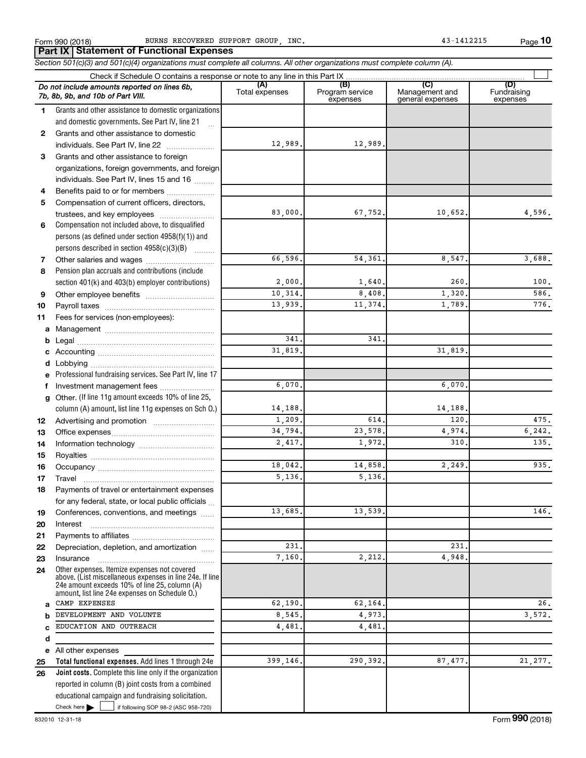Form 990 (2018) BURNS RECOVERED SUPPORT GROUP, INC. 43-1412215

## Part IX Statement of Functional Expenses

*Section 501(c)(3) and 501(c)(4) organizations must complete all columns. All other organizations must complete column (A).*

Check if Schedule O contains a response or note to any line in this Part IX

| *Do not include amounts reported on lines 6b, 7b, 8b, 9b, and 10b of Part VIII.* | (A) Total expenses | (B) Program service expenses | (C) Management and general expenses | (D) Fundraising expenses |
|---|---|---|---|---|
| 1 Grants and other assistance to domestic organizations and domestic governments. See Part IV, line 21 | | | | |
| 2 Grants and other assistance to domestic individuals. See Part IV, line 22 | 12,989. | 12,989. | | |
| 3 Grants and other assistance to foreign organizations, foreign governments, and foreign individuals. See Part IV, lines 15 and 16 | | | | |
| 4 Benefits paid to or for members | | | | |
| 5 Compensation of current officers, directors, trustees, and key employees | 83,000. | 67,752. | 10,652. | 4,596. |
| 6 Compensation not included above, to disqualified persons (as defined under section 4958(f)(1)) and persons described in section 4958(c)(3)(B) | | | | |
| 7 Other salaries and wages | 66,596. | 54,361. | 8,547. | 3,688. |
| 8 Pension plan accruals and contributions (include section 401(k) and 403(b) employer contributions) | 2,000. | 1,640. | 260. | 100. |
| 9 Other employee benefits | 10,314. | 8,408. | 1,320. | 586. |
| 10 Payroll taxes | 13,939. | 11,374. | 1,789. | 776. |
| 11 Fees for services (non-employees): | | | | |
| a Management | | | | |
| b Legal | 341. | 341. | | |
| c Accounting | 31,819. | | 31,819. | |
| d Lobbying | | | | |
| e Professional fundraising services. See Part IV, line 17 | | | | |
| f Investment management fees | 6,070. | | 6,070. | |
| g Other. (If line 11g amount exceeds 10% of line 25, column (A) amount, list line 11g expenses on Sch O.) | 14,188. | | 14,188. | |
| 12 Advertising and promotion | 1,209. | 614. | 120. | 475. |
| 13 Office expenses | 34,794. | 23,578. | 4,974. | 6,242. |
| 14 Information technology | 2,417. | 1,972. | 310. | 135. |
| 15 Royalties | | | | |
| 16 Occupancy | 18,042. | 14,858. | 2,249. | 935. |
| 17 Travel | 5,136. | 5,136. | | |
| 18 Payments of travel or entertainment expenses for any federal, state, or local public officials | | | | |
| 19 Conferences, conventions, and meetings | 13,685. | 13,539. | | 146. |
| 20 Interest | | | | |
| 21 Payments to affiliates | | | | |
| 22 Depreciation, depletion, and amortization | 231. | | 231. | |
| 23 Insurance | 7,160. | 2,212. | 4,948. | |
| 24 Other expenses. Itemize expenses not covered above. (List miscellaneous expenses in line 24e. If line 24e amount exceeds 10% of line 25, column (A) amount, list line 24e expenses on Schedule O.) | | | | |
| a CAMP EXPENSES | 62,190. | 62,164. | | 26. |
| b DEVELOPMENT AND VOLUNTE | 8,545. | 4,973. | | 3,572. |
| c EDUCATION AND OUTREACH | 4,481. | 4,481. | | |
| d | | | | |
| e All other expenses | | | | |
| 25 **Total functional expenses.** Add lines 1 through 24e | 399,146. | 290,392. | 87,477. | 21,277. |
| 26 **Joint costs.** Complete this line only if the organization reported in column (B) joint costs from a combined educational campaign and fundraising solicitation. Check here ☐ if following SOP 98-2 (ASC 958-720) | | | | |

832010 12-31-18 Form **990** (2018)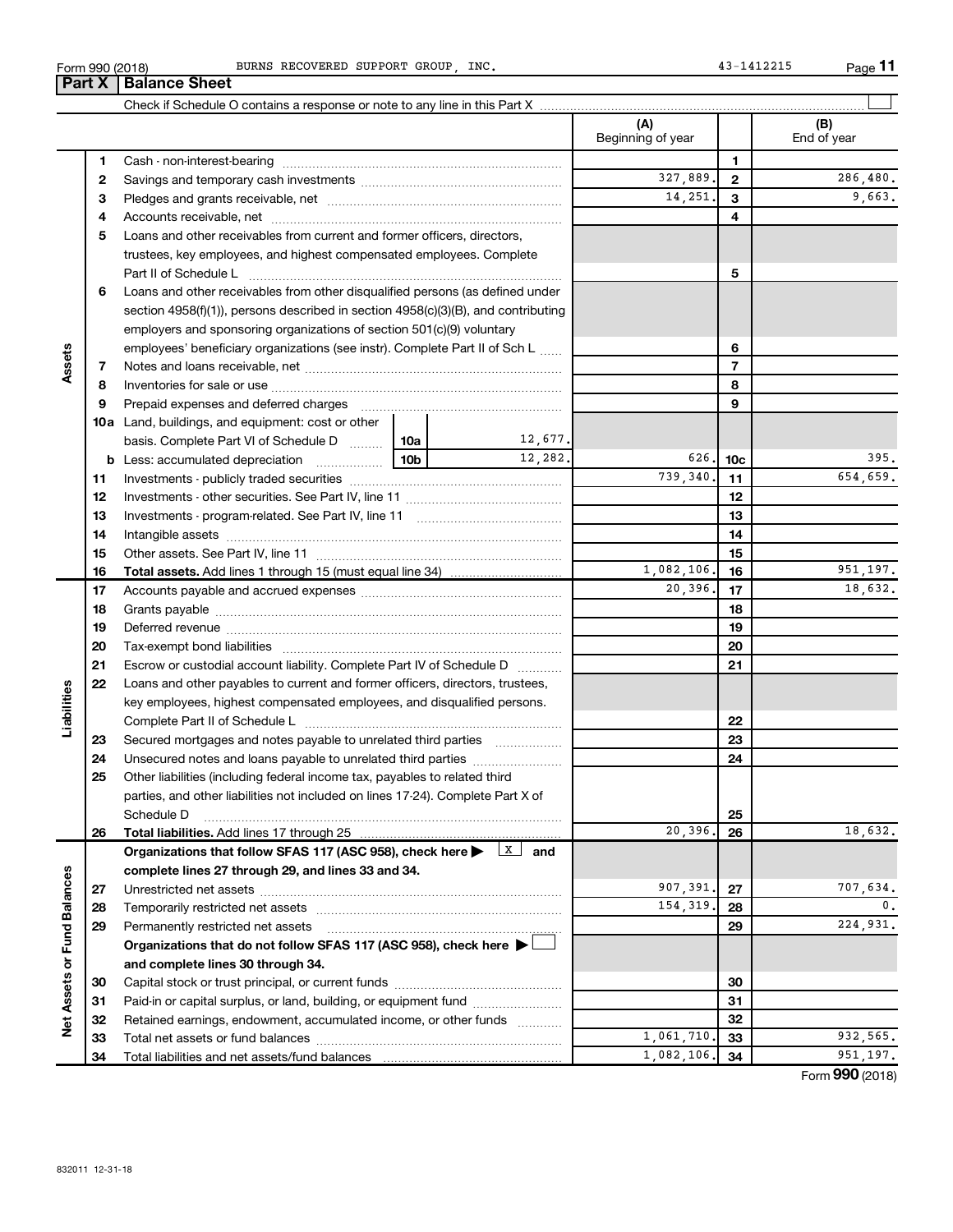Form 990 (2018) BURNS RECOVERED SUPPORT GROUP, INC. 43-1412215 Page **11**

## Part X | Balance Sheet

Check if Schedule O contains a response or note to any line in this Part X ☐

| Section | Line | Description | | | (A) Beginning of year | Line | (B) End of year |
|---|---|---|---|---|---|---|---|
| Assets | 1 | Cash - non-interest-bearing | | | | 1 | |
| | 2 | Savings and temporary cash investments | | | 327,889. | 2 | 286,480. |
| | 3 | Pledges and grants receivable, net | | | 14,251. | 3 | 9,663. |
| | 4 | Accounts receivable, net | | | | 4 | |
| | 5 | Loans and other receivables from current and former officers, directors, trustees, key employees, and highest compensated employees. Complete Part II of Schedule L | | | | 5 | |
| | 6 | Loans and other receivables from other disqualified persons (as defined under section 4958(f)(1)), persons described in section 4958(c)(3)(B), and contributing employers and sponsoring organizations of section 501(c)(9) voluntary employees' beneficiary organizations (see instr). Complete Part II of Sch L | | | | 6 | |
| | 7 | Notes and loans receivable, net | | | | 7 | |
| | 8 | Inventories for sale or use | | | | 8 | |
| | 9 | Prepaid expenses and deferred charges | | | | 9 | |
| | 10a | Land, buildings, and equipment: cost or other basis. Complete Part VI of Schedule D | 10a | 12,677. | | | |
| | b | Less: accumulated depreciation | 10b | 12,282. | 626. | 10c | 395. |
| | 11 | Investments - publicly traded securities | | | 739,340. | 11 | 654,659. |
| | 12 | Investments - other securities. See Part IV, line 11 | | | | 12 | |
| | 13 | Investments - program-related. See Part IV, line 11 | | | | 13 | |
| | 14 | Intangible assets | | | | 14 | |
| | 15 | Other assets. See Part IV, line 11 | | | | 15 | |
| | 16 | **Total assets.** Add lines 1 through 15 (must equal line 34) | | | 1,082,106. | 16 | 951,197. |
| Liabilities | 17 | Accounts payable and accrued expenses | | | 20,396. | 17 | 18,632. |
| | 18 | Grants payable | | | | 18 | |
| | 19 | Deferred revenue | | | | 19 | |
| | 20 | Tax-exempt bond liabilities | | | | 20 | |
| | 21 | Escrow or custodial account liability. Complete Part IV of Schedule D | | | | 21 | |
| | 22 | Loans and other payables to current and former officers, directors, trustees, key employees, highest compensated employees, and disqualified persons. Complete Part II of Schedule L | | | | 22 | |
| | 23 | Secured mortgages and notes payable to unrelated third parties | | | | 23 | |
| | 24 | Unsecured notes and loans payable to unrelated third parties | | | | 24 | |
| | 25 | Other liabilities (including federal income tax, payables to related third parties, and other liabilities not included on lines 17-24). Complete Part X of Schedule D | | | | 25 | |
| | 26 | **Total liabilities.** Add lines 17 through 25 | | | 20,396. | 26 | 18,632. |
| Net Assets or Fund Balances | | **Organizations that follow SFAS 117 (ASC 958), check here ▶ ☒ and complete lines 27 through 29, and lines 33 and 34.** | | | | | |
| | 27 | Unrestricted net assets | | | 907,391. | 27 | 707,634. |
| | 28 | Temporarily restricted net assets | | | 154,319. | 28 | 0. |
| | 29 | Permanently restricted net assets | | | | 29 | 224,931. |
| | | **Organizations that do not follow SFAS 117 (ASC 958), check here ▶ ☐ and complete lines 30 through 34.** | | | | | |
| | 30 | Capital stock or trust principal, or current funds | | | | 30 | |
| | 31 | Paid-in or capital surplus, or land, building, or equipment fund | | | | 31 | |
| | 32 | Retained earnings, endowment, accumulated income, or other funds | | | | 32 | |
| | 33 | Total net assets or fund balances | | | 1,061,710. | 33 | 932,565. |
| | 34 | Total liabilities and net assets/fund balances | | | 1,082,106. | 34 | 951,197. |

Form **990** (2018)

832011 12-31-18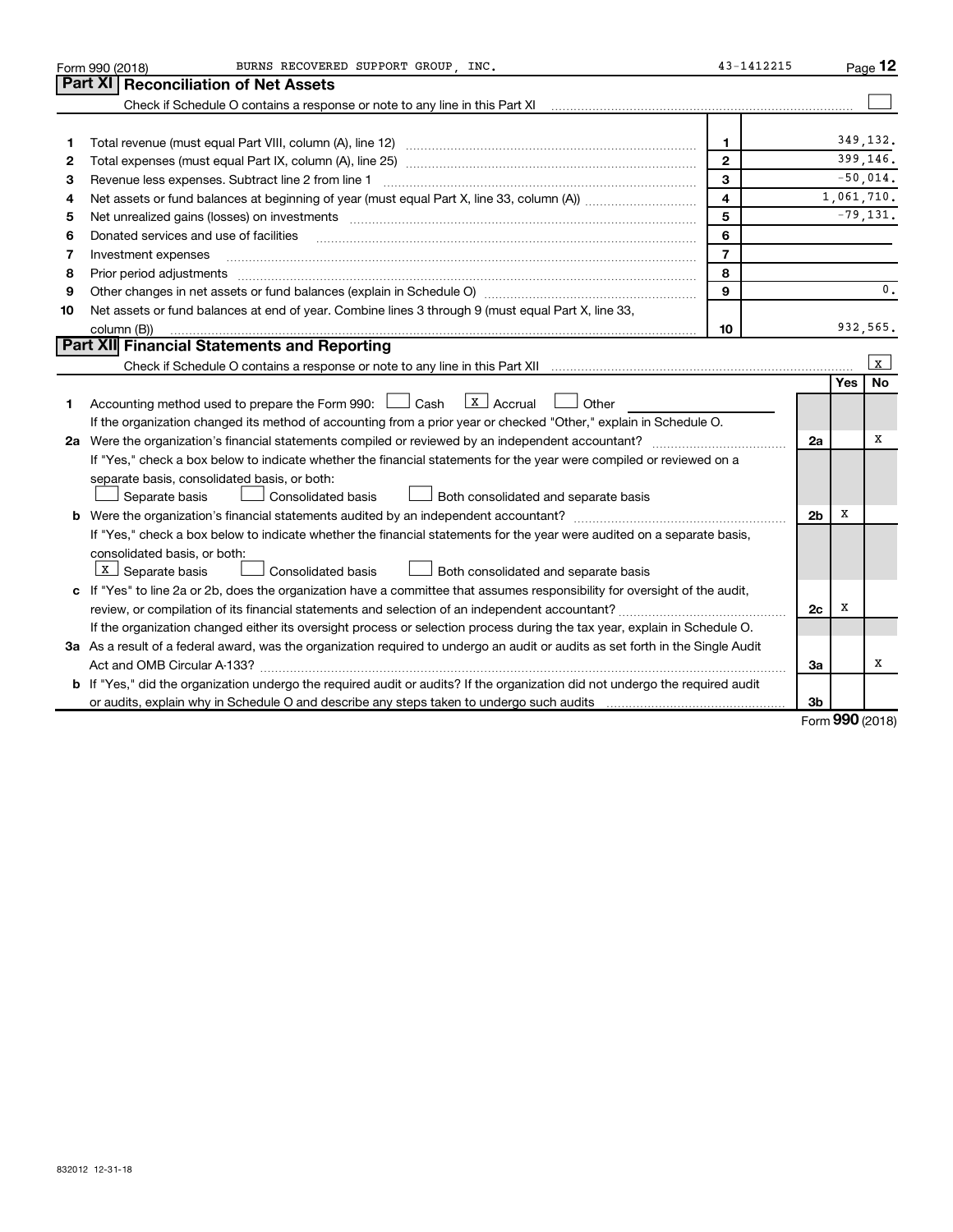Form 990 (2018) BURNS RECOVERED SUPPORT GROUP, INC. 43-1412215

## Part XI Reconciliation of Net Assets

Check if Schedule O contains a response or note to any line in this Part XI ☐

| | | | |
|---|---|---|---|
| 1 | Total revenue (must equal Part VIII, column (A), line 12) | 1 | 349,132. |
| 2 | Total expenses (must equal Part IX, column (A), line 25) | 2 | 399,146. |
| 3 | Revenue less expenses. Subtract line 2 from line 1 | 3 | -50,014. |
| 4 | Net assets or fund balances at beginning of year (must equal Part X, line 33, column (A)) | 4 | 1,061,710. |
| 5 | Net unrealized gains (losses) on investments | 5 | -79,131. |
| 6 | Donated services and use of facilities | 6 | |
| 7 | Investment expenses | 7 | |
| 8 | Prior period adjustments | 8 | |
| 9 | Other changes in net assets or fund balances (explain in Schedule O) | 9 | 0. |
| 10 | Net assets or fund balances at end of year. Combine lines 3 through 9 (must equal Part X, line 33, column (B)) | 10 | 932,565. |

## Part XII Financial Statements and Reporting

Check if Schedule O contains a response or note to any line in this Part XII ☒

| | | | Yes | No |
|---|---|---|---|---|
| 1 | Accounting method used to prepare the Form 990: ☐ Cash ☒ Accrual ☐ Other<br>If the organization changed its method of accounting from a prior year or checked "Other," explain in Schedule O. | | | |
| 2a | Were the organization's financial statements compiled or reviewed by an independent accountant?<br>If "Yes," check a box below to indicate whether the financial statements for the year were compiled or reviewed on a separate basis, consolidated basis, or both:<br>☐ Separate basis ☐ Consolidated basis ☐ Both consolidated and separate basis | 2a | | X |
| b | Were the organization's financial statements audited by an independent accountant?<br>If "Yes," check a box below to indicate whether the financial statements for the year were audited on a separate basis, consolidated basis, or both:<br>☒ Separate basis ☐ Consolidated basis ☐ Both consolidated and separate basis | 2b | X | |
| c | If "Yes" to line 2a or 2b, does the organization have a committee that assumes responsibility for oversight of the audit, review, or compilation of its financial statements and selection of an independent accountant?<br>If the organization changed either its oversight process or selection process during the tax year, explain in Schedule O. | 2c | X | |
| 3a | As a result of a federal award, was the organization required to undergo an audit or audits as set forth in the Single Audit Act and OMB Circular A-133? | 3a | | X |
| b | If "Yes," did the organization undergo the required audit or audits? If the organization did not undergo the required audit or audits, explain why in Schedule O and describe any steps taken to undergo such audits | 3b | | |

Form 990 (2018)

832012 12-31-18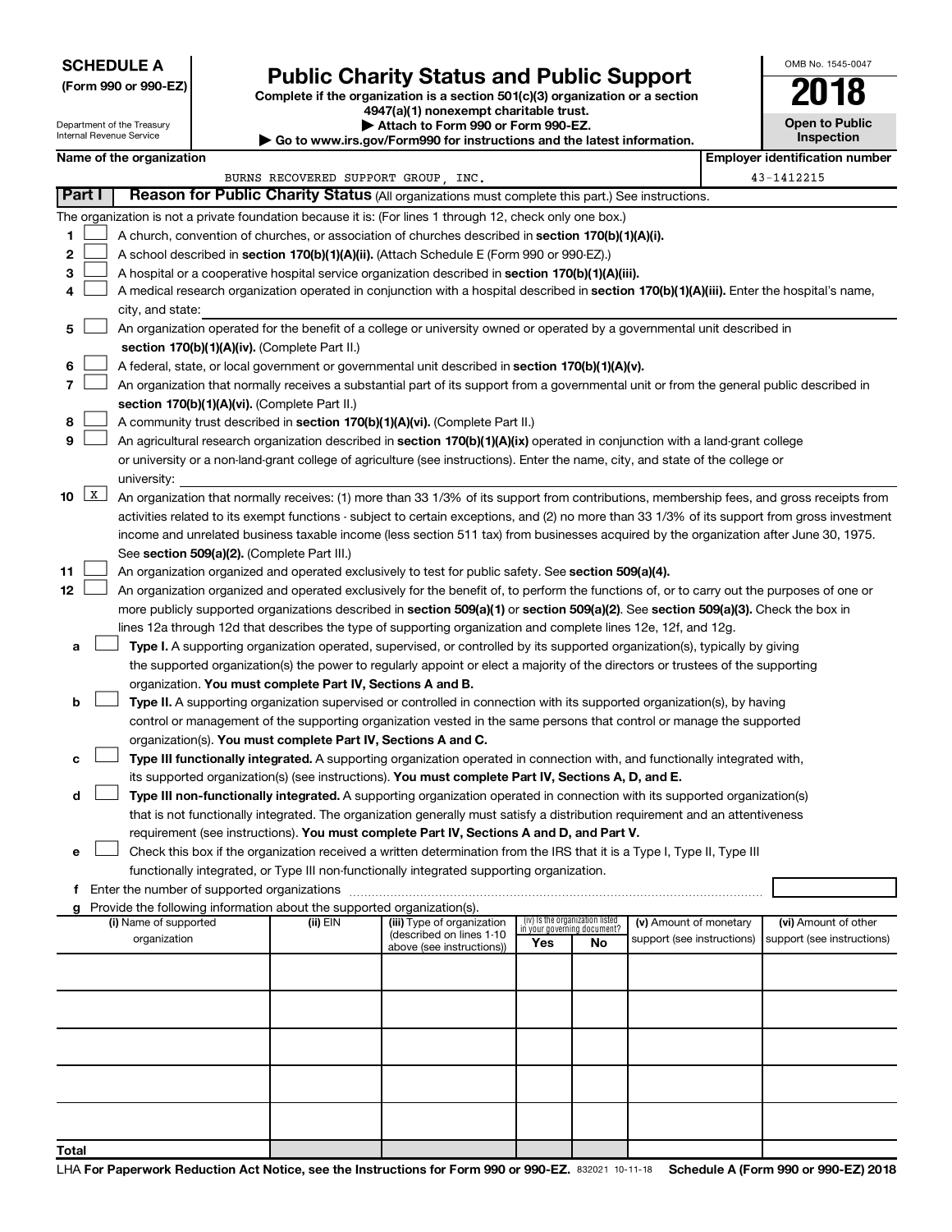**SCHEDULE A**
**(Form 990 or 990-EZ)**

Department of the Treasury
Internal Revenue Service

# Public Charity Status and Public Support

**Complete if the organization is a section 501(c)(3) organization or a section 4947(a)(1) nonexempt charitable trust.**
**▶ Attach to Form 990 or Form 990-EZ.**
**▶ Go to www.irs.gov/Form990 for instructions and the latest information.**

OMB No. 1545-0047

**2018**

**Open to Public Inspection**

| Name of the organization | Employer identification number |
|---|---|
| BURNS RECOVERED SUPPORT GROUP, INC. | 43-1412215 |

## Part I — Reason for Public Charity Status (All organizations must complete this part.) See instructions.

The organization is not a private foundation because it is: (For lines 1 through 12, check only one box.)

1 ☐ A church, convention of churches, or association of churches described in **section 170(b)(1)(A)(i).**

2 ☐ A school described in **section 170(b)(1)(A)(ii).** (Attach Schedule E (Form 990 or 990-EZ).)

3 ☐ A hospital or a cooperative hospital service organization described in **section 170(b)(1)(A)(iii).**

4 ☐ A medical research organization operated in conjunction with a hospital described in **section 170(b)(1)(A)(iii).** Enter the hospital's name, city, and state:

5 ☐ An organization operated for the benefit of a college or university owned or operated by a governmental unit described in **section 170(b)(1)(A)(iv).** (Complete Part II.)

6 ☐ A federal, state, or local government or governmental unit described in **section 170(b)(1)(A)(v).**

7 ☐ An organization that normally receives a substantial part of its support from a governmental unit or from the general public described in **section 170(b)(1)(A)(vi).** (Complete Part II.)

8 ☐ A community trust described in **section 170(b)(1)(A)(vi).** (Complete Part II.)

9 ☐ An agricultural research organization described in **section 170(b)(1)(A)(ix)** operated in conjunction with a land-grant college or university or a non-land-grant college of agriculture (see instructions). Enter the name, city, and state of the college or university:

10 ☒ An organization that normally receives: (1) more than 33 1/3% of its support from contributions, membership fees, and gross receipts from activities related to its exempt functions - subject to certain exceptions, and (2) no more than 33 1/3% of its support from gross investment income and unrelated business taxable income (less section 511 tax) from businesses acquired by the organization after June 30, 1975. See **section 509(a)(2).** (Complete Part III.)

11 ☐ An organization organized and operated exclusively to test for public safety. See **section 509(a)(4).**

12 ☐ An organization organized and operated exclusively for the benefit of, to perform the functions of, or to carry out the purposes of one or more publicly supported organizations described in **section 509(a)(1)** or **section 509(a)(2).** See **section 509(a)(3).** Check the box in lines 12a through 12d that describes the type of supporting organization and complete lines 12e, 12f, and 12g.

a ☐ **Type I.** A supporting organization operated, supervised, or controlled by its supported organization(s), typically by giving the supported organization(s) the power to regularly appoint or elect a majority of the directors or trustees of the supporting organization. **You must complete Part IV, Sections A and B.**

b ☐ **Type II.** A supporting organization supervised or controlled in connection with its supported organization(s), by having control or management of the supporting organization vested in the same persons that control or manage the supported organization(s). **You must complete Part IV, Sections A and C.**

c ☐ **Type III functionally integrated.** A supporting organization operated in connection with, and functionally integrated with, its supported organization(s) (see instructions). **You must complete Part IV, Sections A, D, and E.**

d ☐ **Type III non-functionally integrated.** A supporting organization operated in connection with its supported organization(s) that is not functionally integrated. The organization generally must satisfy a distribution requirement and an attentiveness requirement (see instructions). **You must complete Part IV, Sections A and D, and Part V.**

e ☐ Check this box if the organization received a written determination from the IRS that it is a Type I, Type II, Type III functionally integrated, or Type III non-functionally integrated supporting organization.

f Enter the number of supported organizations

g Provide the following information about the supported organization(s).

| (i) Name of supported organization | (ii) EIN | (iii) Type of organization (described on lines 1-10 above (see instructions)) | (iv) Is the organization listed in your governing document? Yes | No | (v) Amount of monetary support (see instructions) | (vi) Amount of other support (see instructions) |
|---|---|---|---|---|---|---|
| | | | | | | |
| | | | | | | |
| | | | | | | |
| | | | | | | |
| | | | | | | |
| **Total** | | | | | | |

LHA **For Paperwork Reduction Act Notice, see the Instructions for Form 990 or 990-EZ.** 832021 10-11-18 **Schedule A (Form 990 or 990-EZ) 2018**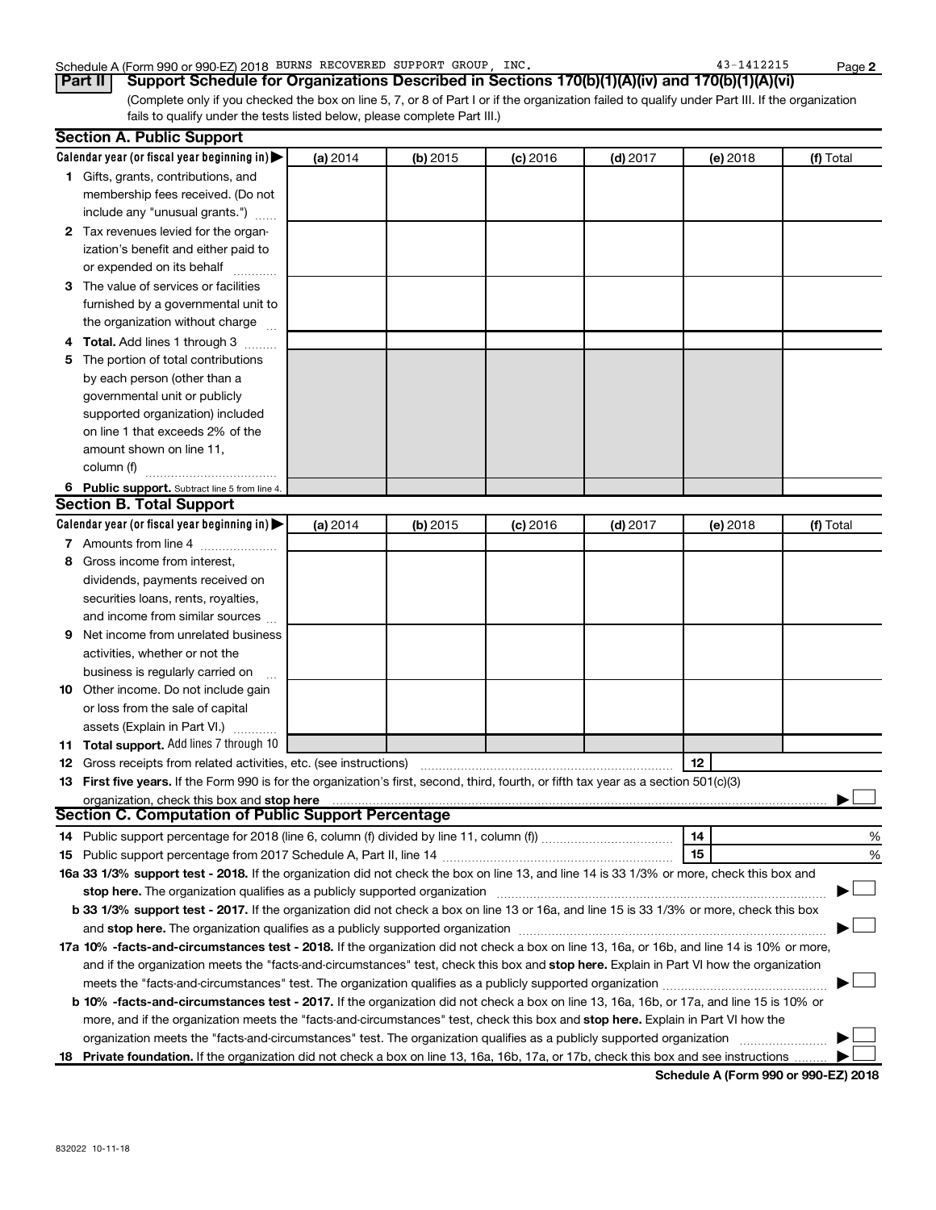Schedule A (Form 990 or 990-EZ) 2018 BURNS RECOVERED SUPPORT GROUP, INC. 43-1412215

**Part II** **Support Schedule for Organizations Described in Sections 170(b)(1)(A)(iv) and 170(b)(1)(A)(vi)**

(Complete only if you checked the box on line 5, 7, or 8 of Part I or if the organization failed to qualify under Part III. If the organization fails to qualify under the tests listed below, please complete Part III.)

## Section A. Public Support

| Calendar year (or fiscal year beginning in) ▶ | (a) 2014 | (b) 2015 | (c) 2016 | (d) 2017 | (e) 2018 | (f) Total |
|---|---|---|---|---|---|---|
| **1** Gifts, grants, contributions, and membership fees received. (Do not include any "unusual grants.") | | | | | | |
| **2** Tax revenues levied for the organization's benefit and either paid to or expended on its behalf | | | | | | |
| **3** The value of services or facilities furnished by a governmental unit to the organization without charge | | | | | | |
| **4 Total.** Add lines 1 through 3 | | | | | | |
| **5** The portion of total contributions by each person (other than a governmental unit or publicly supported organization) included on line 1 that exceeds 2% of the amount shown on line 11, column (f) | | | | | | |
| **6 Public support.** Subtract line 5 from line 4. | | | | | | |

## Section B. Total Support

| Calendar year (or fiscal year beginning in) ▶ | (a) 2014 | (b) 2015 | (c) 2016 | (d) 2017 | (e) 2018 | (f) Total |
|---|---|---|---|---|---|---|
| **7** Amounts from line 4 | | | | | | |
| **8** Gross income from interest, dividends, payments received on securities loans, rents, royalties, and income from similar sources | | | | | | |
| **9** Net income from unrelated business activities, whether or not the business is regularly carried on | | | | | | |
| **10** Other income. Do not include gain or loss from the sale of capital assets (Explain in Part VI.) | | | | | | |
| **11 Total support.** Add lines 7 through 10 | | | | | | |

**12** Gross receipts from related activities, etc. (see instructions) | **12** |

**13 First five years.** If the Form 990 is for the organization's first, second, third, fourth, or fifth tax year as a section 501(c)(3) organization, check this box and **stop here** ▶ ☐

## Section C. Computation of Public Support Percentage

**14** Public support percentage for 2018 (line 6, column (f) divided by line 11, column (f)) | **14** | %

**15** Public support percentage from 2017 Schedule A, Part II, line 14 | **15** | %

**16a 33 1/3% support test - 2018.** If the organization did not check the box on line 13, and line 14 is 33 1/3% or more, check this box and **stop here.** The organization qualifies as a publicly supported organization ▶ ☐

**b 33 1/3% support test - 2017.** If the organization did not check a box on line 13 or 16a, and line 15 is 33 1/3% or more, check this box and **stop here.** The organization qualifies as a publicly supported organization ▶ ☐

**17a 10% -facts-and-circumstances test - 2018.** If the organization did not check a box on line 13, 16a, or 16b, and line 14 is 10% or more, and if the organization meets the "facts-and-circumstances" test, check this box and **stop here.** Explain in Part VI how the organization meets the "facts-and-circumstances" test. The organization qualifies as a publicly supported organization ▶ ☐

**b 10% -facts-and-circumstances test - 2017.** If the organization did not check a box on line 13, 16a, 16b, or 17a, and line 15 is 10% or more, and if the organization meets the "facts-and-circumstances" test, check this box and **stop here.** Explain in Part VI how the organization meets the "facts-and-circumstances" test. The organization qualifies as a publicly supported organization ▶ ☐

**18 Private foundation.** If the organization did not check a box on line 13, 16a, 16b, 17a, or 17b, check this box and see instructions ▶ ☐

**Schedule A (Form 990 or 990-EZ) 2018**

832022 10-11-18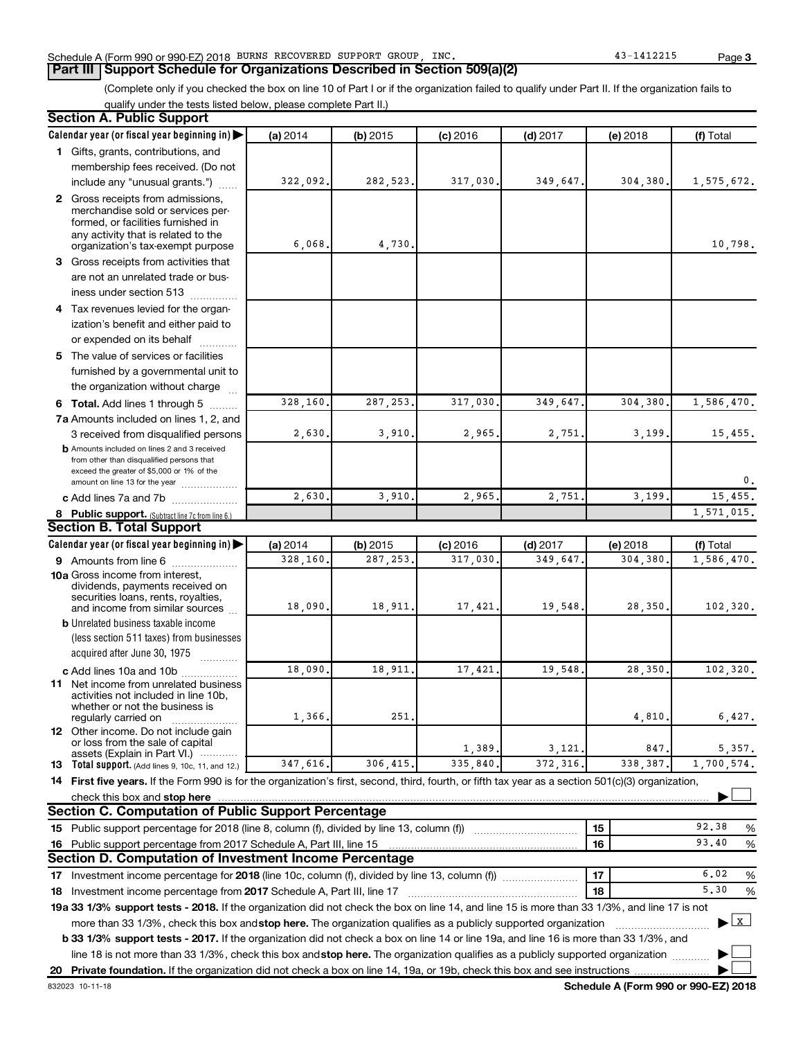Schedule A (Form 990 or 990-EZ) 2018 BURNS RECOVERED SUPPORT GROUP, INC. 43-1412215 Page 3

## Part III Support Schedule for Organizations Described in Section 509(a)(2)

(Complete only if you checked the box on line 10 of Part I or if the organization failed to qualify under Part II. If the organization fails to qualify under the tests listed below, please complete Part II.)

### Section A. Public Support

| Calendar year (or fiscal year beginning in) | (a) 2014 | (b) 2015 | (c) 2016 | (d) 2017 | (e) 2018 | (f) Total |
|---|---|---|---|---|---|---|
| 1 Gifts, grants, contributions, and membership fees received. (Do not include any "unusual grants.") | 322,092. | 282,523. | 317,030. | 349,647. | 304,380. | 1,575,672. |
| 2 Gross receipts from admissions, merchandise sold or services performed, or facilities furnished in any activity that is related to the organization's tax-exempt purpose | 6,068. | 4,730. | | | | 10,798. |
| 3 Gross receipts from activities that are not an unrelated trade or business under section 513 | | | | | | |
| 4 Tax revenues levied for the organization's benefit and either paid to or expended on its behalf | | | | | | |
| 5 The value of services or facilities furnished by a governmental unit to the organization without charge | | | | | | |
| 6 Total. Add lines 1 through 5 | 328,160. | 287,253. | 317,030. | 349,647. | 304,380. | 1,586,470. |
| 7a Amounts included on lines 1, 2, and 3 received from disqualified persons | 2,630. | 3,910. | 2,965. | 2,751. | 3,199. | 15,455. |
| b Amounts included on lines 2 and 3 received from other than disqualified persons that exceed the greater of $5,000 or 1% of the amount on line 13 for the year | | | | | | 0. |
| c Add lines 7a and 7b | 2,630. | 3,910. | 2,965. | 2,751. | 3,199. | 15,455. |
| 8 Public support. (Subtract line 7c from line 6.) | | | | | | 1,571,015. |

### Section B. Total Support

| Calendar year (or fiscal year beginning in) | (a) 2014 | (b) 2015 | (c) 2016 | (d) 2017 | (e) 2018 | (f) Total |
|---|---|---|---|---|---|---|
| 9 Amounts from line 6 | 328,160. | 287,253. | 317,030. | 349,647. | 304,380. | 1,586,470. |
| 10a Gross income from interest, dividends, payments received on securities loans, rents, royalties, and income from similar sources | 18,090. | 18,911. | 17,421. | 19,548. | 28,350. | 102,320. |
| b Unrelated business taxable income (less section 511 taxes) from businesses acquired after June 30, 1975 | | | | | | |
| c Add lines 10a and 10b | 18,090. | 18,911. | 17,421. | 19,548. | 28,350. | 102,320. |
| 11 Net income from unrelated business activities not included in line 10b, whether or not the business is regularly carried on | 1,366. | 251. | | | 4,810. | 6,427. |
| 12 Other income. Do not include gain or loss from the sale of capital assets (Explain in Part VI.) | | | 1,389. | 3,121. | 847. | 5,357. |
| 13 Total support. (Add lines 9, 10c, 11, and 12.) | 347,616. | 306,415. | 335,840. | 372,316. | 338,387. | 1,700,574. |

14 First five years. If the Form 990 is for the organization's first, second, third, fourth, or fifth tax year as a section 501(c)(3) organization, check this box and stop here ☐

### Section C. Computation of Public Support Percentage

| | | |
|---|---|---|
| 15 Public support percentage for 2018 (line 8, column (f), divided by line 13, column (f)) | 15 | 92.38 % |
| 16 Public support percentage from 2017 Schedule A, Part III, line 15 | 16 | 93.40 % |

### Section D. Computation of Investment Income Percentage

| | | |
|---|---|---|
| 17 Investment income percentage for 2018 (line 10c, column (f), divided by line 13, column (f)) | 17 | 6.02 % |
| 18 Investment income percentage from 2017 Schedule A, Part III, line 17 | 18 | 5.30 % |

19a 33 1/3% support tests - 2018. If the organization did not check the box on line 14, and line 15 is more than 33 1/3%, and line 17 is not more than 33 1/3%, check this box and stop here. The organization qualifies as a publicly supported organization ☒

b 33 1/3% support tests - 2017. If the organization did not check a box on line 14 or line 19a, and line 16 is more than 33 1/3%, and line 18 is not more than 33 1/3%, check this box and stop here. The organization qualifies as a publicly supported organization ☐

20 Private foundation. If the organization did not check a box on line 14, 19a, or 19b, check this box and see instructions ☐

832023 10-11-18 Schedule A (Form 990 or 990-EZ) 2018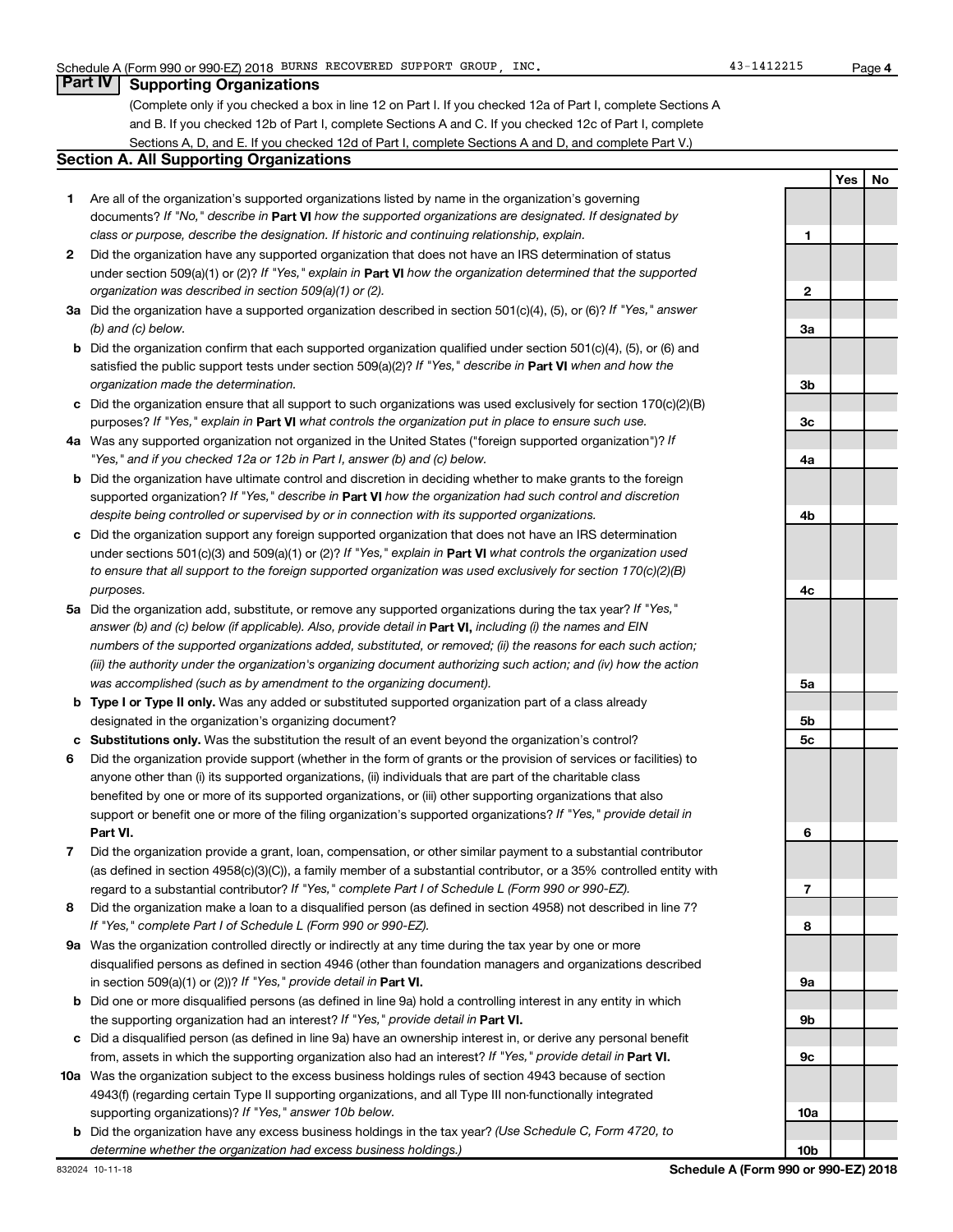Schedule A (Form 990 or 990-EZ) 2018 BURNS RECOVERED SUPPORT GROUP, INC. 43-1412215 Page 4

## Part IV Supporting Organizations

(Complete only if you checked a box in line 12 on Part I. If you checked 12a of Part I, complete Sections A and B. If you checked 12b of Part I, complete Sections A and C. If you checked 12c of Part I, complete Sections A, D, and E. If you checked 12d of Part I, complete Sections A and D, and complete Part V.)

### Section A. All Supporting Organizations

| | | | Yes | No |
|---|---|---|---|---|
| **1** | Are all of the organization's supported organizations listed by name in the organization's governing documents? *If "No," describe in* **Part VI** *how the supported organizations are designated. If designated by class or purpose, describe the designation. If historic and continuing relationship, explain.* | 1 | | |
| **2** | Did the organization have any supported organization that does not have an IRS determination of status under section 509(a)(1) or (2)? *If "Yes," explain in* **Part VI** *how the organization determined that the supported organization was described in section 509(a)(1) or (2).* | 2 | | |
| **3a** | Did the organization have a supported organization described in section 501(c)(4), (5), or (6)? *If "Yes," answer (b) and (c) below.* | 3a | | |
| **b** | Did the organization confirm that each supported organization qualified under section 501(c)(4), (5), or (6) and satisfied the public support tests under section 509(a)(2)? *If "Yes," describe in* **Part VI** *when and how the organization made the determination.* | 3b | | |
| **c** | Did the organization ensure that all support to such organizations was used exclusively for section 170(c)(2)(B) purposes? *If "Yes," explain in* **Part VI** *what controls the organization put in place to ensure such use.* | 3c | | |
| **4a** | Was any supported organization not organized in the United States ("foreign supported organization")? *If "Yes," and if you checked 12a or 12b in Part I, answer (b) and (c) below.* | 4a | | |
| **b** | Did the organization have ultimate control and discretion in deciding whether to make grants to the foreign supported organization? *If "Yes," describe in* **Part VI** *how the organization had such control and discretion despite being controlled or supervised by or in connection with its supported organizations.* | 4b | | |
| **c** | Did the organization support any foreign supported organization that does not have an IRS determination under sections 501(c)(3) and 509(a)(1) or (2)? *If "Yes," explain in* **Part VI** *what controls the organization used to ensure that all support to the foreign supported organization was used exclusively for section 170(c)(2)(B) purposes.* | 4c | | |
| **5a** | Did the organization add, substitute, or remove any supported organizations during the tax year? *If "Yes," answer (b) and (c) below (if applicable). Also, provide detail in* **Part VI,** *including (i) the names and EIN numbers of the supported organizations added, substituted, or removed; (ii) the reasons for each such action; (iii) the authority under the organization's organizing document authorizing such action; and (iv) how the action was accomplished (such as by amendment to the organizing document).* | 5a | | |
| **b** | **Type I or Type II only.** Was any added or substituted supported organization part of a class already designated in the organization's organizing document? | 5b | | |
| **c** | **Substitutions only.** Was the substitution the result of an event beyond the organization's control? | 5c | | |
| **6** | Did the organization provide support (whether in the form of grants or the provision of services or facilities) to anyone other than (i) its supported organizations, (ii) individuals that are part of the charitable class benefited by one or more of its supported organizations, or (iii) other supporting organizations that also support or benefit one or more of the filing organization's supported organizations? *If "Yes," provide detail in* **Part VI.** | 6 | | |
| **7** | Did the organization provide a grant, loan, compensation, or other similar payment to a substantial contributor (as defined in section 4958(c)(3)(C)), a family member of a substantial contributor, or a 35% controlled entity with regard to a substantial contributor? *If "Yes," complete Part I of Schedule L (Form 990 or 990-EZ).* | 7 | | |
| **8** | Did the organization make a loan to a disqualified person (as defined in section 4958) not described in line 7? *If "Yes," complete Part I of Schedule L (Form 990 or 990-EZ).* | 8 | | |
| **9a** | Was the organization controlled directly or indirectly at any time during the tax year by one or more disqualified persons as defined in section 4946 (other than foundation managers and organizations described in section 509(a)(1) or (2))? *If "Yes," provide detail in* **Part VI.** | 9a | | |
| **b** | Did one or more disqualified persons (as defined in line 9a) hold a controlling interest in any entity in which the supporting organization had an interest? *If "Yes," provide detail in* **Part VI.** | 9b | | |
| **c** | Did a disqualified person (as defined in line 9a) have an ownership interest in, or derive any personal benefit from, assets in which the supporting organization also had an interest? *If "Yes," provide detail in* **Part VI.** | 9c | | |
| **10a** | Was the organization subject to the excess business holdings rules of section 4943 because of section 4943(f) (regarding certain Type II supporting organizations, and all Type III non-functionally integrated supporting organizations)? *If "Yes," answer 10b below.* | 10a | | |
| **b** | Did the organization have any excess business holdings in the tax year? *(Use Schedule C, Form 4720, to determine whether the organization had excess business holdings.)* | 10b | | |

832024 10-11-18 **Schedule A (Form 990 or 990-EZ) 2018**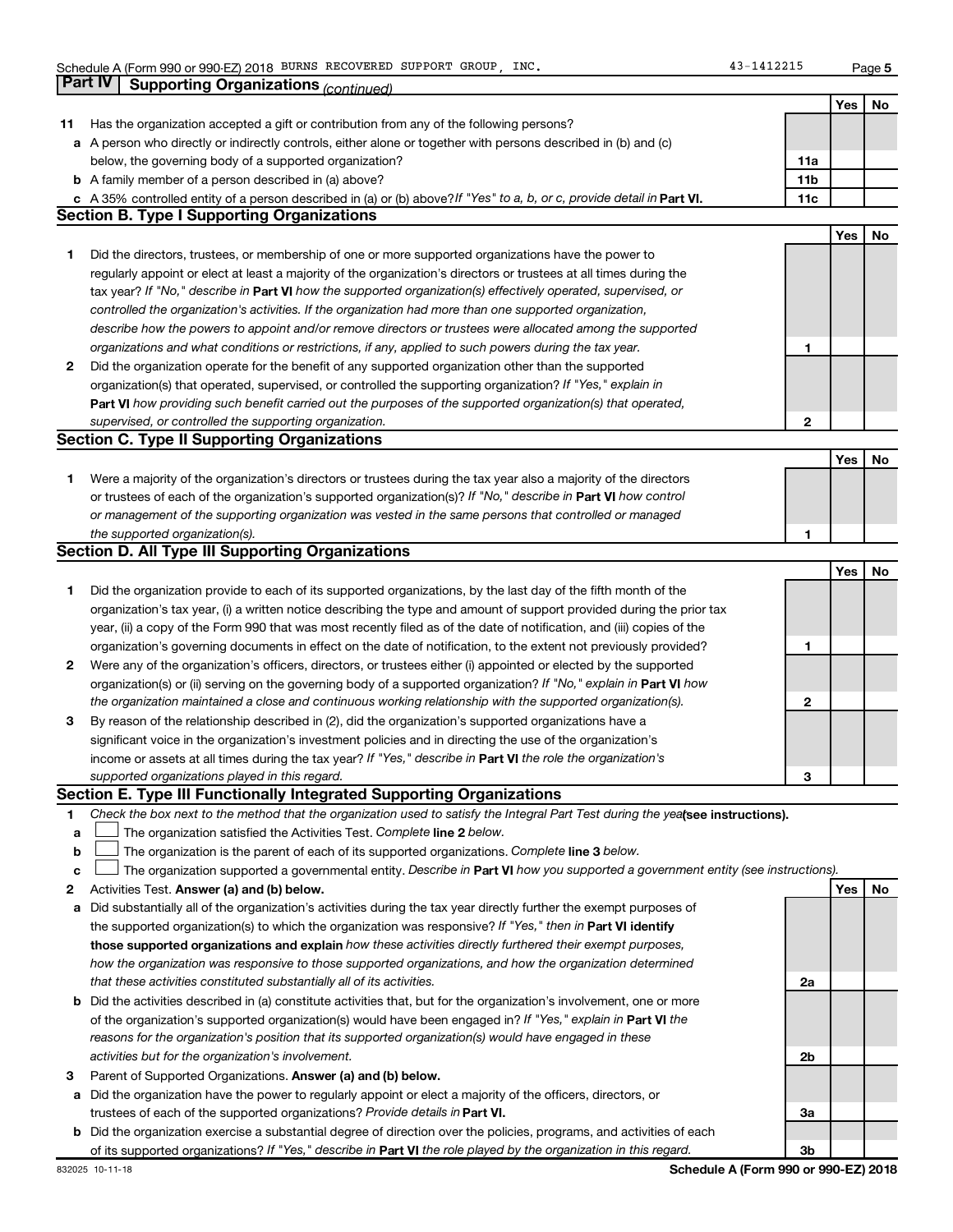Schedule A (Form 990 or 990-EZ) 2018 BURNS RECOVERED SUPPORT GROUP, INC. 43-1412215

## Part IV Supporting Organizations *(continued)*

| | | | Yes | No |
|---|---|---|---|---|
| **11** | Has the organization accepted a gift or contribution from any of the following persons? | | | |
| **a** | A person who directly or indirectly controls, either alone or together with persons described in (b) and (c) below, the governing body of a supported organization? | **11a** | | |
| **b** | A family member of a person described in (a) above? | **11b** | | |
| **c** | A 35% controlled entity of a person described in (a) or (b) above? *If "Yes" to a, b, or c, provide detail in* **Part VI.** | **11c** | | |

### Section B. Type I Supporting Organizations

| | | | Yes | No |
|---|---|---|---|---|
| **1** | Did the directors, trustees, or membership of one or more supported organizations have the power to regularly appoint or elect at least a majority of the organization's directors or trustees at all times during the tax year? *If "No," describe in* **Part VI** *how the supported organization(s) effectively operated, supervised, or controlled the organization's activities. If the organization had more than one supported organization, describe how the powers to appoint and/or remove directors or trustees were allocated among the supported organizations and what conditions or restrictions, if any, applied to such powers during the tax year.* | **1** | | |
| **2** | Did the organization operate for the benefit of any supported organization other than the supported organization(s) that operated, supervised, or controlled the supporting organization? *If "Yes," explain in* **Part VI** *how providing such benefit carried out the purposes of the supported organization(s) that operated, supervised, or controlled the supporting organization.* | **2** | | |

### Section C. Type II Supporting Organizations

| | | | Yes | No |
|---|---|---|---|---|
| **1** | Were a majority of the organization's directors or trustees during the tax year also a majority of the directors or trustees of each of the organization's supported organization(s)? *If "No," describe in* **Part VI** *how control or management of the supporting organization was vested in the same persons that controlled or managed the supported organization(s).* | **1** | | |

### Section D. All Type III Supporting Organizations

| | | | Yes | No |
|---|---|---|---|---|
| **1** | Did the organization provide to each of its supported organizations, by the last day of the fifth month of the organization's tax year, (i) a written notice describing the type and amount of support provided during the prior tax year, (ii) a copy of the Form 990 that was most recently filed as of the date of notification, and (iii) copies of the organization's governing documents in effect on the date of notification, to the extent not previously provided? | **1** | | |
| **2** | Were any of the organization's officers, directors, or trustees either (i) appointed or elected by the supported organization(s) or (ii) serving on the governing body of a supported organization? *If "No," explain in* **Part VI** *how the organization maintained a close and continuous working relationship with the supported organization(s).* | **2** | | |
| **3** | By reason of the relationship described in (2), did the organization's supported organizations have a significant voice in the organization's investment policies and in directing the use of the organization's income or assets at all times during the tax year? *If "Yes," describe in* **Part VI** *the role the organization's supported organizations played in this regard.* | **3** | | |

### Section E. Type III Functionally Integrated Supporting Organizations

**1** *Check the box next to the method that the organization used to satisfy the Integral Part Test during the year* **(see instructions).**

- **a** ☐ The organization satisfied the Activities Test. *Complete* **line 2** *below.*
- **b** ☐ The organization is the parent of each of its supported organizations. *Complete* **line 3** *below.*
- **c** ☐ The organization supported a governmental entity. *Describe in* **Part VI** *how you supported a government entity (see instructions).*

| | | | Yes | No |
|---|---|---|---|---|
| **2** | Activities Test. **Answer (a) and (b) below.** | | | |
| **a** | Did substantially all of the organization's activities during the tax year directly further the exempt purposes of the supported organization(s) to which the organization was responsive? *If "Yes," then in* **Part VI identify those supported organizations and explain** *how these activities directly furthered their exempt purposes, how the organization was responsive to those supported organizations, and how the organization determined that these activities constituted substantially all of its activities.* | **2a** | | |
| **b** | Did the activities described in (a) constitute activities that, but for the organization's involvement, one or more of the organization's supported organization(s) would have been engaged in? *If "Yes," explain in* **Part VI** *the reasons for the organization's position that its supported organization(s) would have engaged in these activities but for the organization's involvement.* | **2b** | | |
| **3** | Parent of Supported Organizations. **Answer (a) and (b) below.** | | | |
| **a** | Did the organization have the power to regularly appoint or elect a majority of the officers, directors, or trustees of each of the supported organizations? *Provide details in* **Part VI.** | **3a** | | |
| **b** | Did the organization exercise a substantial degree of direction over the policies, programs, and activities of each of its supported organizations? *If "Yes," describe in* **Part VI** *the role played by the organization in this regard.* | **3b** | | |

832025 10-11-18 **Schedule A (Form 990 or 990-EZ) 2018**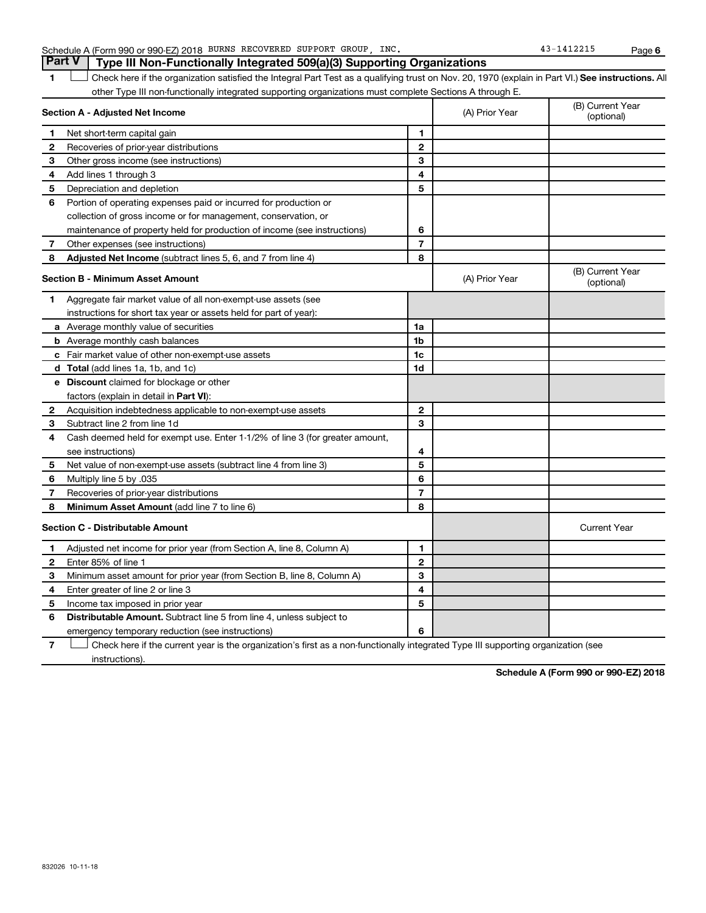Schedule A (Form 990 or 990-EZ) 2018 BURNS RECOVERED SUPPORT GROUP, INC. 43-1412215

## Part V Type III Non-Functionally Integrated 509(a)(3) Supporting Organizations

1 ☐ Check here if the organization satisfied the Integral Part Test as a qualifying trust on Nov. 20, 1970 (explain in Part VI.) **See instructions.** All other Type III non-functionally integrated supporting organizations must complete Sections A through E.

| **Section A - Adjusted Net Income** | | | (A) Prior Year | (B) Current Year (optional) |
|---|---|---|---|---|
| 1 | Net short-term capital gain | 1 | | |
| 2 | Recoveries of prior-year distributions | 2 | | |
| 3 | Other gross income (see instructions) | 3 | | |
| 4 | Add lines 1 through 3 | 4 | | |
| 5 | Depreciation and depletion | 5 | | |
| 6 | Portion of operating expenses paid or incurred for production or collection of gross income or for management, conservation, or maintenance of property held for production of income (see instructions) | 6 | | |
| 7 | Other expenses (see instructions) | 7 | | |
| 8 | **Adjusted Net Income** (subtract lines 5, 6, and 7 from line 4) | 8 | | |

| **Section B - Minimum Asset Amount** | | | (A) Prior Year | (B) Current Year (optional) |
|---|---|---|---|---|
| 1 | Aggregate fair market value of all non-exempt-use assets (see instructions for short tax year or assets held for part of year): | | | |
| a | Average monthly value of securities | 1a | | |
| b | Average monthly cash balances | 1b | | |
| c | Fair market value of other non-exempt-use assets | 1c | | |
| d | **Total** (add lines 1a, 1b, and 1c) | 1d | | |
| e | **Discount** claimed for blockage or other factors (explain in detail in **Part VI**): | | | |
| 2 | Acquisition indebtedness applicable to non-exempt-use assets | 2 | | |
| 3 | Subtract line 2 from line 1d | 3 | | |
| 4 | Cash deemed held for exempt use. Enter 1-1/2% of line 3 (for greater amount, see instructions) | 4 | | |
| 5 | Net value of non-exempt-use assets (subtract line 4 from line 3) | 5 | | |
| 6 | Multiply line 5 by .035 | 6 | | |
| 7 | Recoveries of prior-year distributions | 7 | | |
| 8 | **Minimum Asset Amount** (add line 7 to line 6) | 8 | | |

| **Section C - Distributable Amount** | | | | Current Year |
|---|---|---|---|---|
| 1 | Adjusted net income for prior year (from Section A, line 8, Column A) | 1 | | |
| 2 | Enter 85% of line 1 | 2 | | |
| 3 | Minimum asset amount for prior year (from Section B, line 8, Column A) | 3 | | |
| 4 | Enter greater of line 2 or line 3 | 4 | | |
| 5 | Income tax imposed in prior year | 5 | | |
| 6 | **Distributable Amount.** Subtract line 5 from line 4, unless subject to emergency temporary reduction (see instructions) | 6 | | |

7 ☐ Check here if the current year is the organization's first as a non-functionally integrated Type III supporting organization (see instructions).

**Schedule A (Form 990 or 990-EZ) 2018**

832026 10-11-18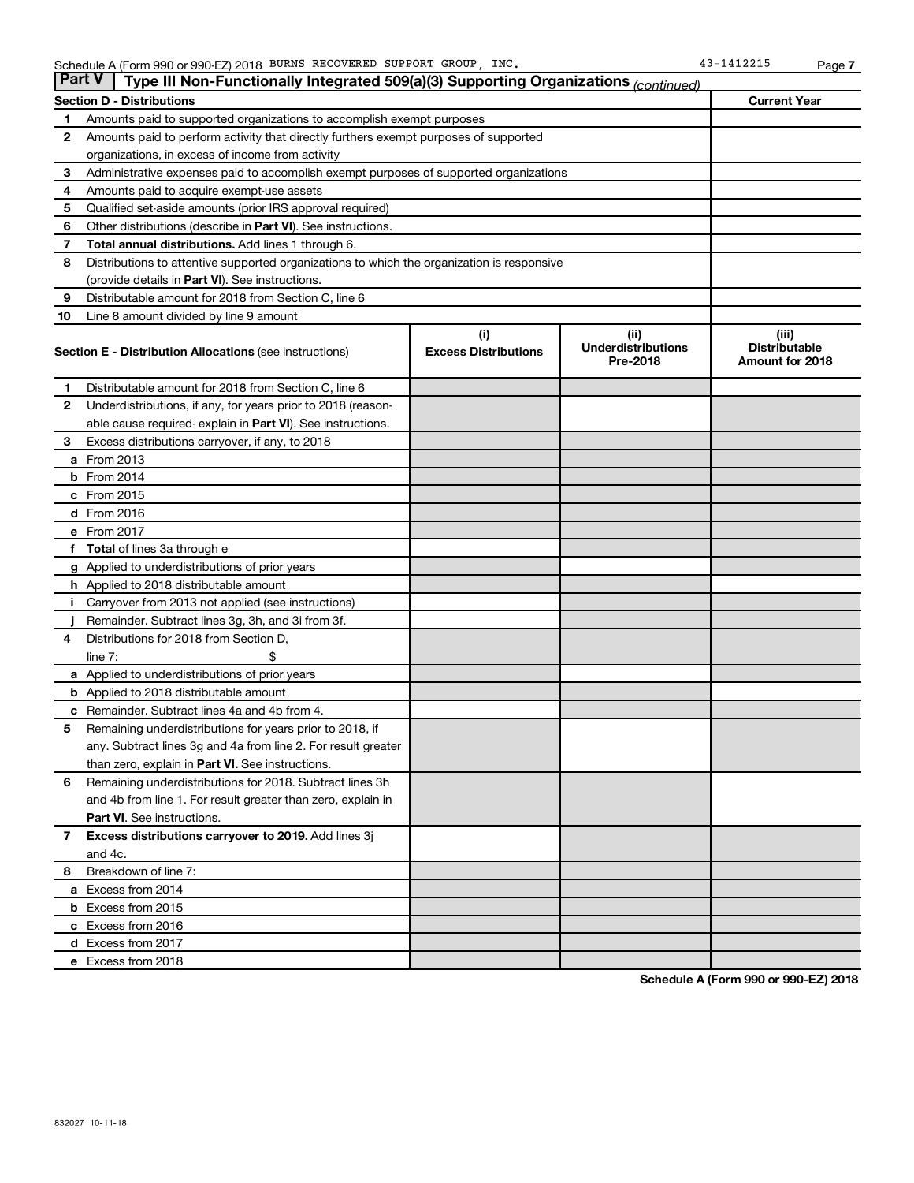Schedule A (Form 990 or 990-EZ) 2018 BURNS RECOVERED SUPPORT GROUP, INC. 43-1412215

## Part V Type III Non-Functionally Integrated 509(a)(3) Supporting Organizations *(continued)*

| Section D - Distributions | | Current Year |
|---|---|---|
| 1 | Amounts paid to supported organizations to accomplish exempt purposes | |
| 2 | Amounts paid to perform activity that directly furthers exempt purposes of supported organizations, in excess of income from activity | |
| 3 | Administrative expenses paid to accomplish exempt purposes of supported organizations | |
| 4 | Amounts paid to acquire exempt-use assets | |
| 5 | Qualified set-aside amounts (prior IRS approval required) | |
| 6 | Other distributions (describe in **Part VI**). See instructions. | |
| 7 | **Total annual distributions.** Add lines 1 through 6. | |
| 8 | Distributions to attentive supported organizations to which the organization is responsive (provide details in **Part VI**). See instructions. | |
| 9 | Distributable amount for 2018 from Section C, line 6 | |
| 10 | Line 8 amount divided by line 9 amount | |

| | **Section E - Distribution Allocations** (see instructions) | (i) Excess Distributions | (ii) Underdistributions Pre-2018 | (iii) Distributable Amount for 2018 |
|---|---|---|---|---|
| 1 | Distributable amount for 2018 from Section C, line 6 | | | |
| 2 | Underdistributions, if any, for years prior to 2018 (reasonable cause required- explain in **Part VI**). See instructions. | | | |
| 3 | Excess distributions carryover, if any, to 2018 | | | |
| a | From 2013 | | | |
| b | From 2014 | | | |
| c | From 2015 | | | |
| d | From 2016 | | | |
| e | From 2017 | | | |
| f | **Total** of lines 3a through e | | | |
| g | Applied to underdistributions of prior years | | | |
| h | Applied to 2018 distributable amount | | | |
| i | Carryover from 2013 not applied (see instructions) | | | |
| j | Remainder. Subtract lines 3g, 3h, and 3i from 3f. | | | |
| 4 | Distributions for 2018 from Section D, line 7: $ | | | |
| a | Applied to underdistributions of prior years | | | |
| b | Applied to 2018 distributable amount | | | |
| c | Remainder. Subtract lines 4a and 4b from 4. | | | |
| 5 | Remaining underdistributions for years prior to 2018, if any. Subtract lines 3g and 4a from line 2. For result greater than zero, explain in **Part VI**. See instructions. | | | |
| 6 | Remaining underdistributions for 2018. Subtract lines 3h and 4b from line 1. For result greater than zero, explain in **Part VI**. See instructions. | | | |
| 7 | **Excess distributions carryover to 2019.** Add lines 3j and 4c. | | | |
| 8 | Breakdown of line 7: | | | |
| a | Excess from 2014 | | | |
| b | Excess from 2015 | | | |
| c | Excess from 2016 | | | |
| d | Excess from 2017 | | | |
| e | Excess from 2018 | | | |

**Schedule A (Form 990 or 990-EZ) 2018**

832027 10-11-18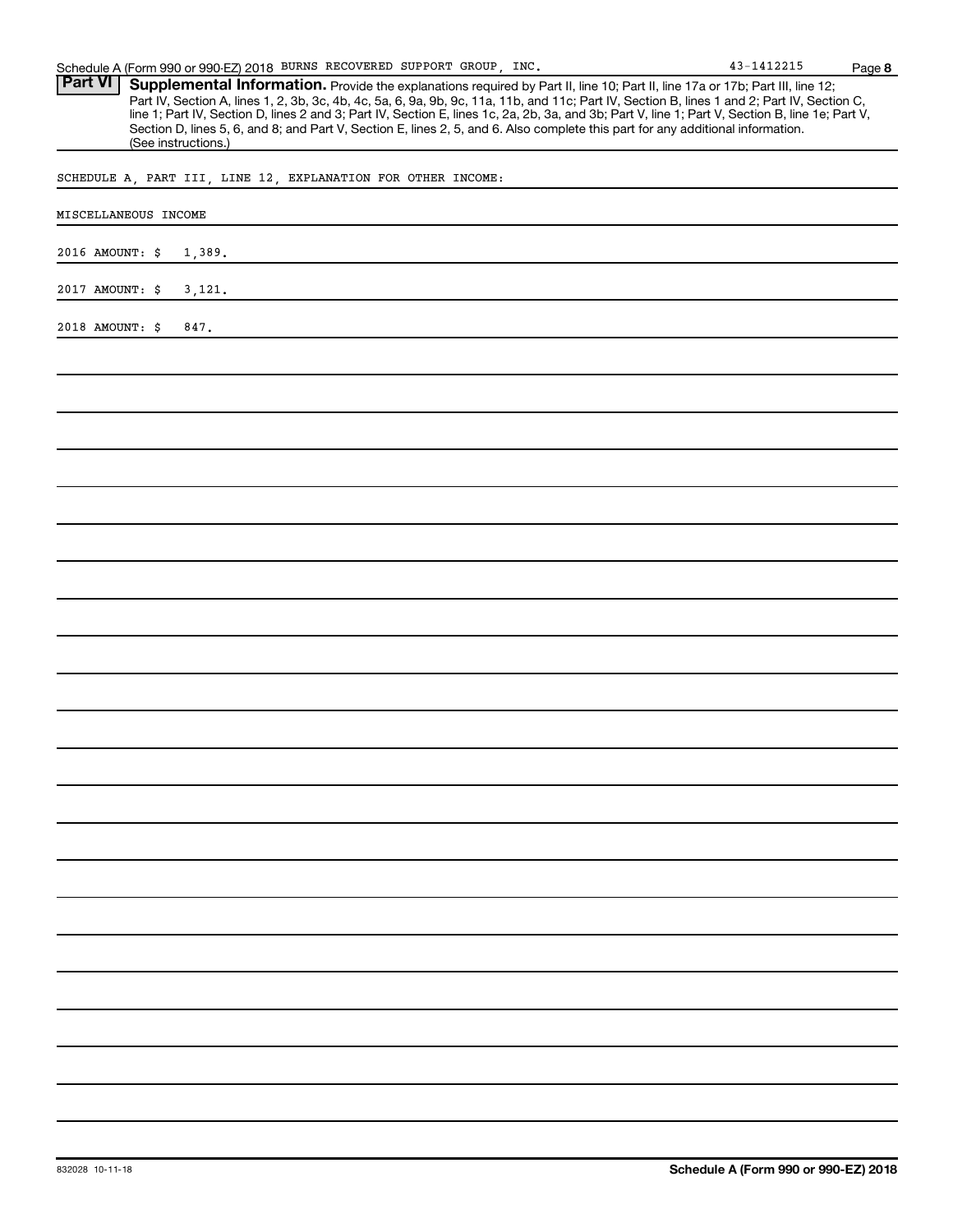Schedule A (Form 990 or 990-EZ) 2018 BURNS RECOVERED SUPPORT GROUP, INC. 43-1412215

## Part VI Supplemental Information.

Provide the explanations required by Part II, line 10; Part II, line 17a or 17b; Part III, line 12; Part IV, Section A, lines 1, 2, 3b, 3c, 4b, 4c, 5a, 6, 9a, 9b, 9c, 11a, 11b, and 11c; Part IV, Section B, lines 1 and 2; Part IV, Section C, line 1; Part IV, Section D, lines 2 and 3; Part IV, Section E, lines 1c, 2a, 2b, 3a, and 3b; Part V, line 1; Part V, Section B, line 1e; Part V, Section D, lines 5, 6, and 8; and Part V, Section E, lines 2, 5, and 6. Also complete this part for any additional information. (See instructions.)

SCHEDULE A, PART III, LINE 12, EXPLANATION FOR OTHER INCOME:

MISCELLANEOUS INCOME

2016 AMOUNT: $ 1,389.

2017 AMOUNT: $ 3,121.

2018 AMOUNT: $ 847.

832028 10-11-18

Schedule A (Form 990 or 990-EZ) 2018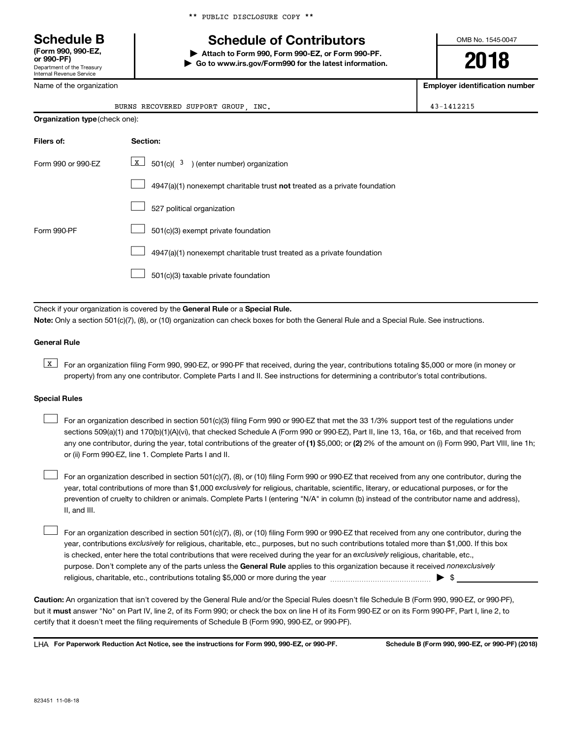** PUBLIC DISCLOSURE COPY **

# Schedule B

**(Form 990, 990-EZ, or 990-PF)**
Department of the Treasury
Internal Revenue Service

## Schedule of Contributors

▶ **Attach to Form 990, Form 990-EZ, or Form 990-PF.**
▶ **Go to www.irs.gov/Form990 for the latest information.**

OMB No. 1545-0047

**2018**

Name of the organization: BURNS RECOVERED SUPPORT GROUP, INC.

**Employer identification number:** 43-1412215

**Organization type** (check one):

| Filers of: | Section: |
|---|---|
| Form 990 or 990-EZ | [X] 501(c)( 3 ) (enter number) organization |
| | [ ] 4947(a)(1) nonexempt charitable trust **not** treated as a private foundation |
| | [ ] 527 political organization |
| Form 990-PF | [ ] 501(c)(3) exempt private foundation |
| | [ ] 4947(a)(1) nonexempt charitable trust treated as a private foundation |
| | [ ] 501(c)(3) taxable private foundation |

Check if your organization is covered by the **General Rule** or a **Special Rule.**

**Note:** Only a section 501(c)(7), (8), or (10) organization can check boxes for both the General Rule and a Special Rule. See instructions.

**General Rule**

[X] For an organization filing Form 990, 990-EZ, or 990-PF that received, during the year, contributions totaling $5,000 or more (in money or property) from any one contributor. Complete Parts I and II. See instructions for determining a contributor's total contributions.

**Special Rules**

[ ] For an organization described in section 501(c)(3) filing Form 990 or 990-EZ that met the 33 1/3% support test of the regulations under sections 509(a)(1) and 170(b)(1)(A)(vi), that checked Schedule A (Form 990 or 990-EZ), Part II, line 13, 16a, or 16b, and that received from any one contributor, during the year, total contributions of the greater of **(1)** $5,000; or **(2)** 2% of the amount on (i) Form 990, Part VIII, line 1h; or (ii) Form 990-EZ, line 1. Complete Parts I and II.

[ ] For an organization described in section 501(c)(7), (8), or (10) filing Form 990 or 990-EZ that received from any one contributor, during the year, total contributions of more than $1,000 *exclusively* for religious, charitable, scientific, literary, or educational purposes, or for the prevention of cruelty to children or animals. Complete Parts I (entering "N/A" in column (b) instead of the contributor name and address), II, and III.

[ ] For an organization described in section 501(c)(7), (8), or (10) filing Form 990 or 990-EZ that received from any one contributor, during the year, contributions *exclusively* for religious, charitable, etc., purposes, but no such contributions totaled more than $1,000. If this box is checked, enter here the total contributions that were received during the year for an *exclusively* religious, charitable, etc., purpose. Don't complete any of the parts unless the **General Rule** applies to this organization because it received *nonexclusively* religious, charitable, etc., contributions totaling $5,000 or more during the year ▶ $ ______

**Caution:** An organization that isn't covered by the General Rule and/or the Special Rules doesn't file Schedule B (Form 990, 990-EZ, or 990-PF), but it **must** answer "No" on Part IV, line 2, of its Form 990; or check the box on line H of its Form 990-EZ or on its Form 990-PF, Part I, line 2, to certify that it doesn't meet the filing requirements of Schedule B (Form 990, 990-EZ, or 990-PF).

LHA **For Paperwork Reduction Act Notice, see the instructions for Form 990, 990-EZ, or 990-PF.** **Schedule B (Form 990, 990-EZ, or 990-PF) (2018)**

823451 11-08-18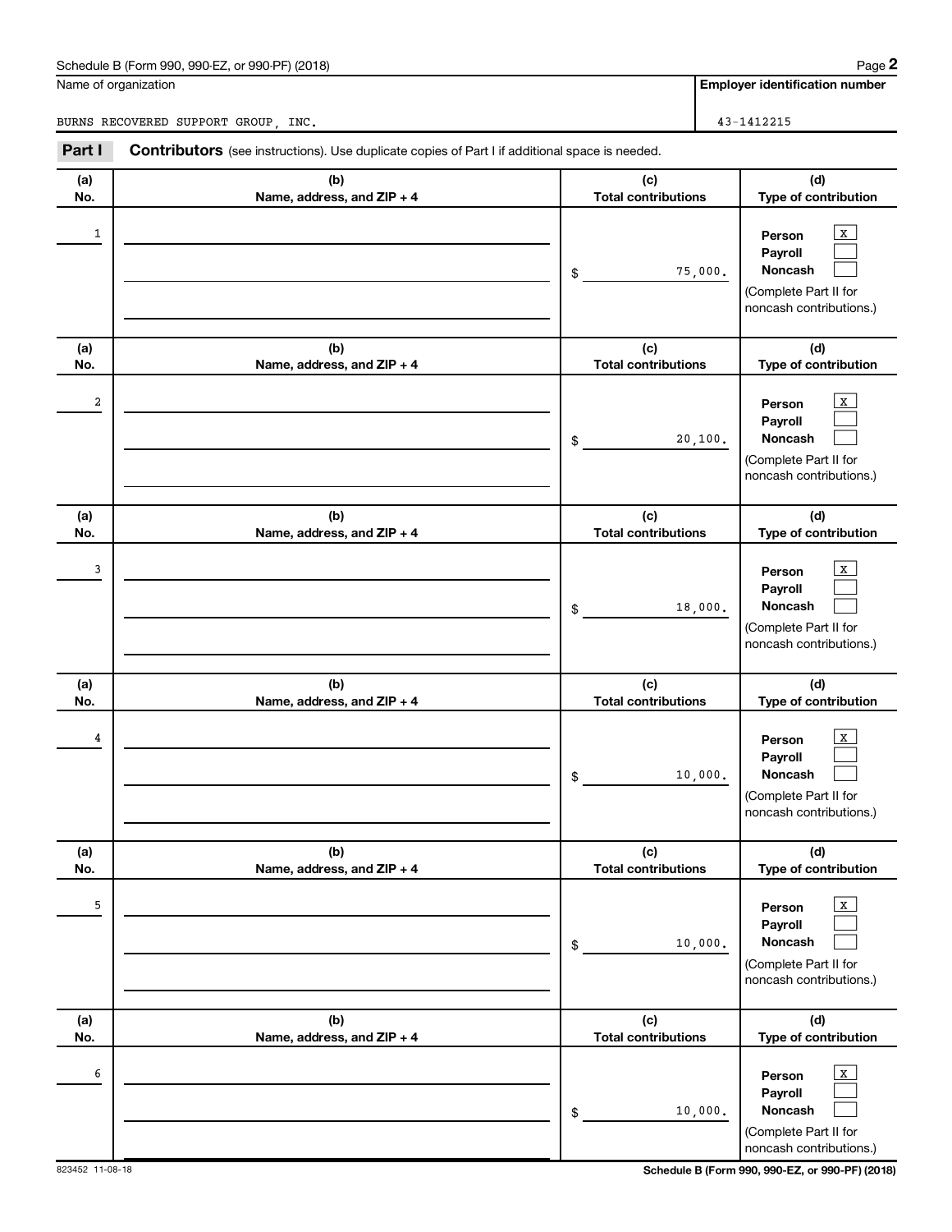Schedule B (Form 990, 990-EZ, or 990-PF) (2018)

Name of organization: BURNS RECOVERED SUPPORT GROUP, INC.

Employer identification number: 43-1412215

**Part I** **Contributors** (see instructions). Use duplicate copies of Part I if additional space is needed.

| (a) No. | (b) Name, address, and ZIP + 4 | (c) Total contributions | (d) Type of contribution |
|---|---|---|---|
| 1 | | $ 75,000. | Person [X] Payroll [ ] Noncash [ ] (Complete Part II for noncash contributions.) |
| 2 | | $ 20,100. | Person [X] Payroll [ ] Noncash [ ] (Complete Part II for noncash contributions.) |
| 3 | | $ 18,000. | Person [X] Payroll [ ] Noncash [ ] (Complete Part II for noncash contributions.) |
| 4 | | $ 10,000. | Person [X] Payroll [ ] Noncash [ ] (Complete Part II for noncash contributions.) |
| 5 | | $ 10,000. | Person [X] Payroll [ ] Noncash [ ] (Complete Part II for noncash contributions.) |
| 6 | | $ 10,000. | Person [X] Payroll [ ] Noncash [ ] (Complete Part II for noncash contributions.) |

823452 11-08-18

Schedule B (Form 990, 990-EZ, or 990-PF) (2018)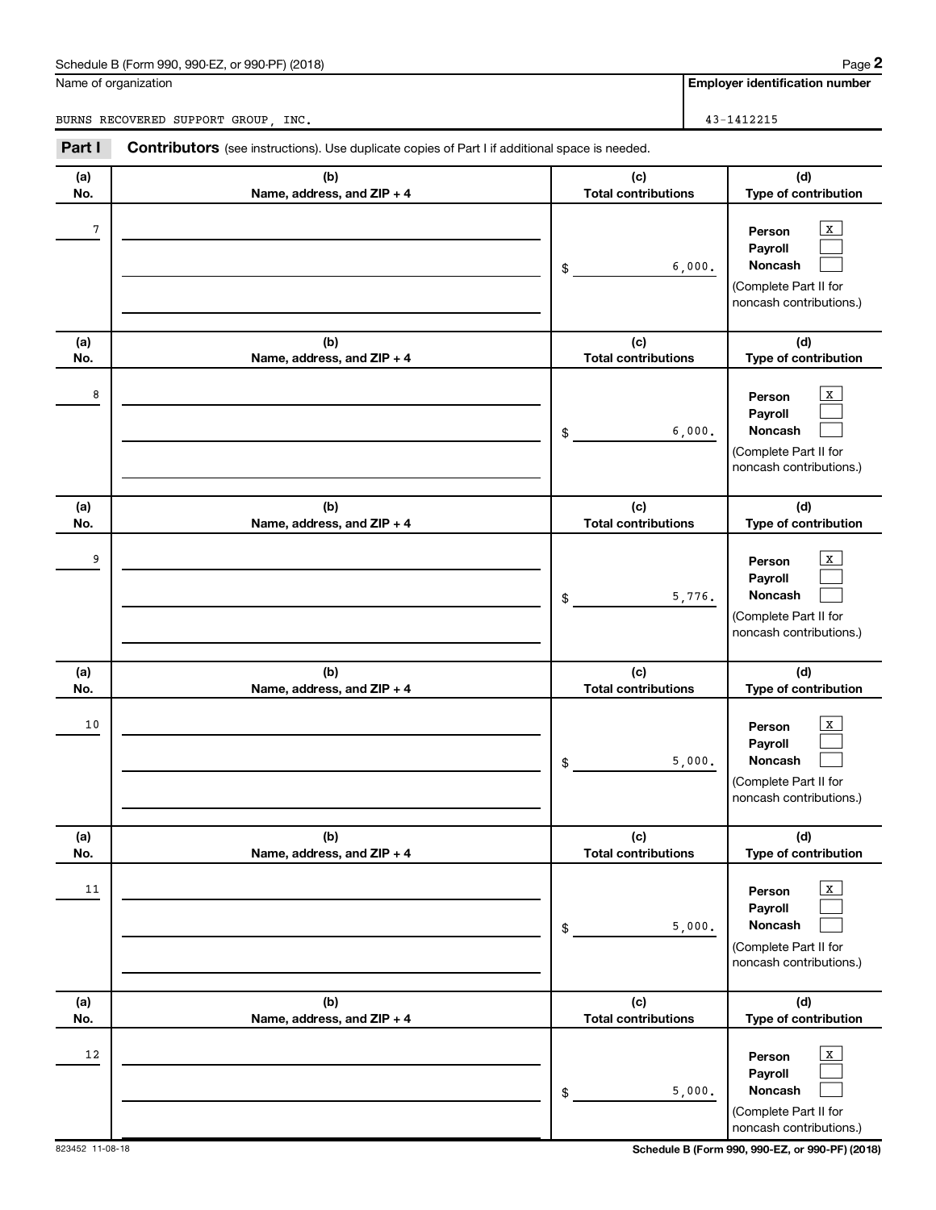Schedule B (Form 990, 990-EZ, or 990-PF) (2018)

Name of organization: BURNS RECOVERED SUPPORT GROUP, INC.

Employer identification number: 43-1412215

**Part I** **Contributors** (see instructions). Use duplicate copies of Part I if additional space is needed.

| (a) No. | (b) Name, address, and ZIP + 4 | (c) Total contributions | (d) Type of contribution |
|---|---|---|---|
| 7 | | $ 6,000. | Person [X] Payroll [ ] Noncash [ ] (Complete Part II for noncash contributions.) |
| 8 | | $ 6,000. | Person [X] Payroll [ ] Noncash [ ] (Complete Part II for noncash contributions.) |
| 9 | | $ 5,776. | Person [X] Payroll [ ] Noncash [ ] (Complete Part II for noncash contributions.) |
| 10 | | $ 5,000. | Person [X] Payroll [ ] Noncash [ ] (Complete Part II for noncash contributions.) |
| 11 | | $ 5,000. | Person [X] Payroll [ ] Noncash [ ] (Complete Part II for noncash contributions.) |
| 12 | | $ 5,000. | Person [X] Payroll [ ] Noncash [ ] (Complete Part II for noncash contributions.) |

823452 11-08-18

Schedule B (Form 990, 990-EZ, or 990-PF) (2018)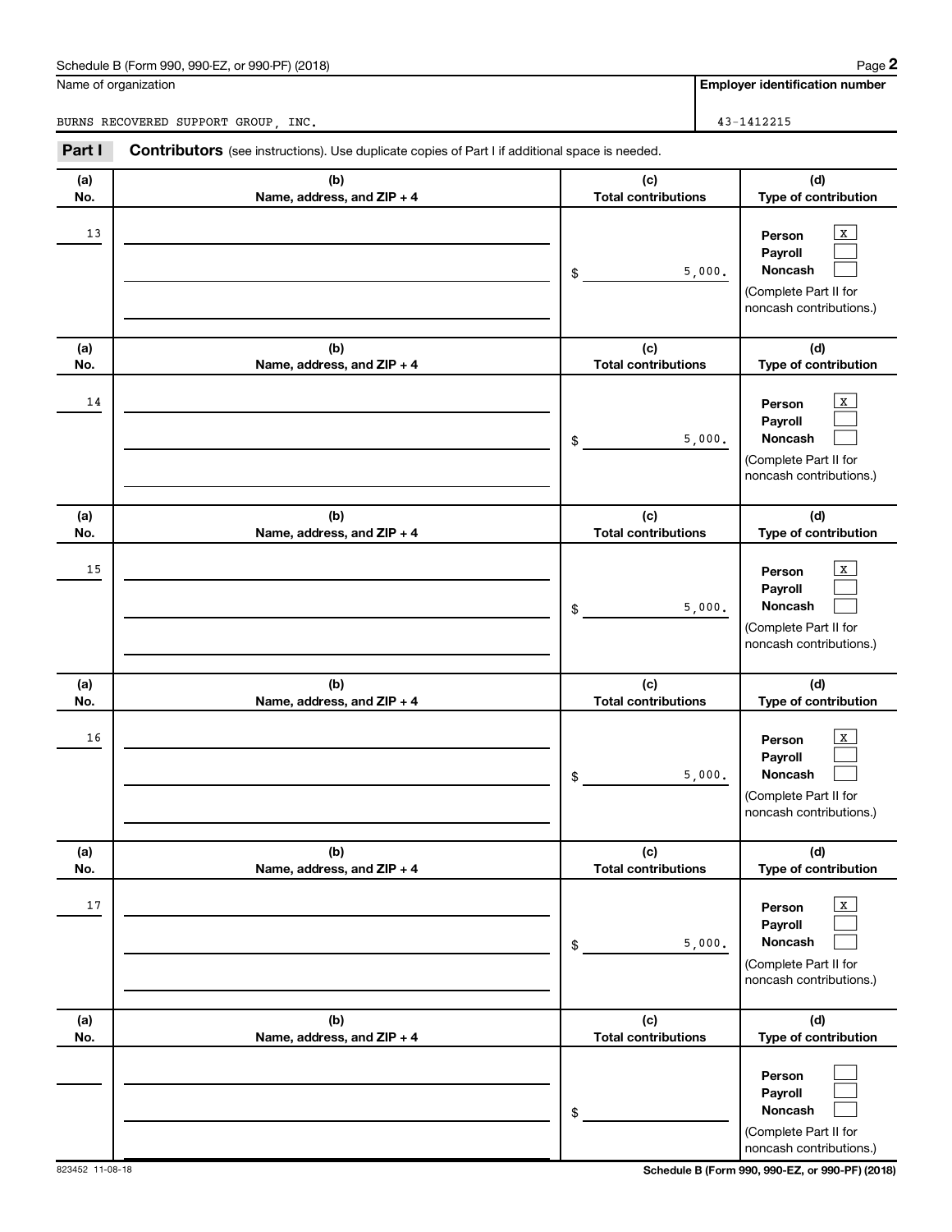Schedule B (Form 990, 990-EZ, or 990-PF) (2018)

Name of organization: BURNS RECOVERED SUPPORT GROUP, INC.

Employer identification number: 43-1412215

**Part I** **Contributors** (see instructions). Use duplicate copies of Part I if additional space is needed.

| (a) No. | (b) Name, address, and ZIP + 4 | (c) Total contributions | (d) Type of contribution |
|---|---|---|---|
| 13 | | $ 5,000. | Person [X] Payroll [ ] Noncash [ ] (Complete Part II for noncash contributions.) |
| 14 | | $ 5,000. | Person [X] Payroll [ ] Noncash [ ] (Complete Part II for noncash contributions.) |
| 15 | | $ 5,000. | Person [X] Payroll [ ] Noncash [ ] (Complete Part II for noncash contributions.) |
| 16 | | $ 5,000. | Person [X] Payroll [ ] Noncash [ ] (Complete Part II for noncash contributions.) |
| 17 | | $ 5,000. | Person [X] Payroll [ ] Noncash [ ] (Complete Part II for noncash contributions.) |
| | | $ | Person [ ] Payroll [ ] Noncash [ ] (Complete Part II for noncash contributions.) |

823452 11-08-18

Schedule B (Form 990, 990-EZ, or 990-PF) (2018)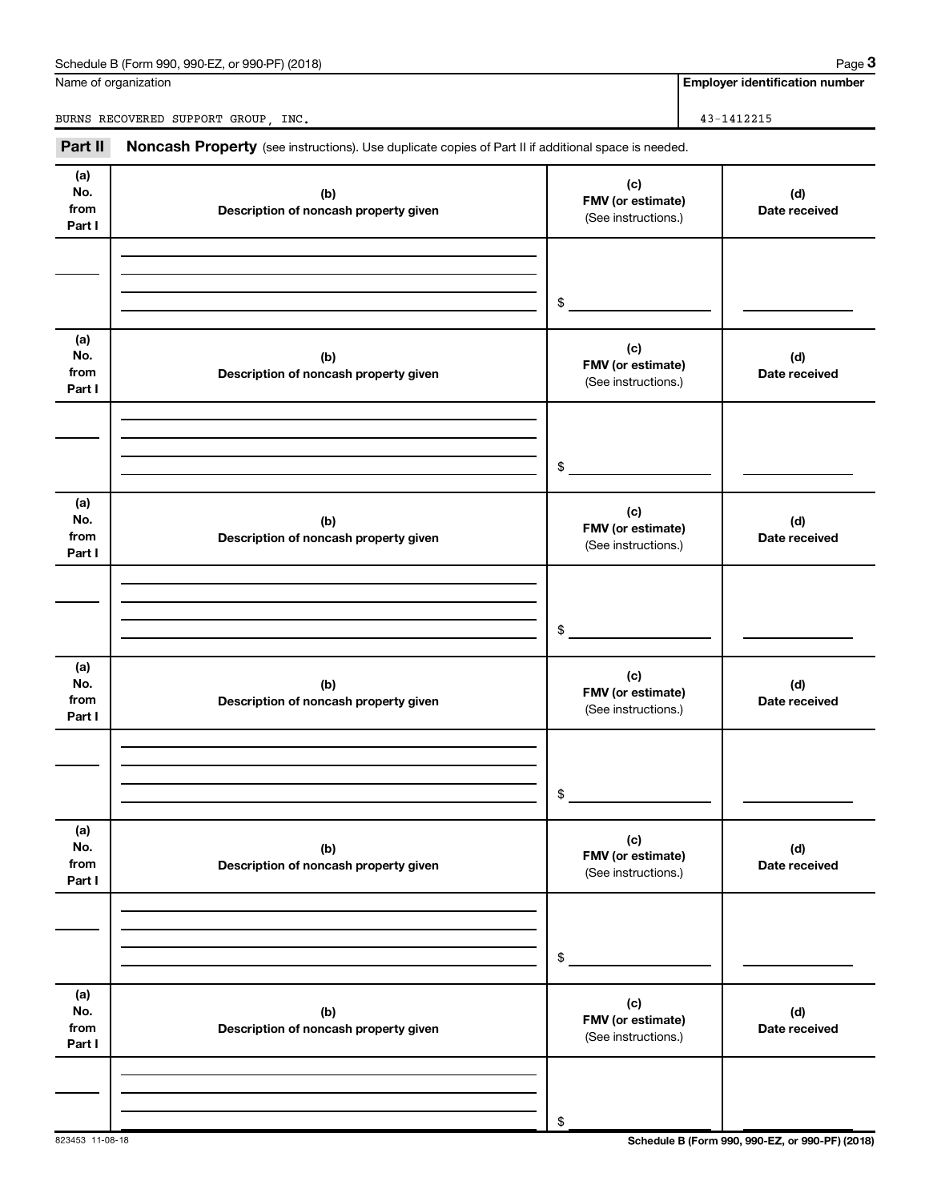Name of organization

BURNS RECOVERED SUPPORT GROUP, INC.

**Employer identification number**

43-1412215

**Part II** **Noncash Property** (see instructions). Use duplicate copies of Part II if additional space is needed.

| (a) No. from Part I | (b) Description of noncash property given | (c) FMV (or estimate) (See instructions.) | (d) Date received |
|---|---|---|---|
| | | $ | |

| (a) No. from Part I | (b) Description of noncash property given | (c) FMV (or estimate) (See instructions.) | (d) Date received |
|---|---|---|---|
| | | $ | |

| (a) No. from Part I | (b) Description of noncash property given | (c) FMV (or estimate) (See instructions.) | (d) Date received |
|---|---|---|---|
| | | $ | |

| (a) No. from Part I | (b) Description of noncash property given | (c) FMV (or estimate) (See instructions.) | (d) Date received |
|---|---|---|---|
| | | $ | |

| (a) No. from Part I | (b) Description of noncash property given | (c) FMV (or estimate) (See instructions.) | (d) Date received |
|---|---|---|---|
| | | $ | |

| (a) No. from Part I | (b) Description of noncash property given | (c) FMV (or estimate) (See instructions.) | (d) Date received |
|---|---|---|---|
| | | $ | |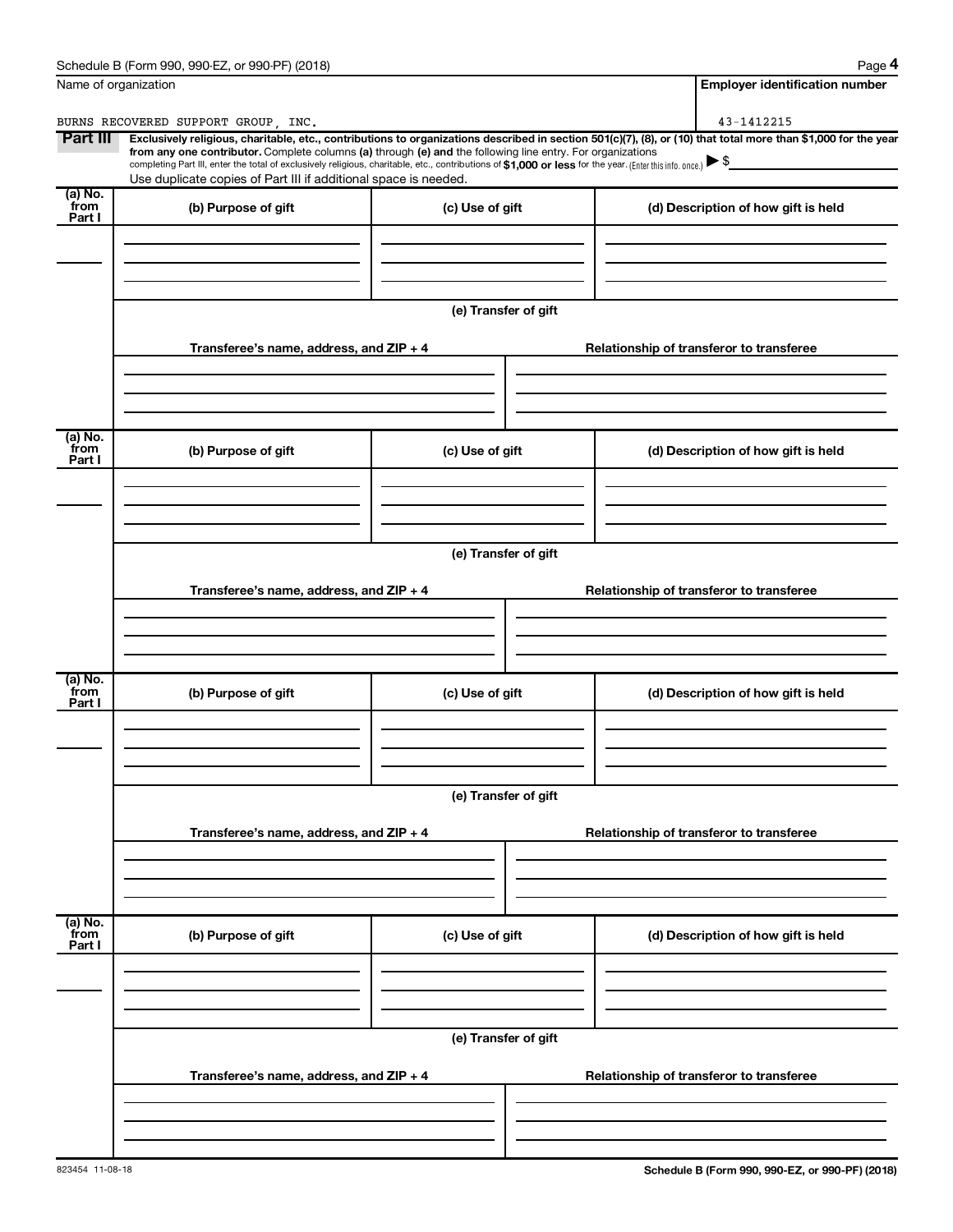Name of organization

BURNS RECOVERED SUPPORT GROUP, INC.

**Employer identification number**

43-1412215

**Part III** **Exclusively religious, charitable, etc., contributions to organizations described in section 501(c)(7), (8), or (10) that total more than $1,000 for the year from any one contributor.** Complete columns **(a)** through **(e) and** the following line entry. For organizations completing Part III, enter the total of exclusively religious, charitable, etc., contributions of **$1,000 or less** for the year. (Enter this info. once.) ▶ $

Use duplicate copies of Part III if additional space is needed.

| (a) No. from Part I | (b) Purpose of gift | (c) Use of gift | (d) Description of how gift is held |
|---|---|---|---|
| | | | |

(e) Transfer of gift

| Transferee's name, address, and ZIP + 4 | Relationship of transferor to transferee |
|---|---|
| | |

| (a) No. from Part I | (b) Purpose of gift | (c) Use of gift | (d) Description of how gift is held |
|---|---|---|---|
| | | | |

(e) Transfer of gift

| Transferee's name, address, and ZIP + 4 | Relationship of transferor to transferee |
|---|---|
| | |

| (a) No. from Part I | (b) Purpose of gift | (c) Use of gift | (d) Description of how gift is held |
|---|---|---|---|
| | | | |

(e) Transfer of gift

| Transferee's name, address, and ZIP + 4 | Relationship of transferor to transferee |
|---|---|
| | |

| (a) No. from Part I | (b) Purpose of gift | (c) Use of gift | (d) Description of how gift is held |
|---|---|---|---|
| | | | |

(e) Transfer of gift

| Transferee's name, address, and ZIP + 4 | Relationship of transferor to transferee |
|---|---|
| | |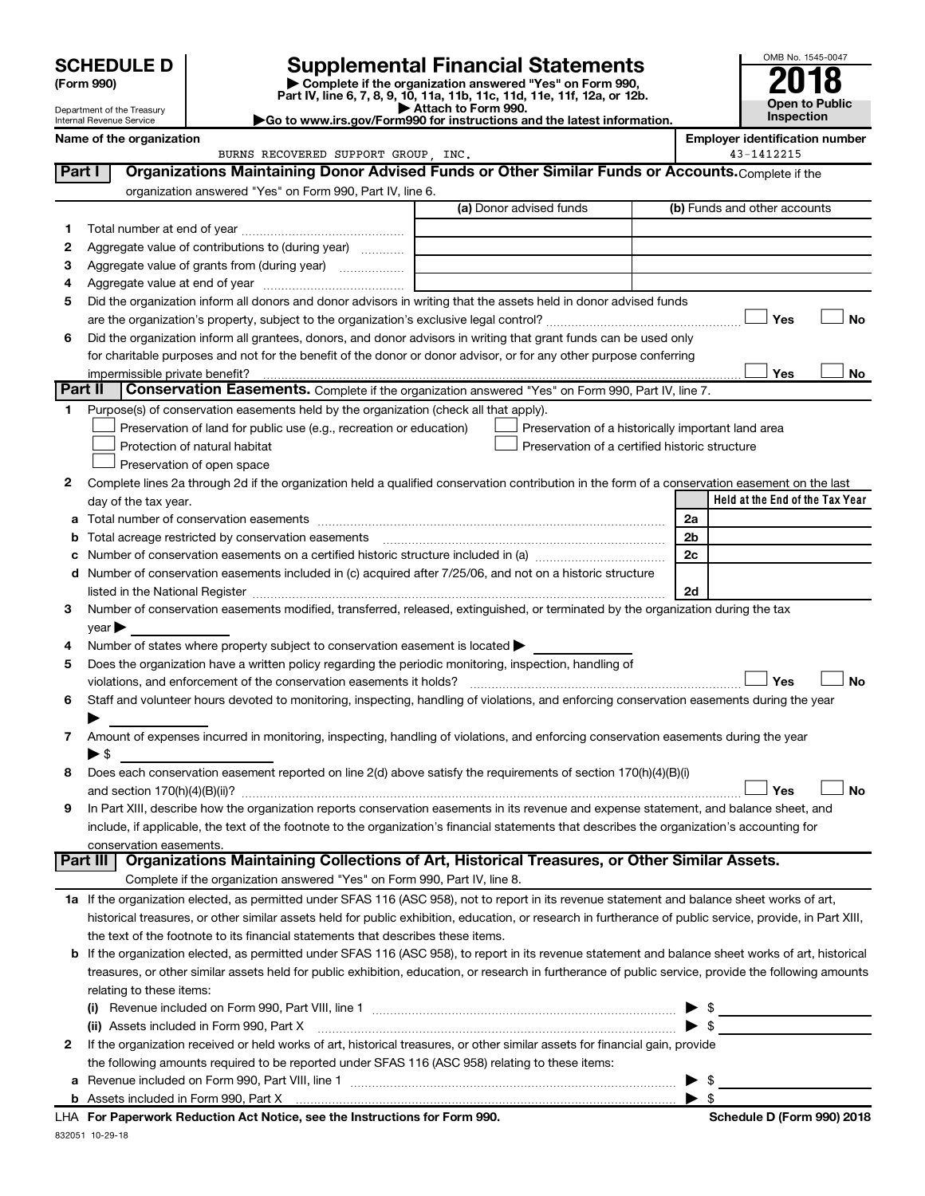# SCHEDULE D (Form 990)

Department of the Treasury
Internal Revenue Service

# Supplemental Financial Statements

▶ Complete if the organization answered "Yes" on Form 990, Part IV, line 6, 7, 8, 9, 10, 11a, 11b, 11c, 11d, 11e, 11f, 12a, or 12b.
▶ Attach to Form 990.
▶Go to www.irs.gov/Form990 for instructions and the latest information.

OMB No. 1545-0047

**2018**

**Open to Public Inspection**

**Name of the organization:** BURNS RECOVERED SUPPORT GROUP, INC.

**Employer identification number:** 43-1412215

## Part I — Organizations Maintaining Donor Advised Funds or Other Similar Funds or Accounts. 

Complete if the organization answered "Yes" on Form 990, Part IV, line 6.

| | | (a) Donor advised funds | (b) Funds and other accounts |
|---|---|---|---|
| 1 | Total number at end of year | | |
| 2 | Aggregate value of contributions to (during year) | | |
| 3 | Aggregate value of grants from (during year) | | |
| 4 | Aggregate value at end of year | | |

5 Did the organization inform all donors and donor advisors in writing that the assets held in donor advised funds are the organization's property, subject to the organization's exclusive legal control? ☐ Yes ☐ No

6 Did the organization inform all grantees, donors, and donor advisors in writing that grant funds can be used only for charitable purposes and not for the benefit of the donor or donor advisor, or for any other purpose conferring impermissible private benefit? ☐ Yes ☐ No

## Part II — Conservation Easements. 

Complete if the organization answered "Yes" on Form 990, Part IV, line 7.

1 Purpose(s) of conservation easements held by the organization (check all that apply).

- ☐ Preservation of land for public use (e.g., recreation or education)
- ☐ Protection of natural habitat
- ☐ Preservation of open space
- ☐ Preservation of a historically important land area
- ☐ Preservation of a certified historic structure

2 Complete lines 2a through 2d if the organization held a qualified conservation contribution in the form of a conservation easement on the last day of the tax year.

| | | | Held at the End of the Tax Year |
|---|---|---|---|
| a | Total number of conservation easements | 2a | |
| b | Total acreage restricted by conservation easements | 2b | |
| c | Number of conservation easements on a certified historic structure included in (a) | 2c | |
| d | Number of conservation easements included in (c) acquired after 7/25/06, and not on a historic structure listed in the National Register | 2d | |

3 Number of conservation easements modified, transferred, released, extinguished, or terminated by the organization during the tax year ▶

4 Number of states where property subject to conservation easement is located ▶

5 Does the organization have a written policy regarding the periodic monitoring, inspection, handling of violations, and enforcement of the conservation easements it holds? ☐ Yes ☐ No

6 Staff and volunteer hours devoted to monitoring, inspecting, handling of violations, and enforcing conservation easements during the year ▶

7 Amount of expenses incurred in monitoring, inspecting, handling of violations, and enforcing conservation easements during the year ▶ $

8 Does each conservation easement reported on line 2(d) above satisfy the requirements of section 170(h)(4)(B)(i) and section 170(h)(4)(B)(ii)? ☐ Yes ☐ No

9 In Part XIII, describe how the organization reports conservation easements in its revenue and expense statement, and balance sheet, and include, if applicable, the text of the footnote to the organization's financial statements that describes the organization's accounting for conservation easements.

## Part III — Organizations Maintaining Collections of Art, Historical Treasures, or Other Similar Assets.

Complete if the organization answered "Yes" on Form 990, Part IV, line 8.

1a If the organization elected, as permitted under SFAS 116 (ASC 958), not to report in its revenue statement and balance sheet works of art, historical treasures, or other similar assets held for public exhibition, education, or research in furtherance of public service, provide, in Part XIII, the text of the footnote to its financial statements that describes these items.

b If the organization elected, as permitted under SFAS 116 (ASC 958), to report in its revenue statement and balance sheet works of art, historical treasures, or other similar assets held for public exhibition, education, or research in furtherance of public service, provide the following amounts relating to these items:

(i) Revenue included on Form 990, Part VIII, line 1 ▶ $

(ii) Assets included in Form 990, Part X ▶ $

2 If the organization received or held works of art, historical treasures, or other similar assets for financial gain, provide the following amounts required to be reported under SFAS 116 (ASC 958) relating to these items:

a Revenue included on Form 990, Part VIII, line 1 ▶ $

b Assets included in Form 990, Part X ▶ $

LHA For Paperwork Reduction Act Notice, see the Instructions for Form 990. Schedule D (Form 990) 2018

832051 10-29-18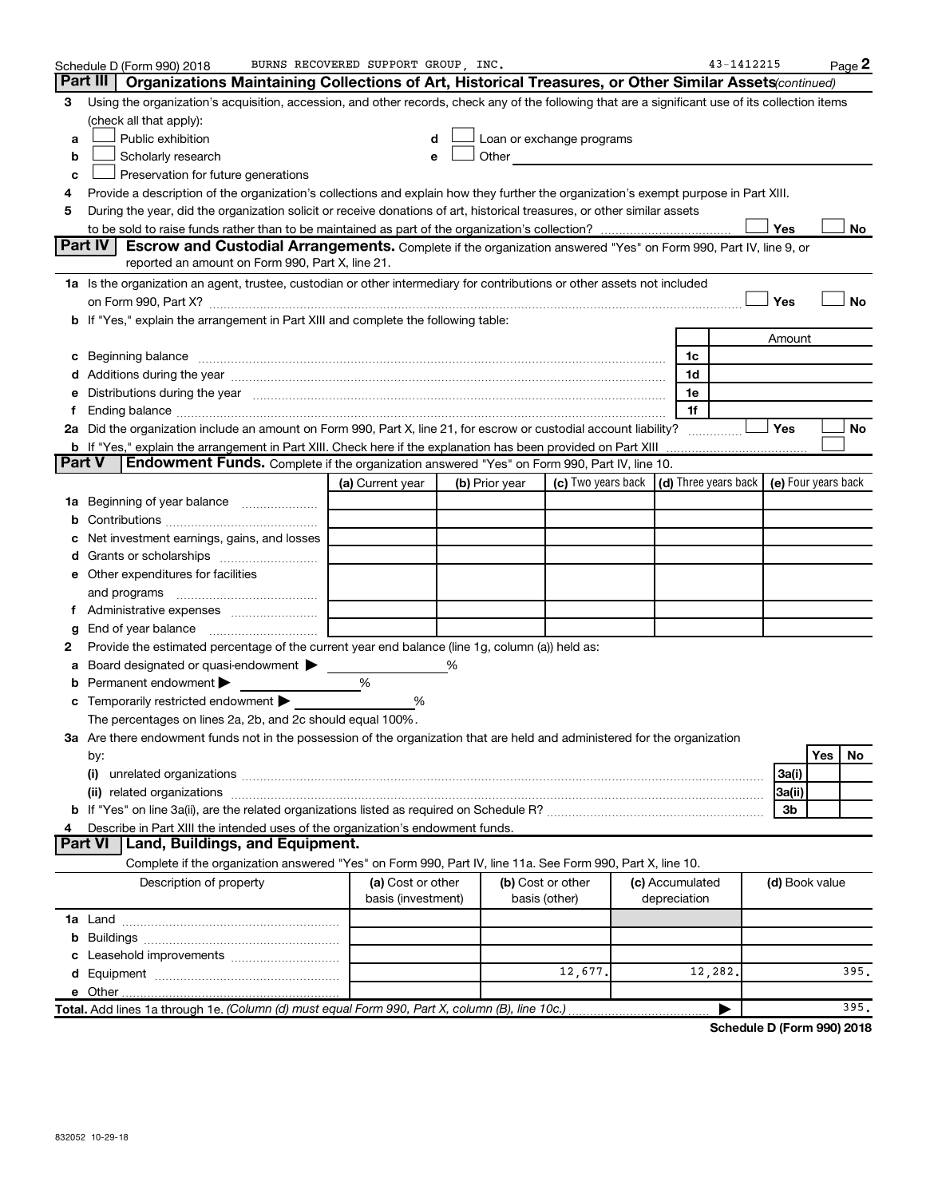Schedule D (Form 990) 2018 BURNS RECOVERED SUPPORT GROUP, INC. 43-1412215 Page 2

## Part III Organizations Maintaining Collections of Art, Historical Treasures, or Other Similar Assets *(continued)*

3 Using the organization's acquisition, accession, and other records, check any of the following that are a significant use of its collection items (check all that apply):

- a ☐ Public exhibition
- b ☐ Scholarly research
- c ☐ Preservation for future generations
- d ☐ Loan or exchange programs
- e ☐ Other

4 Provide a description of the organization's collections and explain how they further the organization's exempt purpose in Part XIII.

5 During the year, did the organization solicit or receive donations of art, historical treasures, or other similar assets to be sold to raise funds rather than to be maintained as part of the organization's collection? ☐ Yes ☐ No

## Part IV Escrow and Custodial Arrangements.

Complete if the organization answered "Yes" on Form 990, Part IV, line 9, or reported an amount on Form 990, Part X, line 21.

1a Is the organization an agent, trustee, custodian or other intermediary for contributions or other assets not included on Form 990, Part X? ☐ Yes ☐ No

b If "Yes," explain the arrangement in Part XIII and complete the following table:

| | | Amount |
|---|---|---|
| c Beginning balance | 1c | |
| d Additions during the year | 1d | |
| e Distributions during the year | 1e | |
| f Ending balance | 1f | |

2a Did the organization include an amount on Form 990, Part X, line 21, for escrow or custodial account liability? ☐ Yes ☐ No

b If "Yes," explain the arrangement in Part XIII. Check here if the explanation has been provided on Part XIII ☐

## Part V Endowment Funds.

Complete if the organization answered "Yes" on Form 990, Part IV, line 10.

| | (a) Current year | (b) Prior year | (c) Two years back | (d) Three years back | (e) Four years back |
|---|---|---|---|---|---|
| 1a Beginning of year balance | | | | | |
| b Contributions | | | | | |
| c Net investment earnings, gains, and losses | | | | | |
| d Grants or scholarships | | | | | |
| e Other expenditures for facilities and programs | | | | | |
| f Administrative expenses | | | | | |
| g End of year balance | | | | | |

2 Provide the estimated percentage of the current year end balance (line 1g, column (a)) held as:

- a Board designated or quasi-endowment ▶ %
- b Permanent endowment ▶ %
- c Temporarily restricted endowment ▶ %

The percentages on lines 2a, 2b, and 2c should equal 100%.

3a Are there endowment funds not in the possession of the organization that are held and administered for the organization by:

| | | Yes | No |
|---|---|---|---|
| (i) unrelated organizations | 3a(i) | | |
| (ii) related organizations | 3a(ii) | | |
| b If "Yes" on line 3a(ii), are the related organizations listed as required on Schedule R? | 3b | | |

4 Describe in Part XIII the intended uses of the organization's endowment funds.

## Part VI Land, Buildings, and Equipment.

Complete if the organization answered "Yes" on Form 990, Part IV, line 11a. See Form 990, Part X, line 10.

| Description of property | (a) Cost or other basis (investment) | (b) Cost or other basis (other) | (c) Accumulated depreciation | (d) Book value |
|---|---|---|---|---|
| 1a Land | | | | |
| b Buildings | | | | |
| c Leasehold improvements | | | | |
| d Equipment | | 12,677. | 12,282. | 395. |
| e Other | | | | |
| **Total.** Add lines 1a through 1e. *(Column (d) must equal Form 990, Part X, column (B), line 10c.)* ▶ | | | | 395. |

**Schedule D (Form 990) 2018**

832052 10-29-18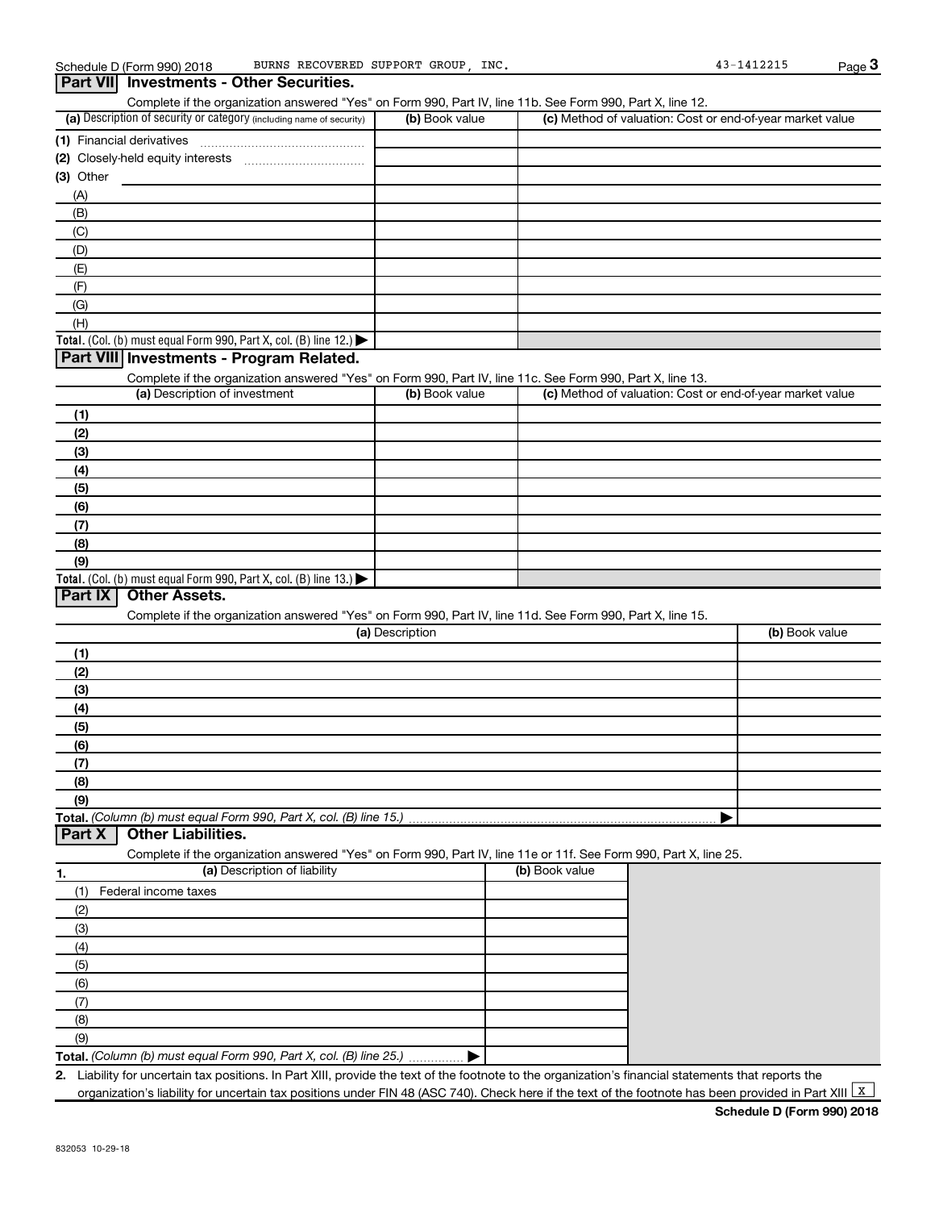Schedule D (Form 990) 2018 BURNS RECOVERED SUPPORT GROUP, INC. 43-1412215

## Part VII Investments - Other Securities.

Complete if the organization answered "Yes" on Form 990, Part IV, line 11b. See Form 990, Part X, line 12.

| (a) Description of security or category (including name of security) | (b) Book value | (c) Method of valuation: Cost or end-of-year market value |
|---|---|---|
| (1) Financial derivatives | | |
| (2) Closely-held equity interests | | |
| (3) Other | | |
| (A) | | |
| (B) | | |
| (C) | | |
| (D) | | |
| (E) | | |
| (F) | | |
| (G) | | |
| (H) | | |
| **Total.** (Col. (b) must equal Form 990, Part X, col. (B) line 12.) ▶ | | |

## Part VIII Investments - Program Related.

Complete if the organization answered "Yes" on Form 990, Part IV, line 11c. See Form 990, Part X, line 13.

| (a) Description of investment | (b) Book value | (c) Method of valuation: Cost or end-of-year market value |
|---|---|---|
| (1) | | |
| (2) | | |
| (3) | | |
| (4) | | |
| (5) | | |
| (6) | | |
| (7) | | |
| (8) | | |
| (9) | | |
| **Total.** (Col. (b) must equal Form 990, Part X, col. (B) line 13.) ▶ | | |

## Part IX Other Assets.

Complete if the organization answered "Yes" on Form 990, Part IV, line 11d. See Form 990, Part X, line 15.

| (a) Description | (b) Book value |
|---|---|
| (1) | |
| (2) | |
| (3) | |
| (4) | |
| (5) | |
| (6) | |
| (7) | |
| (8) | |
| (9) | |
| **Total.** *(Column (b) must equal Form 990, Part X, col. (B) line 15.)* ▶ | |

## Part X Other Liabilities.

Complete if the organization answered "Yes" on Form 990, Part IV, line 11e or 11f. See Form 990, Part X, line 25.

| 1. (a) Description of liability | (b) Book value |
|---|---|
| (1) Federal income taxes | |
| (2) | |
| (3) | |
| (4) | |
| (5) | |
| (6) | |
| (7) | |
| (8) | |
| (9) | |
| **Total.** *(Column (b) must equal Form 990, Part X, col. (B) line 25.)* ▶ | |

2. Liability for uncertain tax positions. In Part XIII, provide the text of the footnote to the organization's financial statements that reports the organization's liability for uncertain tax positions under FIN 48 (ASC 740). Check here if the text of the footnote has been provided in Part XIII [X]

**Schedule D (Form 990) 2018**

832053 10-29-18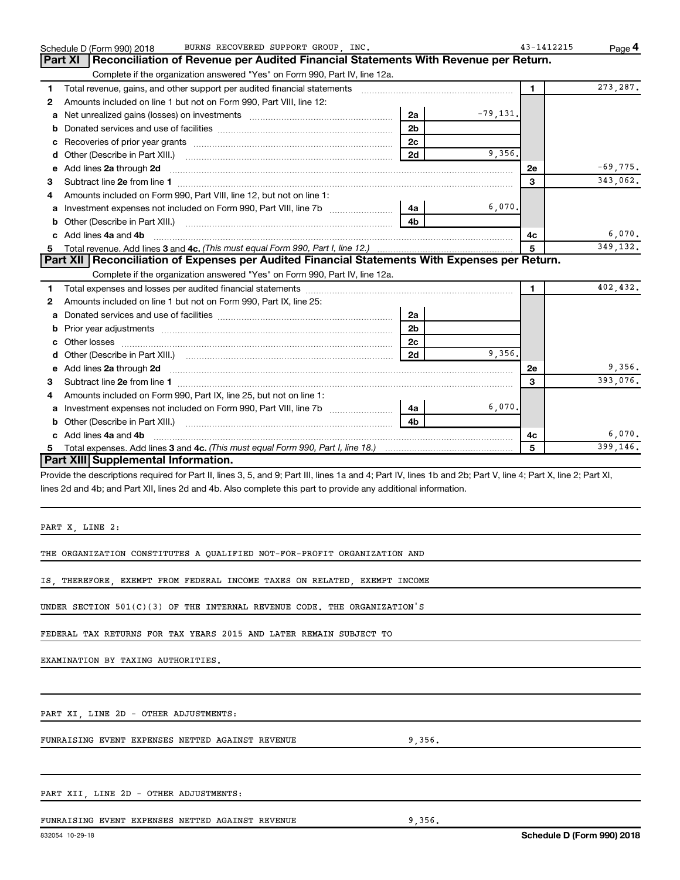Schedule D (Form 990) 2018 BURNS RECOVERED SUPPORT GROUP, INC. 43-1412215

## Part XI Reconciliation of Revenue per Audited Financial Statements With Revenue per Return.

Complete if the organization answered "Yes" on Form 990, Part IV, line 12a.

| | | | | | |
|---|---|---|---|---|---|
| 1 | Total revenue, gains, and other support per audited financial statements | | | 1 | 273,287. |
| 2 | Amounts included on line 1 but not on Form 990, Part VIII, line 12: | | | | |
| a | Net unrealized gains (losses) on investments | 2a | -79,131. | | |
| b | Donated services and use of facilities | 2b | | | |
| c | Recoveries of prior year grants | 2c | | | |
| d | Other (Describe in Part XIII.) | 2d | 9,356. | | |
| e | Add lines **2a** through **2d** | | | 2e | -69,775. |
| 3 | Subtract line **2e** from line **1** | | | 3 | 343,062. |
| 4 | Amounts included on Form 990, Part VIII, line 12, but not on line 1: | | | | |
| a | Investment expenses not included on Form 990, Part VIII, line 7b | 4a | 6,070. | | |
| b | Other (Describe in Part XIII.) | 4b | | | |
| c | Add lines **4a** and **4b** | | | 4c | 6,070. |
| 5 | Total revenue. Add lines **3** and **4c.** *(This must equal Form 990, Part I, line 12.)* | | | 5 | 349,132. |

## Part XII Reconciliation of Expenses per Audited Financial Statements With Expenses per Return.

Complete if the organization answered "Yes" on Form 990, Part IV, line 12a.

| | | | | | |
|---|---|---|---|---|---|
| 1 | Total expenses and losses per audited financial statements | | | 1 | 402,432. |
| 2 | Amounts included on line 1 but not on Form 990, Part IX, line 25: | | | | |
| a | Donated services and use of facilities | 2a | | | |
| b | Prior year adjustments | 2b | | | |
| c | Other losses | 2c | | | |
| d | Other (Describe in Part XIII.) | 2d | 9,356. | | |
| e | Add lines **2a** through **2d** | | | 2e | 9,356. |
| 3 | Subtract line **2e** from line **1** | | | 3 | 393,076. |
| 4 | Amounts included on Form 990, Part IX, line 25, but not on line 1: | | | | |
| a | Investment expenses not included on Form 990, Part VIII, line 7b | 4a | 6,070. | | |
| b | Other (Describe in Part XIII.) | 4b | | | |
| c | Add lines **4a** and **4b** | | | 4c | 6,070. |
| 5 | Total expenses. Add lines **3** and **4c.** *(This must equal Form 990, Part I, line 18.)* | | | 5 | 399,146. |

## Part XIII Supplemental Information.

Provide the descriptions required for Part II, lines 3, 5, and 9; Part III, lines 1a and 4; Part IV, lines 1b and 2b; Part V, line 4; Part X, line 2; Part XI, lines 2d and 4b; and Part XII, lines 2d and 4b. Also complete this part to provide any additional information.

PART X, LINE 2:

THE ORGANIZATION CONSTITUTES A QUALIFIED NOT-FOR-PROFIT ORGANIZATION AND IS, THEREFORE, EXEMPT FROM FEDERAL INCOME TAXES ON RELATED, EXEMPT INCOME UNDER SECTION 501(C)(3) OF THE INTERNAL REVENUE CODE. THE ORGANIZATION'S FEDERAL TAX RETURNS FOR TAX YEARS 2015 AND LATER REMAIN SUBJECT TO EXAMINATION BY TAXING AUTHORITIES.

PART XI, LINE 2D - OTHER ADJUSTMENTS:

FUNRAISING EVENT EXPENSES NETTED AGAINST REVENUE 9,356.

PART XII, LINE 2D - OTHER ADJUSTMENTS:

FUNRAISING EVENT EXPENSES NETTED AGAINST REVENUE 9,356.

832054 10-29-18 Schedule D (Form 990) 2018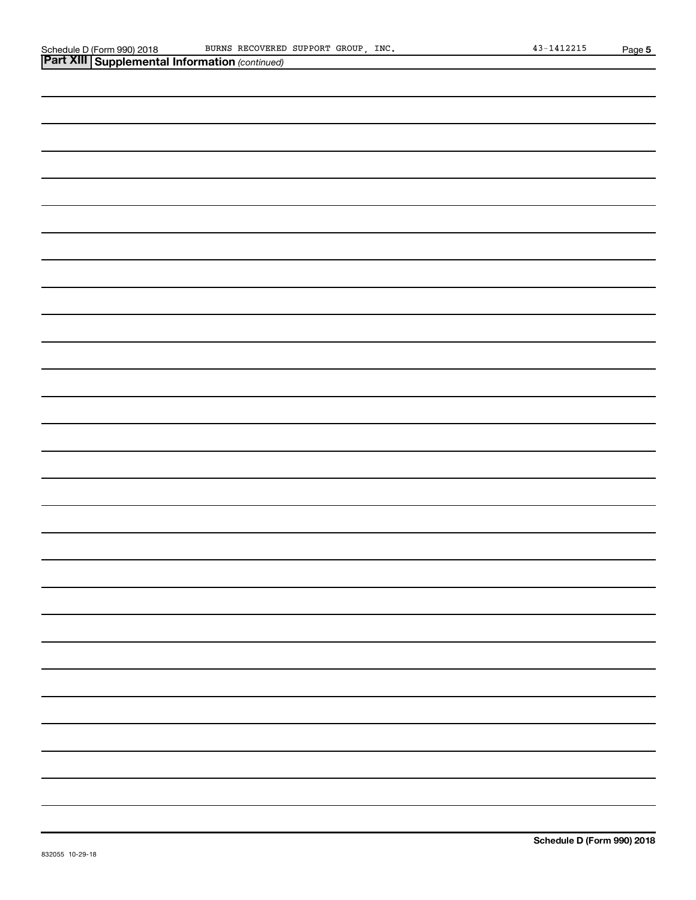## Part XIII Supplemental Information *(continued)*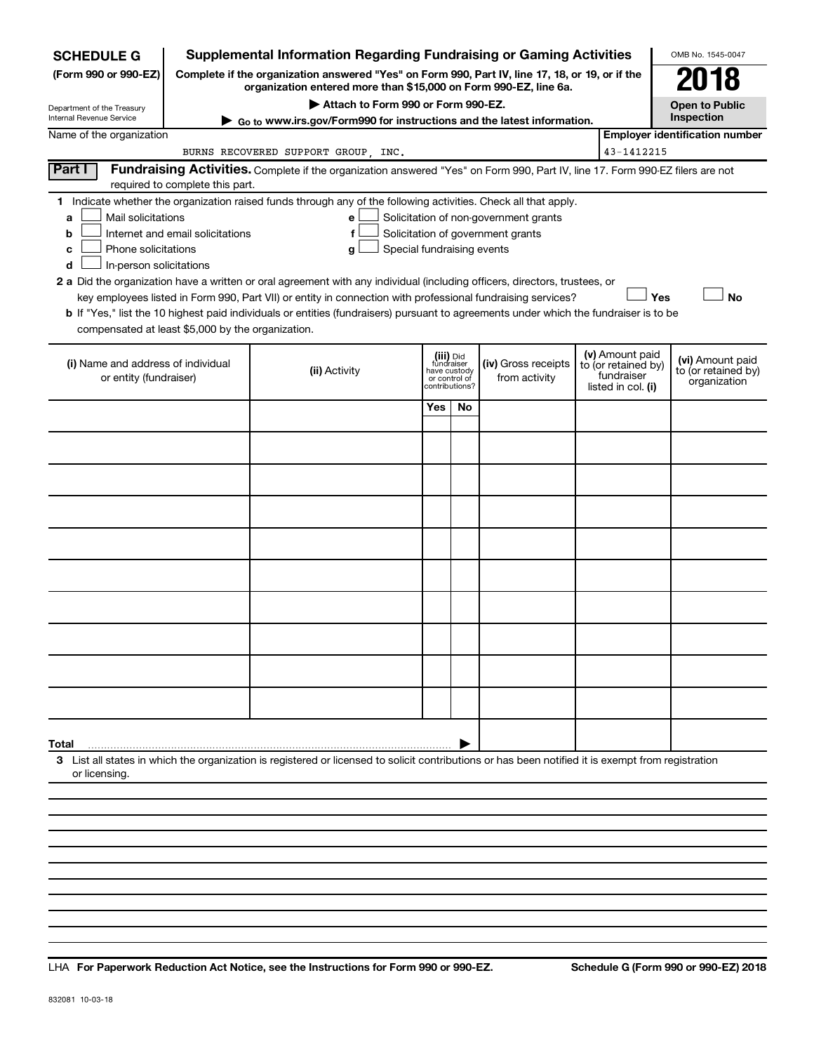**SCHEDULE G**
**(Form 990 or 990-EZ)**

Department of the Treasury
Internal Revenue Service

# Supplemental Information Regarding Fundraising or Gaming Activities

**Complete if the organization answered "Yes" on Form 990, Part IV, line 17, 18, or 19, or if the organization entered more than $15,000 on Form 990-EZ, line 6a.**

**▶ Attach to Form 990 or Form 990-EZ.**

**▶ Go to www.irs.gov/Form990 for instructions and the latest information.**

OMB No. 1545-0047

**2018**

**Open to Public Inspection**

Name of the organization: BURNS RECOVERED SUPPORT GROUP, INC.

**Employer identification number:** 43-1412215

**Part I** **Fundraising Activities.** Complete if the organization answered "Yes" on Form 990, Part IV, line 17. Form 990-EZ filers are not required to complete this part.

**1** Indicate whether the organization raised funds through any of the following activities. Check all that apply.

- **a** ☐ Mail solicitations
- **b** ☐ Internet and email solicitations
- **c** ☐ Phone solicitations
- **d** ☐ In-person solicitations
- **e** ☐ Solicitation of non-government grants
- **f** ☐ Solicitation of government grants
- **g** ☐ Special fundraising events

**2 a** Did the organization have a written or oral agreement with any individual (including officers, directors, trustees, or key employees listed in Form 990, Part VII) or entity in connection with professional fundraising services? ☐ **Yes** ☐ **No**

**b** If "Yes," list the 10 highest paid individuals or entities (fundraisers) pursuant to agreements under which the fundraiser is to be compensated at least $5,000 by the organization.

| (i) Name and address of individual or entity (fundraiser) | (ii) Activity | (iii) Did fundraiser have custody or control of contributions? | | (iv) Gross receipts from activity | (v) Amount paid to (or retained by) fundraiser listed in col. (i) | (vi) Amount paid to (or retained by) organization |
|---|---|---|---|---|---|---|
| | | Yes | No | | | |
| | | | | | | |
| | | | | | | |
| | | | | | | |
| | | | | | | |
| | | | | | | |
| | | | | | | |
| | | | | | | |
| | | | | | | |
| | | | | | | |
| | | | | | | |
| **Total** ▶ | | | | | | |

**3** List all states in which the organization is registered or licensed to solicit contributions or has been notified it is exempt from registration or licensing.

LHA **For Paperwork Reduction Act Notice, see the Instructions for Form 990 or 990-EZ.** **Schedule G (Form 990 or 990-EZ) 2018**

832081 10-03-18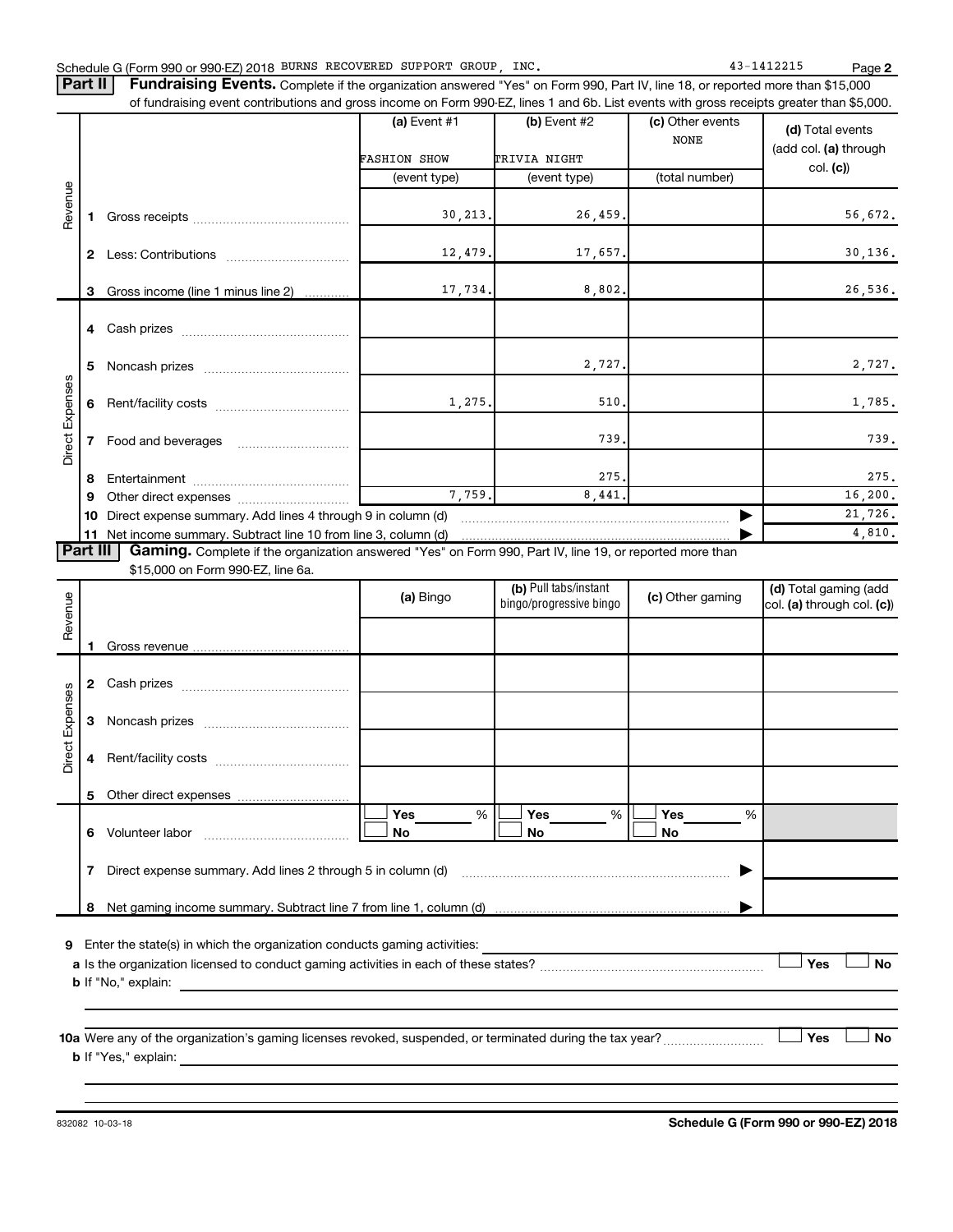Schedule G (Form 990 or 990-EZ) 2018 BURNS RECOVERED SUPPORT GROUP, INC. 43-1412215 Page **2**

**Part II** **Fundraising Events.** Complete if the organization answered "Yes" on Form 990, Part IV, line 18, or reported more than $15,000 of fundraising event contributions and gross income on Form 990-EZ, lines 1 and 6b. List events with gross receipts greater than $5,000.

| | | (a) Event #1 | (b) Event #2 | (c) Other events | (d) Total events (add col. (a) through col. (c)) |
|---|---|---|---|---|---|
| | | FASHION SHOW | TRIVIA NIGHT | NONE | |
| | | (event type) | (event type) | (total number) | |
| Revenue | 1 Gross receipts | 30,213. | 26,459. | | 56,672. |
| | 2 Less: Contributions | 12,479. | 17,657. | | 30,136. |
| | 3 Gross income (line 1 minus line 2) | 17,734. | 8,802. | | 26,536. |
| Direct Expenses | 4 Cash prizes | | | | |
| | 5 Noncash prizes | | 2,727. | | 2,727. |
| | 6 Rent/facility costs | 1,275. | 510. | | 1,785. |
| | 7 Food and beverages | | 739. | | 739. |
| | 8 Entertainment | | 275. | | 275. |
| | 9 Other direct expenses | 7,759. | 8,441. | | 16,200. |
| | 10 Direct expense summary. Add lines 4 through 9 in column (d) | | | ▶ | 21,726. |
| | 11 Net income summary. Subtract line 10 from line 3, column (d) | | | ▶ | 4,810. |

**Part III** **Gaming.** Complete if the organization answered "Yes" on Form 990, Part IV, line 19, or reported more than $15,000 on Form 990-EZ, line 6a.

| | | (a) Bingo | (b) Pull tabs/instant bingo/progressive bingo | (c) Other gaming | (d) Total gaming (add col. (a) through col. (c)) |
|---|---|---|---|---|---|
| Revenue | 1 Gross revenue | | | | |
| Direct Expenses | 2 Cash prizes | | | | |
| | 3 Noncash prizes | | | | |
| | 4 Rent/facility costs | | | | |
| | 5 Other direct expenses | | | | |
| | 6 Volunteer labor | ☐ Yes ___ % ☐ No | ☐ Yes ___ % ☐ No | ☐ Yes ___ % ☐ No | |
| | 7 Direct expense summary. Add lines 2 through 5 in column (d) | | | ▶ | |
| | 8 Net gaming income summary. Subtract line 7 from line 1, column (d) | | | ▶ | |

**9** Enter the state(s) in which the organization conducts gaming activities: ____________

**a** Is the organization licensed to conduct gaming activities in each of these states? ☐ Yes ☐ No

**b** If "No," explain: ____________

**10a** Were any of the organization's gaming licenses revoked, suspended, or terminated during the tax year? ☐ Yes ☐ No

**b** If "Yes," explain: ____________

832082 10-03-18 **Schedule G (Form 990 or 990-EZ) 2018**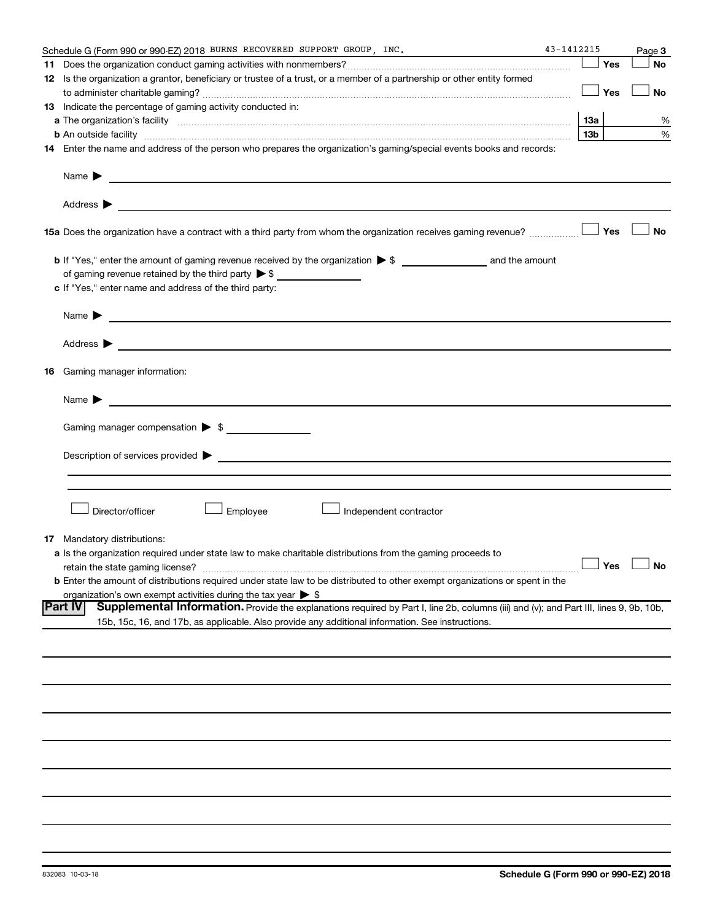Schedule G (Form 990 or 990-EZ) 2018 BURNS RECOVERED SUPPORT GROUP, INC. 43-1412215 Page 3

**11** Does the organization conduct gaming activities with nonmembers? ☐ Yes ☐ No

**12** Is the organization a grantor, beneficiary or trustee of a trust, or a member of a partnership or other entity formed to administer charitable gaming? ☐ Yes ☐ No

**13** Indicate the percentage of gaming activity conducted in:

**a** The organization's facility **13a** %

**b** An outside facility **13b** %

**14** Enter the name and address of the person who prepares the organization's gaming/special events books and records:

Name ▶

Address ▶

**15a** Does the organization have a contract with a third party from whom the organization receives gaming revenue? ☐ Yes ☐ No

**b** If "Yes," enter the amount of gaming revenue received by the organization ▶ $ ______ and the amount of gaming revenue retained by the third party ▶ $ ______

**c** If "Yes," enter name and address of the third party:

Name ▶

Address ▶

**16** Gaming manager information:

Name ▶

Gaming manager compensation ▶ $

Description of services provided ▶

☐ Director/officer ☐ Employee ☐ Independent contractor

**17** Mandatory distributions:

**a** Is the organization required under state law to make charitable distributions from the gaming proceeds to retain the state gaming license? ☐ Yes ☐ No

**b** Enter the amount of distributions required under state law to be distributed to other exempt organizations or spent in the organization's own exempt activities during the tax year ▶ $

## Part IV Supplemental Information.

Provide the explanations required by Part I, line 2b, columns (iii) and (v); and Part III, lines 9, 9b, 10b, 15b, 15c, 16, and 17b, as applicable. Also provide any additional information. See instructions.

832083 10-03-18

**Schedule G (Form 990 or 990-EZ) 2018**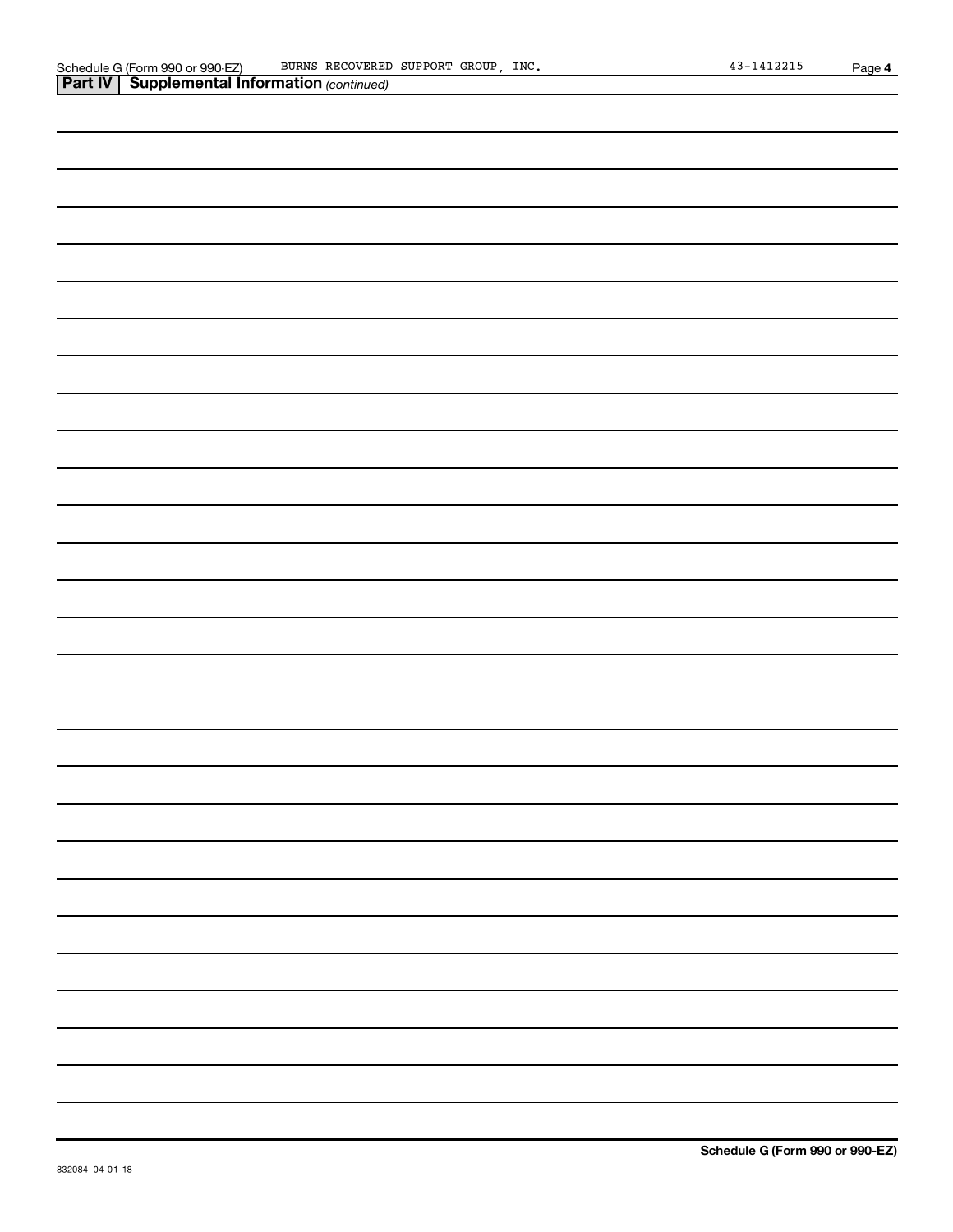Schedule G (Form 990 or 990-EZ) BURNS RECOVERED SUPPORT GROUP, INC. 43-1412215

## Part IV | Supplemental Information *(continued)*

**Schedule G (Form 990 or 990-EZ)**

832084 04-01-18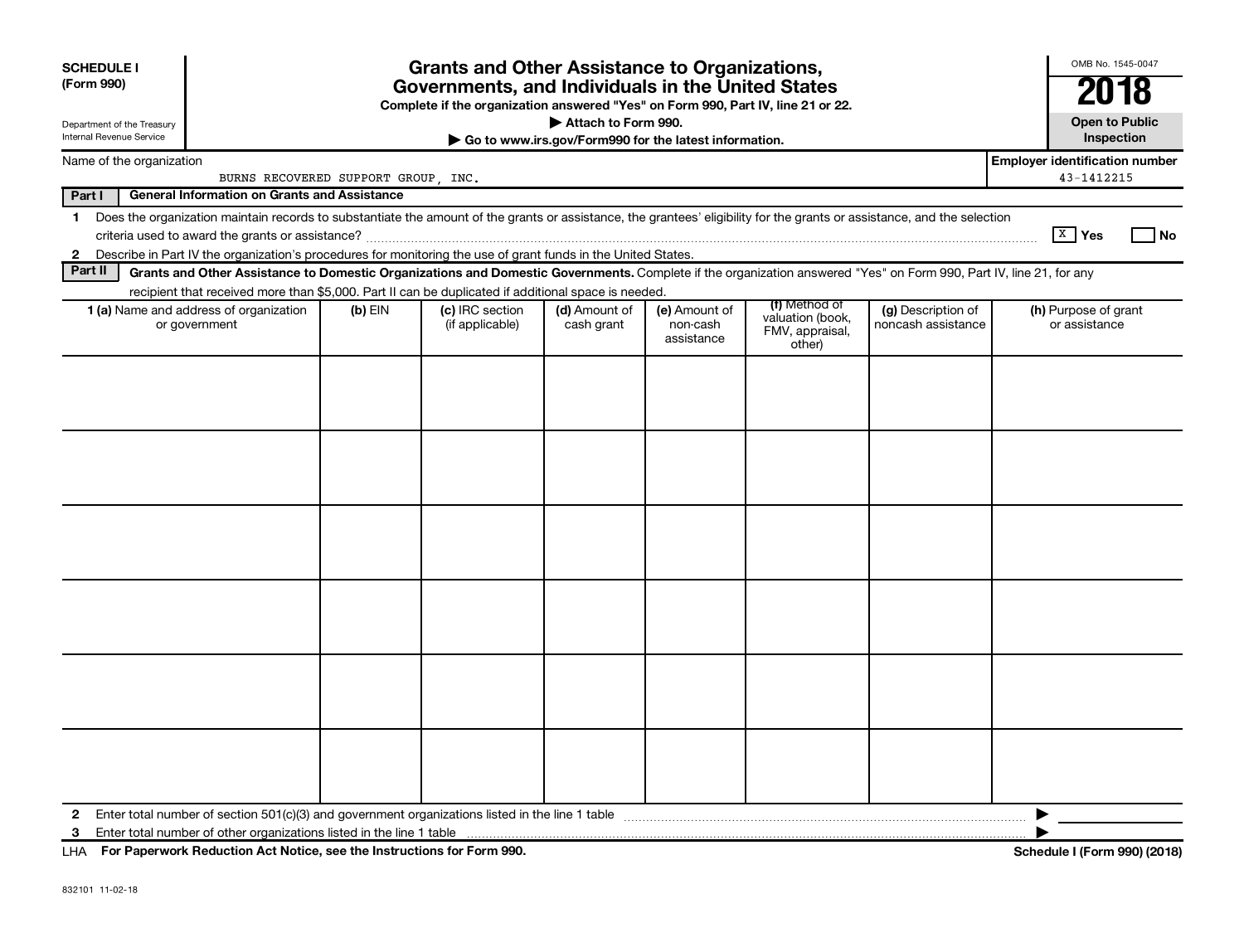**SCHEDULE I**
**(Form 990)**

Department of the Treasury
Internal Revenue Service

# Grants and Other Assistance to Organizations, Governments, and Individuals in the United States

**Complete if the organization answered "Yes" on Form 990, Part IV, line 21 or 22.**
**▶ Attach to Form 990.**
**▶ Go to www.irs.gov/Form990 for the latest information.**

OMB No. 1545-0047
**2018**
**Open to Public Inspection**

Name of the organization: BURNS RECOVERED SUPPORT GROUP, INC.

**Employer identification number** 43-1412215

**Part I — General Information on Grants and Assistance**

1 Does the organization maintain records to substantiate the amount of the grants or assistance, the grantees' eligibility for the grants or assistance, and the selection criteria used to award the grants or assistance? [X] **Yes** [ ] **No**

2 Describe in Part IV the organization's procedures for monitoring the use of grant funds in the United States.

**Part II — Grants and Other Assistance to Domestic Organizations and Domestic Governments.** Complete if the organization answered "Yes" on Form 990, Part IV, line 21, for any recipient that received more than $5,000. Part II can be duplicated if additional space is needed.

| **1 (a)** Name and address of organization or government | **(b)** EIN | **(c)** IRC section (if applicable) | **(d)** Amount of cash grant | **(e)** Amount of non-cash assistance | **(f)** Method of valuation (book, FMV, appraisal, other) | **(g)** Description of noncash assistance | **(h)** Purpose of grant or assistance |
|---|---|---|---|---|---|---|---|
| | | | | | | | |
| | | | | | | | |
| | | | | | | | |
| | | | | | | | |
| | | | | | | | |
| | | | | | | | |

2 Enter total number of section 501(c)(3) and government organizations listed in the line 1 table ▶

3 Enter total number of other organizations listed in the line 1 table ▶

LHA **For Paperwork Reduction Act Notice, see the Instructions for Form 990.** **Schedule I (Form 990) (2018)**

832101 11-02-18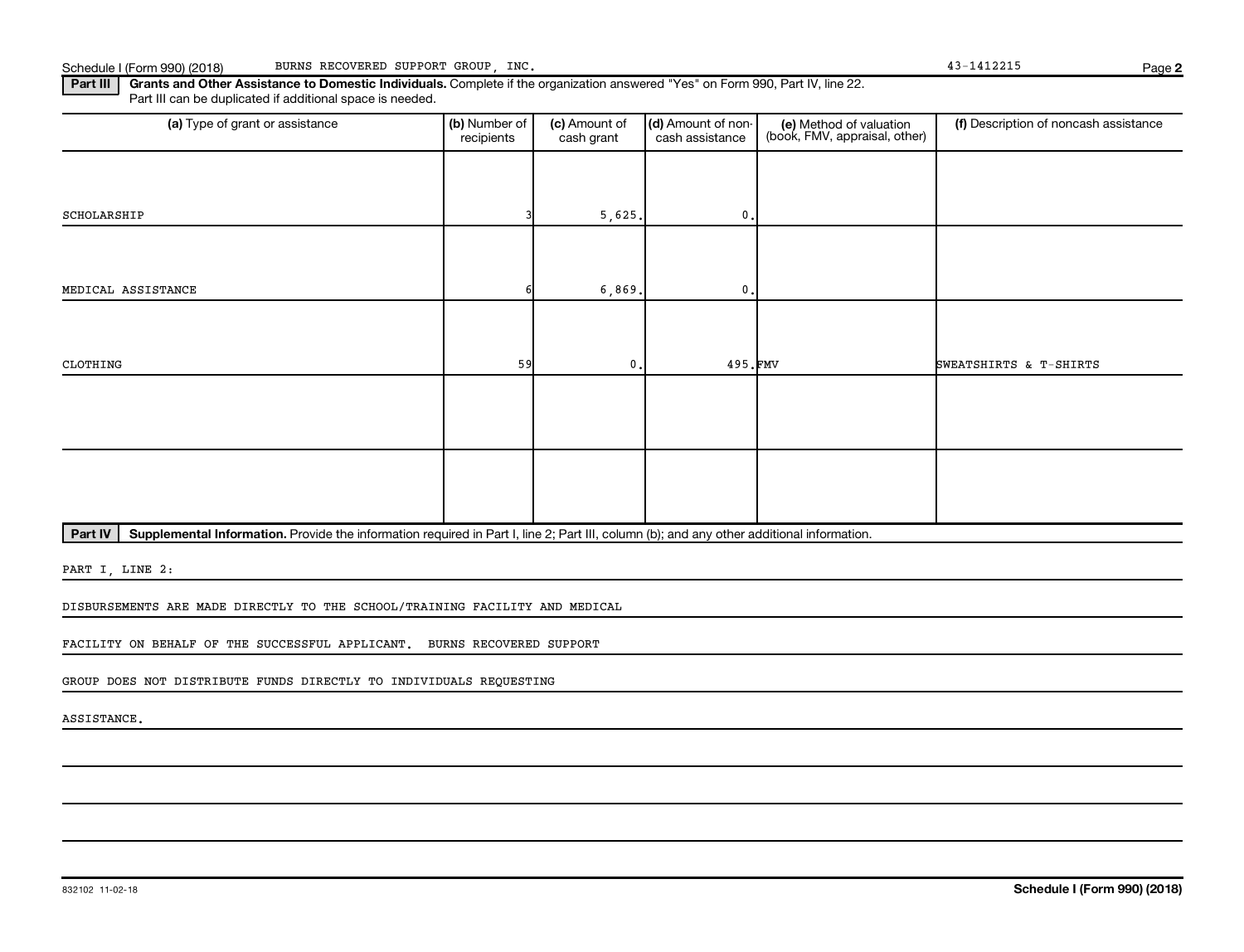Schedule I (Form 990) (2018) BURNS RECOVERED SUPPORT GROUP, INC. 43-1412215

**Part III** **Grants and Other Assistance to Domestic Individuals.** Complete if the organization answered "Yes" on Form 990, Part IV, line 22.
Part III can be duplicated if additional space is needed.

| (a) Type of grant or assistance | (b) Number of recipients | (c) Amount of cash grant | (d) Amount of non-cash assistance | (e) Method of valuation (book, FMV, appraisal, other) | (f) Description of noncash assistance |
|---|---|---|---|---|---|
| SCHOLARSHIP | 3 | 5,625. | 0. | | |
| MEDICAL ASSISTANCE | 6 | 6,869. | 0. | | |
| CLOTHING | 59 | 0. | 495. | FMV | SWEATSHIRTS & T-SHIRTS |
| | | | | | |
| | | | | | |

**Part IV** **Supplemental Information.** Provide the information required in Part I, line 2; Part III, column (b); and any other additional information.

PART I, LINE 2:

DISBURSEMENTS ARE MADE DIRECTLY TO THE SCHOOL/TRAINING FACILITY AND MEDICAL FACILITY ON BEHALF OF THE SUCCESSFUL APPLICANT. BURNS RECOVERED SUPPORT GROUP DOES NOT DISTRIBUTE FUNDS DIRECTLY TO INDIVIDUALS REQUESTING ASSISTANCE.

832102 11-02-18 **Schedule I (Form 990) (2018)**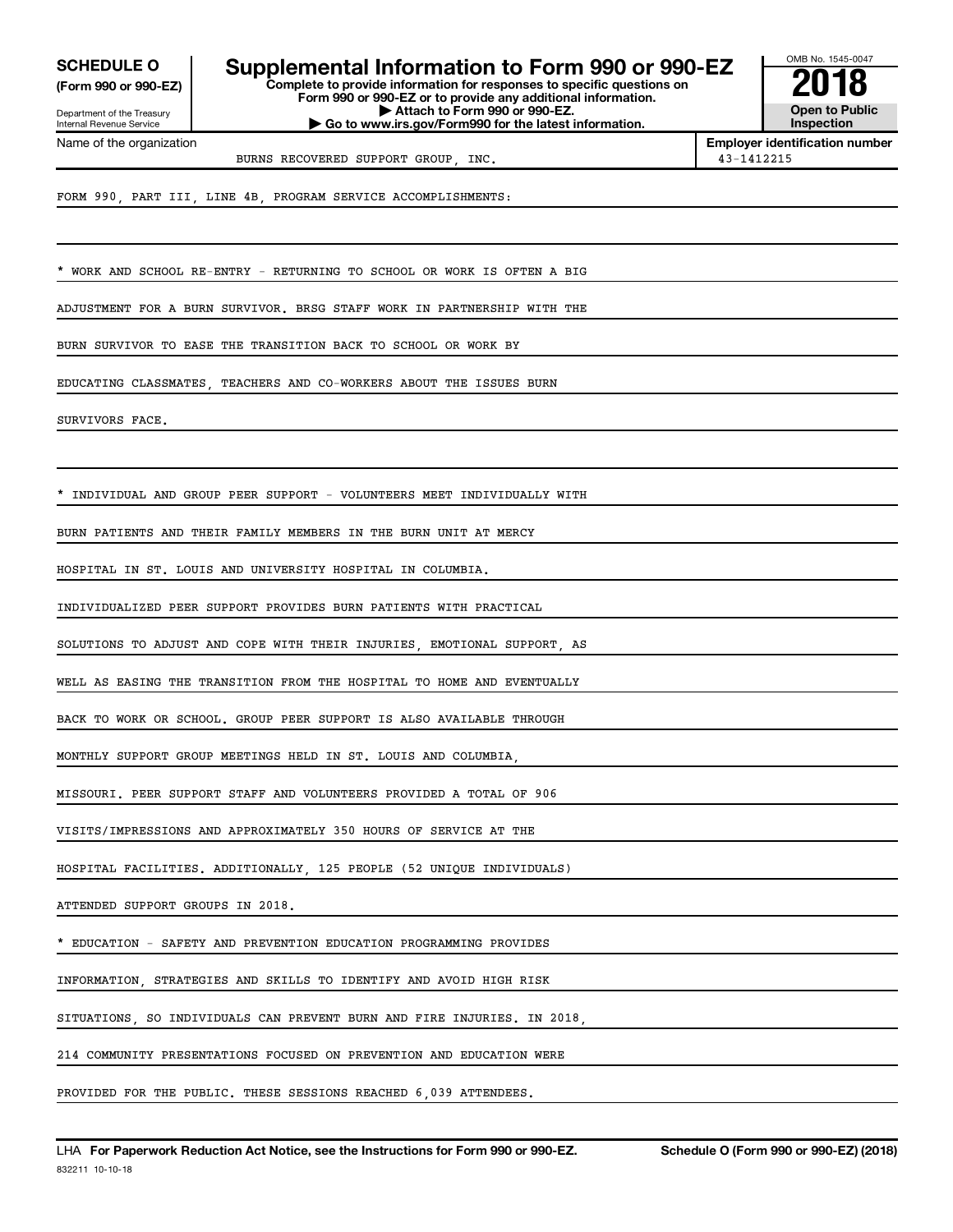**SCHEDULE O** (Form 990 or 990-EZ)

Department of the Treasury
Internal Revenue Service

# Supplemental Information to Form 990 or 990-EZ

**Complete to provide information for responses to specific questions on Form 990 or 990-EZ or to provide any additional information.**
**▶ Attach to Form 990 or 990-EZ.**
**▶ Go to www.irs.gov/Form990 for the latest information.**

OMB No. 1545-0047

**2018**

**Open to Public Inspection**

Name of the organization: BURNS RECOVERED SUPPORT GROUP, INC.

**Employer identification number** 43-1412215

FORM 990, PART III, LINE 4B, PROGRAM SERVICE ACCOMPLISHMENTS:

* WORK AND SCHOOL RE-ENTRY - RETURNING TO SCHOOL OR WORK IS OFTEN A BIG ADJUSTMENT FOR A BURN SURVIVOR. BRSG STAFF WORK IN PARTNERSHIP WITH THE BURN SURVIVOR TO EASE THE TRANSITION BACK TO SCHOOL OR WORK BY EDUCATING CLASSMATES, TEACHERS AND CO-WORKERS ABOUT THE ISSUES BURN SURVIVORS FACE.

* INDIVIDUAL AND GROUP PEER SUPPORT - VOLUNTEERS MEET INDIVIDUALLY WITH BURN PATIENTS AND THEIR FAMILY MEMBERS IN THE BURN UNIT AT MERCY HOSPITAL IN ST. LOUIS AND UNIVERSITY HOSPITAL IN COLUMBIA. INDIVIDUALIZED PEER SUPPORT PROVIDES BURN PATIENTS WITH PRACTICAL SOLUTIONS TO ADJUST AND COPE WITH THEIR INJURIES, EMOTIONAL SUPPORT, AS WELL AS EASING THE TRANSITION FROM THE HOSPITAL TO HOME AND EVENTUALLY BACK TO WORK OR SCHOOL. GROUP PEER SUPPORT IS ALSO AVAILABLE THROUGH MONTHLY SUPPORT GROUP MEETINGS HELD IN ST. LOUIS AND COLUMBIA, MISSOURI. PEER SUPPORT STAFF AND VOLUNTEERS PROVIDED A TOTAL OF 906 VISITS/IMPRESSIONS AND APPROXIMATELY 350 HOURS OF SERVICE AT THE HOSPITAL FACILITIES. ADDITIONALLY, 125 PEOPLE (52 UNIQUE INDIVIDUALS) ATTENDED SUPPORT GROUPS IN 2018.

* EDUCATION - SAFETY AND PREVENTION EDUCATION PROGRAMMING PROVIDES INFORMATION, STRATEGIES AND SKILLS TO IDENTIFY AND AVOID HIGH RISK SITUATIONS, SO INDIVIDUALS CAN PREVENT BURN AND FIRE INJURIES. IN 2018, 214 COMMUNITY PRESENTATIONS FOCUSED ON PREVENTION AND EDUCATION WERE PROVIDED FOR THE PUBLIC. THESE SESSIONS REACHED 6,039 ATTENDEES.

LHA **For Paperwork Reduction Act Notice, see the Instructions for Form 990 or 990-EZ.** **Schedule O (Form 990 or 990-EZ) (2018)**

832211 10-10-18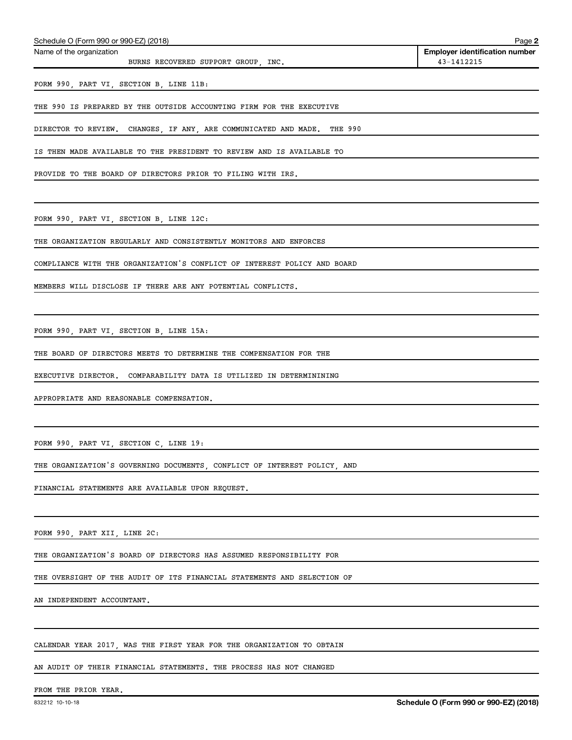Schedule O (Form 990 or 990-EZ) (2018)

Name of the organization: BURNS RECOVERED SUPPORT GROUP, INC.

Employer identification number: 43-1412215

FORM 990, PART VI, SECTION B, LINE 11B:

THE 990 IS PREPARED BY THE OUTSIDE ACCOUNTING FIRM FOR THE EXECUTIVE DIRECTOR TO REVIEW. CHANGES, IF ANY, ARE COMMUNICATED AND MADE. THE 990 IS THEN MADE AVAILABLE TO THE PRESIDENT TO REVIEW AND IS AVAILABLE TO PROVIDE TO THE BOARD OF DIRECTORS PRIOR TO FILING WITH IRS.

FORM 990, PART VI, SECTION B, LINE 12C:

THE ORGANIZATION REGULARLY AND CONSISTENTLY MONITORS AND ENFORCES COMPLIANCE WITH THE ORGANIZATION'S CONFLICT OF INTEREST POLICY AND BOARD MEMBERS WILL DISCLOSE IF THERE ARE ANY POTENTIAL CONFLICTS.

FORM 990, PART VI, SECTION B, LINE 15A:

THE BOARD OF DIRECTORS MEETS TO DETERMINE THE COMPENSATION FOR THE EXECUTIVE DIRECTOR. COMPARABILITY DATA IS UTILIZED IN DETERMINING APPROPRIATE AND REASONABLE COMPENSATION.

FORM 990, PART VI, SECTION C, LINE 19:

THE ORGANIZATION'S GOVERNING DOCUMENTS, CONFLICT OF INTEREST POLICY, AND FINANCIAL STATEMENTS ARE AVAILABLE UPON REQUEST.

FORM 990, PART XII, LINE 2C:

THE ORGANIZATION'S BOARD OF DIRECTORS HAS ASSUMED RESPONSIBILITY FOR THE OVERSIGHT OF THE AUDIT OF ITS FINANCIAL STATEMENTS AND SELECTION OF AN INDEPENDENT ACCOUNTANT.

CALENDAR YEAR 2017, WAS THE FIRST YEAR FOR THE ORGANIZATION TO OBTAIN AN AUDIT OF THEIR FINANCIAL STATEMENTS. THE PROCESS HAS NOT CHANGED FROM THE PRIOR YEAR.

832212 10-10-18 **Schedule O (Form 990 or 990-EZ) (2018)**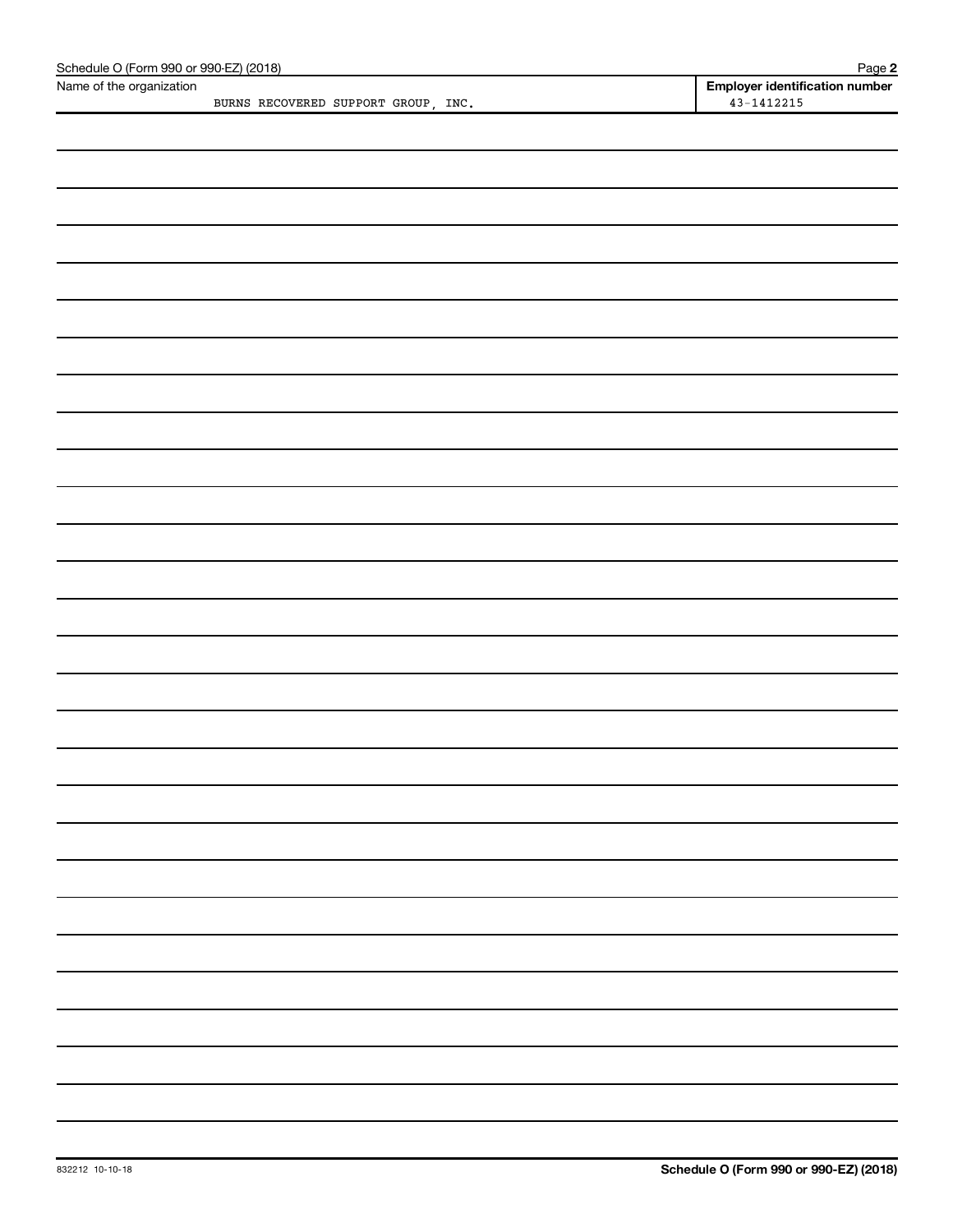Schedule O (Form 990 or 990-EZ) (2018)

Name of the organization: BURNS RECOVERED SUPPORT GROUP, INC.

**Employer identification number**: 43-1412215

832212 10-10-18

**Schedule O (Form 990 or 990-EZ) (2018)**